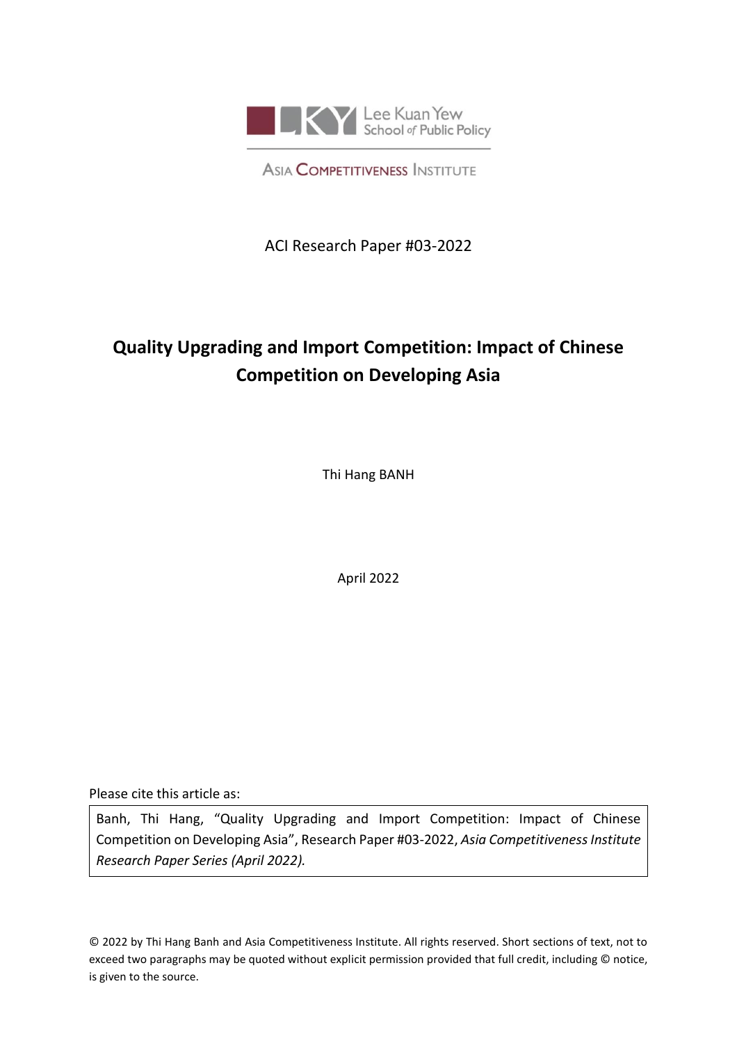Lee Kuan Yew School of Public Policy

Asia Competitiveness Institute

ACI Research Paper #03-2022

# Quality Upgrading and Import Competition: Impact of Chinese Competition on Developing Asia

Thi Hang BANH

April 2022

Please cite this article as:

Banh, Thi Hang, "Quality Upgrading and Import Competition: Impact of Chinese Competition on Developing Asia", Research Paper #03-2022, *Asia Competitiveness Institute Research Paper Series (April 2022).*

© 2022 by Thi Hang Banh and Asia Competitiveness Institute. All rights reserved. Short sections of text, not to exceed two paragraphs may be quoted without explicit permission provided that full credit, including © notice, is given to the source.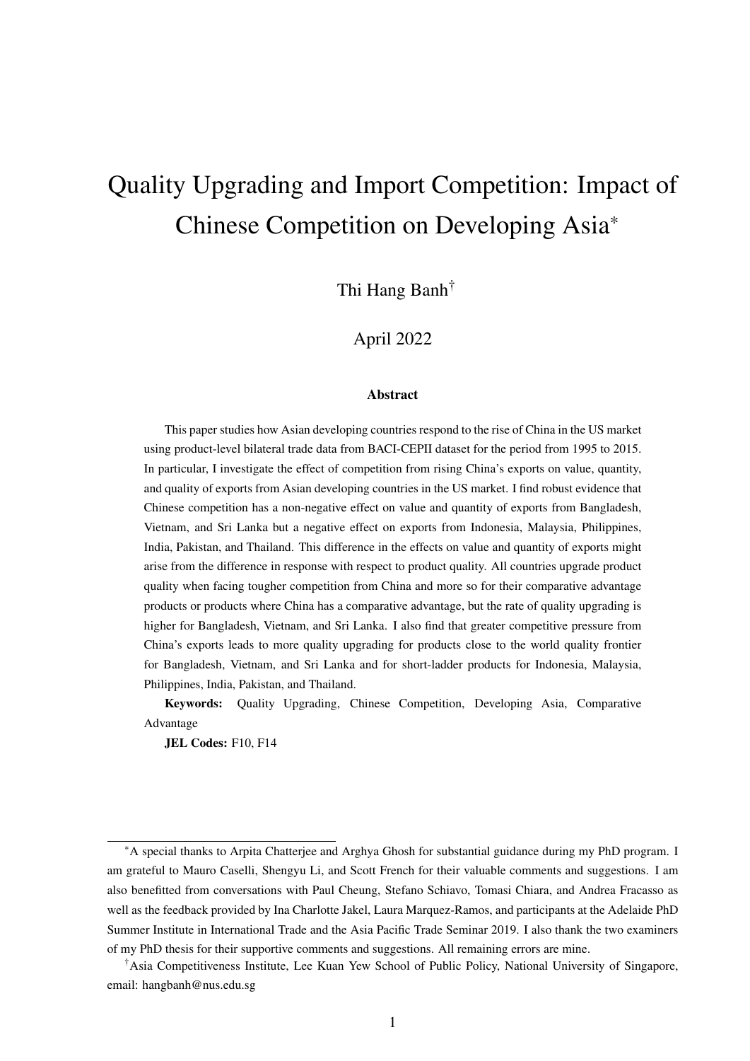# Quality Upgrading and Import Competition: Impact of Chinese Competition on Developing Asia*

Thi Hang Banh†

April 2022

**Abstract**

This paper studies how Asian developing countries respond to the rise of China in the US market using product-level bilateral trade data from BACI-CEPII dataset for the period from 1995 to 2015. In particular, I investigate the effect of competition from rising China's exports on value, quantity, and quality of exports from Asian developing countries in the US market. I find robust evidence that Chinese competition has a non-negative effect on value and quantity of exports from Bangladesh, Vietnam, and Sri Lanka but a negative effect on exports from Indonesia, Malaysia, Philippines, India, Pakistan, and Thailand. This difference in the effects on value and quantity of exports might arise from the difference in response with respect to product quality. All countries upgrade product quality when facing tougher competition from China and more so for their comparative advantage products or products where China has a comparative advantage, but the rate of quality upgrading is higher for Bangladesh, Vietnam, and Sri Lanka. I also find that greater competitive pressure from China's exports leads to more quality upgrading for products close to the world quality frontier for Bangladesh, Vietnam, and Sri Lanka and for short-ladder products for Indonesia, Malaysia, Philippines, India, Pakistan, and Thailand.

**Keywords:** Quality Upgrading, Chinese Competition, Developing Asia, Comparative Advantage

**JEL Codes:** F10, F14

*A special thanks to Arpita Chatterjee and Arghya Ghosh for substantial guidance during my PhD program. I am grateful to Mauro Caselli, Shengyu Li, and Scott French for their valuable comments and suggestions. I am also benefitted from conversations with Paul Cheung, Stefano Schiavo, Tomasi Chiara, and Andrea Fracasso as well as the feedback provided by Ina Charlotte Jakel, Laura Marquez-Ramos, and participants at the Adelaide PhD Summer Institute in International Trade and the Asia Pacific Trade Seminar 2019. I also thank the two examiners of my PhD thesis for their supportive comments and suggestions. All remaining errors are mine.

†Asia Competitiveness Institute, Lee Kuan Yew School of Public Policy, National University of Singapore, email: hangbanh@nus.edu.sg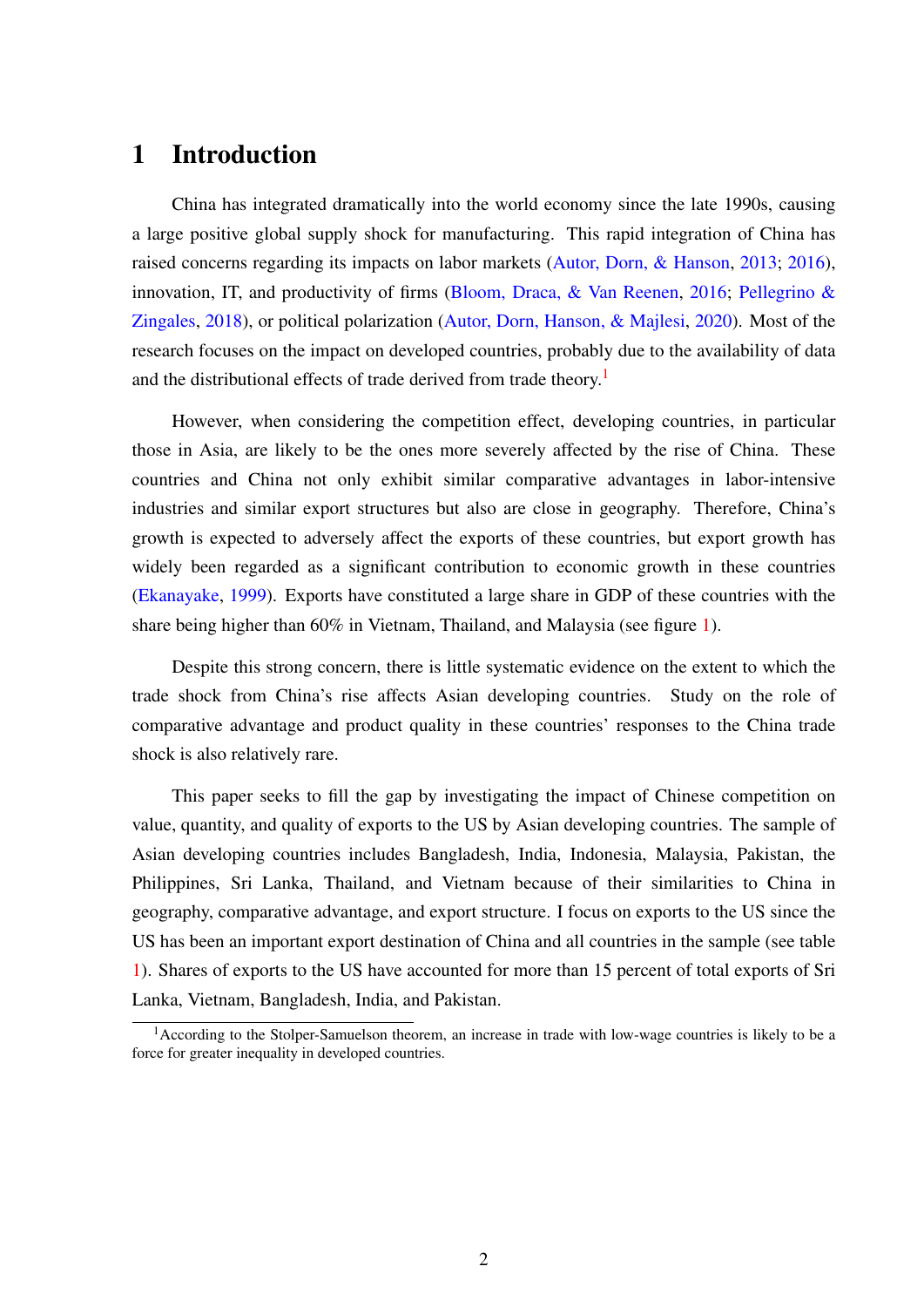# 1 Introduction

China has integrated dramatically into the world economy since the late 1990s, causing a large positive global supply shock for manufacturing. This rapid integration of China has raised concerns regarding its impacts on labor markets (Autor, Dorn, & Hanson, 2013; 2016), innovation, IT, and productivity of firms (Bloom, Draca, & Van Reenen, 2016; Pellegrino & Zingales, 2018), or political polarization (Autor, Dorn, Hanson, & Majlesi, 2020). Most of the research focuses on the impact on developed countries, probably due to the availability of data and the distributional effects of trade derived from trade theory.[1]

However, when considering the competition effect, developing countries, in particular those in Asia, are likely to be the ones more severely affected by the rise of China. These countries and China not only exhibit similar comparative advantages in labor-intensive industries and similar export structures but also are close in geography. Therefore, China's growth is expected to adversely affect the exports of these countries, but export growth has widely been regarded as a significant contribution to economic growth in these countries (Ekanayake, 1999). Exports have constituted a large share in GDP of these countries with the share being higher than 60% in Vietnam, Thailand, and Malaysia (see figure 1).

Despite this strong concern, there is little systematic evidence on the extent to which the trade shock from China's rise affects Asian developing countries. Study on the role of comparative advantage and product quality in these countries' responses to the China trade shock is also relatively rare.

This paper seeks to fill the gap by investigating the impact of Chinese competition on value, quantity, and quality of exports to the US by Asian developing countries. The sample of Asian developing countries includes Bangladesh, India, Indonesia, Malaysia, Pakistan, the Philippines, Sri Lanka, Thailand, and Vietnam because of their similarities to China in geography, comparative advantage, and export structure. I focus on exports to the US since the US has been an important export destination of China and all countries in the sample (see table 1). Shares of exports to the US have accounted for more than 15 percent of total exports of Sri Lanka, Vietnam, Bangladesh, India, and Pakistan.

[1] According to the Stolper-Samuelson theorem, an increase in trade with low-wage countries is likely to be a force for greater inequality in developed countries.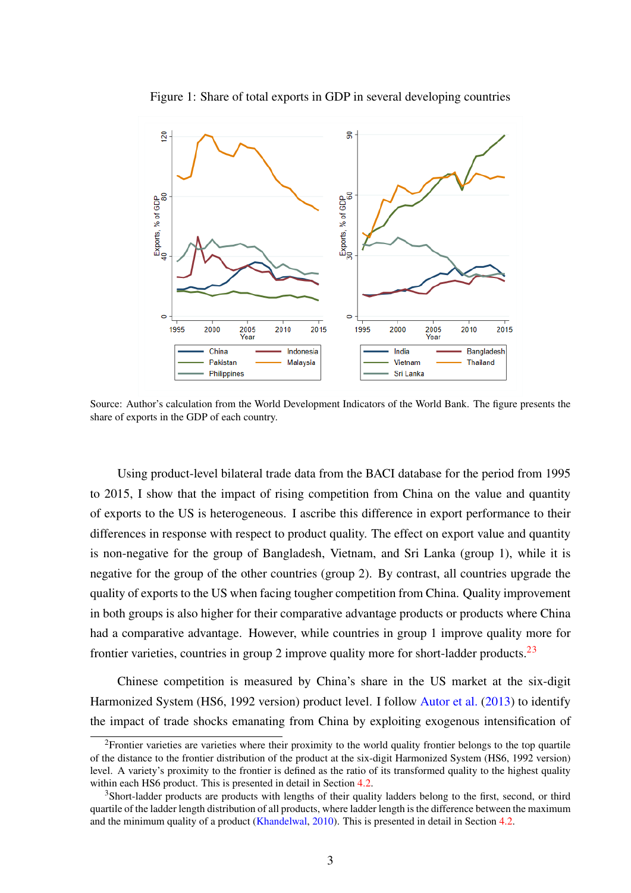Figure 1: Share of total exports in GDP in several developing countries

Source: Author's calculation from the World Development Indicators of the World Bank. The figure presents the share of exports in the GDP of each country.

Using product-level bilateral trade data from the BACI database for the period from 1995 to 2015, I show that the impact of rising competition from China on the value and quantity of exports to the US is heterogeneous. I ascribe this difference in export performance to their differences in response with respect to product quality. The effect on export value and quantity is non-negative for the group of Bangladesh, Vietnam, and Sri Lanka (group 1), while it is negative for the group of the other countries (group 2). By contrast, all countries upgrade the quality of exports to the US when facing tougher competition from China. Quality improvement in both groups is also higher for their comparative advantage products or products where China had a comparative advantage. However, while countries in group 1 improve quality more for frontier varieties, countries in group 2 improve quality more for short-ladder products.[2,3]

Chinese competition is measured by China's share in the US market at the six-digit Harmonized System (HS6, 1992 version) product level. I follow Autor et al. (2013) to identify the impact of trade shocks emanating from China by exploiting exogenous intensification of

[2]Frontier varieties are varieties where their proximity to the world quality frontier belongs to the top quartile of the distance to the frontier distribution of the product at the six-digit Harmonized System (HS6, 1992 version) level. A variety's proximity to the frontier is defined as the ratio of its transformed quality to the highest quality within each HS6 product. This is presented in detail in Section 4.2.

[3]Short-ladder products are products with lengths of their quality ladders belong to the first, second, or third quartile of the ladder length distribution of all products, where ladder length is the difference between the maximum and the minimum quality of a product (Khandelwal, 2010). This is presented in detail in Section 4.2.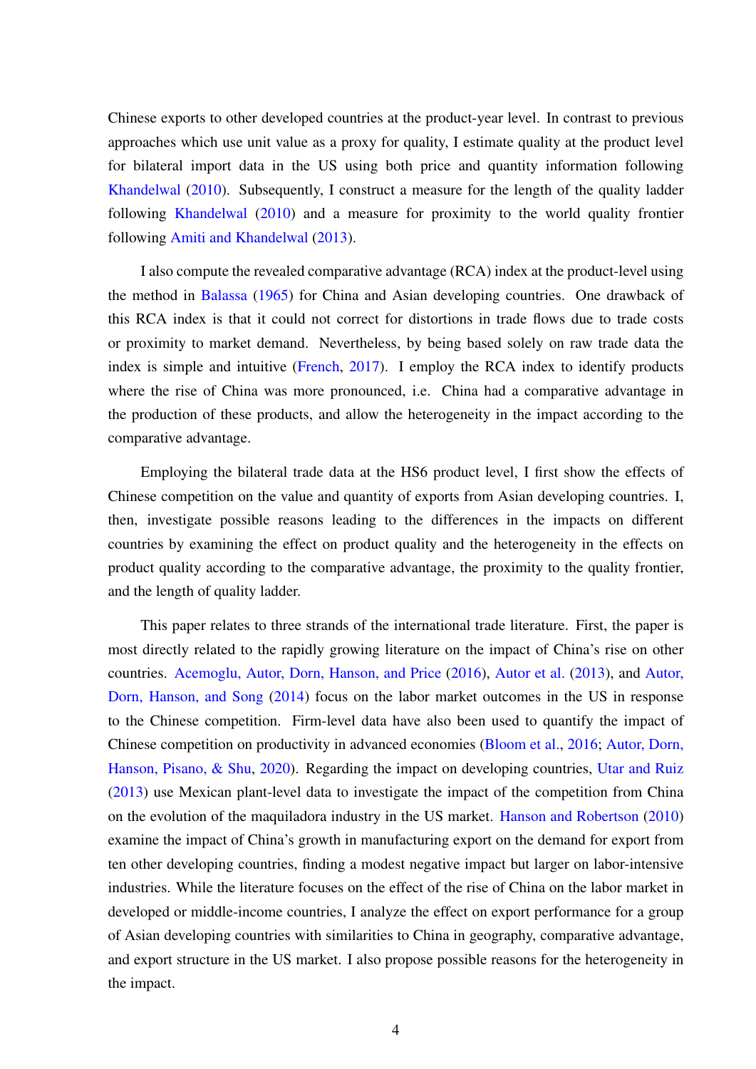Chinese exports to other developed countries at the product-year level. In contrast to previous approaches which use unit value as a proxy for quality, I estimate quality at the product level for bilateral import data in the US using both price and quantity information following Khandelwal (2010). Subsequently, I construct a measure for the length of the quality ladder following Khandelwal (2010) and a measure for proximity to the world quality frontier following Amiti and Khandelwal (2013).

I also compute the revealed comparative advantage (RCA) index at the product-level using the method in Balassa (1965) for China and Asian developing countries. One drawback of this RCA index is that it could not correct for distortions in trade flows due to trade costs or proximity to market demand. Nevertheless, by being based solely on raw trade data the index is simple and intuitive (French, 2017). I employ the RCA index to identify products where the rise of China was more pronounced, i.e. China had a comparative advantage in the production of these products, and allow the heterogeneity in the impact according to the comparative advantage.

Employing the bilateral trade data at the HS6 product level, I first show the effects of Chinese competition on the value and quantity of exports from Asian developing countries. I, then, investigate possible reasons leading to the differences in the impacts on different countries by examining the effect on product quality and the heterogeneity in the effects on product quality according to the comparative advantage, the proximity to the quality frontier, and the length of quality ladder.

This paper relates to three strands of the international trade literature. First, the paper is most directly related to the rapidly growing literature on the impact of China's rise on other countries. Acemoglu, Autor, Dorn, Hanson, and Price (2016), Autor et al. (2013), and Autor, Dorn, Hanson, and Song (2014) focus on the labor market outcomes in the US in response to the Chinese competition. Firm-level data have also been used to quantify the impact of Chinese competition on productivity in advanced economies (Bloom et al., 2016; Autor, Dorn, Hanson, Pisano, & Shu, 2020). Regarding the impact on developing countries, Utar and Ruiz (2013) use Mexican plant-level data to investigate the impact of the competition from China on the evolution of the maquiladora industry in the US market. Hanson and Robertson (2010) examine the impact of China's growth in manufacturing export on the demand for export from ten other developing countries, finding a modest negative impact but larger on labor-intensive industries. While the literature focuses on the effect of the rise of China on the labor market in developed or middle-income countries, I analyze the effect on export performance for a group of Asian developing countries with similarities to China in geography, comparative advantage, and export structure in the US market. I also propose possible reasons for the heterogeneity in the impact.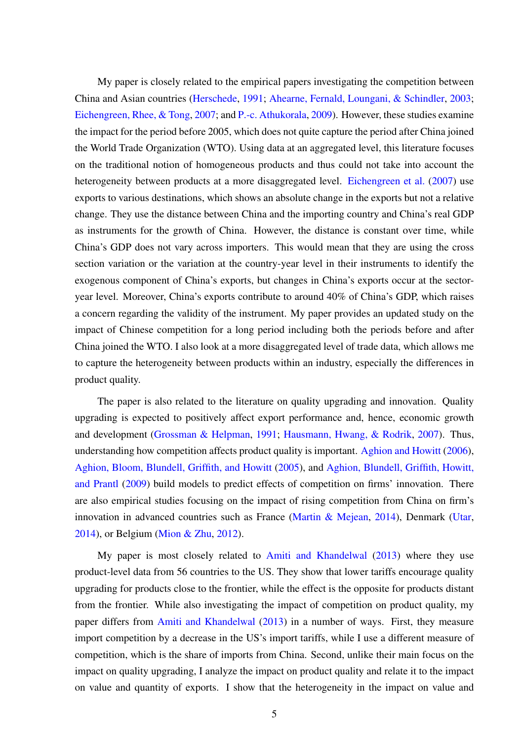My paper is closely related to the empirical papers investigating the competition between China and Asian countries (Herschede, 1991; Ahearne, Fernald, Loungani, & Schindler, 2003; Eichengreen, Rhee, & Tong, 2007; and P.-c. Athukorala, 2009). However, these studies examine the impact for the period before 2005, which does not quite capture the period after China joined the World Trade Organization (WTO). Using data at an aggregated level, this literature focuses on the traditional notion of homogeneous products and thus could not take into account the heterogeneity between products at a more disaggregated level. Eichengreen et al. (2007) use exports to various destinations, which shows an absolute change in the exports but not a relative change. They use the distance between China and the importing country and China's real GDP as instruments for the growth of China. However, the distance is constant over time, while China's GDP does not vary across importers. This would mean that they are using the cross section variation or the variation at the country-year level in their instruments to identify the exogenous component of China's exports, but changes in China's exports occur at the sector-year level. Moreover, China's exports contribute to around 40% of China's GDP, which raises a concern regarding the validity of the instrument. My paper provides an updated study on the impact of Chinese competition for a long period including both the periods before and after China joined the WTO. I also look at a more disaggregated level of trade data, which allows me to capture the heterogeneity between products within an industry, especially the differences in product quality.

The paper is also related to the literature on quality upgrading and innovation. Quality upgrading is expected to positively affect export performance and, hence, economic growth and development (Grossman & Helpman, 1991; Hausmann, Hwang, & Rodrik, 2007). Thus, understanding how competition affects product quality is important. Aghion and Howitt (2006), Aghion, Bloom, Blundell, Griffith, and Howitt (2005), and Aghion, Blundell, Griffith, Howitt, and Prantl (2009) build models to predict effects of competition on firms' innovation. There are also empirical studies focusing on the impact of rising competition from China on firm's innovation in advanced countries such as France (Martin & Mejean, 2014), Denmark (Utar, 2014), or Belgium (Mion & Zhu, 2012).

My paper is most closely related to Amiti and Khandelwal (2013) where they use product-level data from 56 countries to the US. They show that lower tariffs encourage quality upgrading for products close to the frontier, while the effect is the opposite for products distant from the frontier. While also investigating the impact of competition on product quality, my paper differs from Amiti and Khandelwal (2013) in a number of ways. First, they measure import competition by a decrease in the US's import tariffs, while I use a different measure of competition, which is the share of imports from China. Second, unlike their main focus on the impact on quality upgrading, I analyze the impact on product quality and relate it to the impact on value and quantity of exports. I show that the heterogeneity in the impact on value and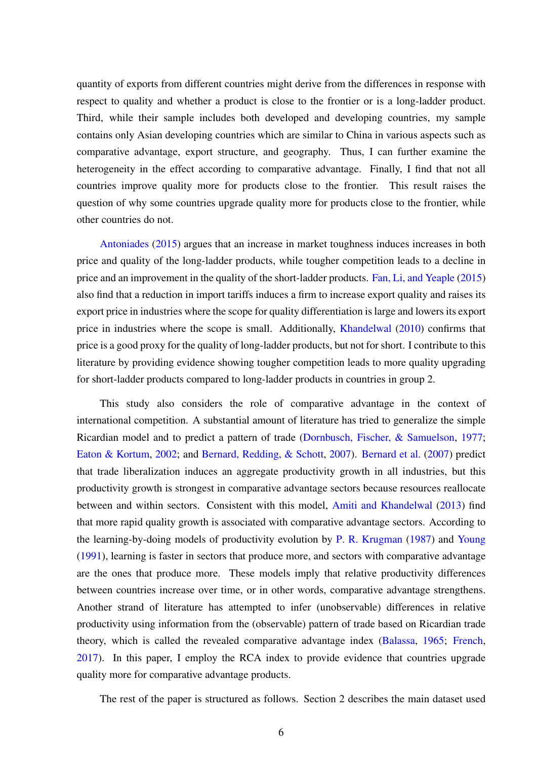quantity of exports from different countries might derive from the differences in response with respect to quality and whether a product is close to the frontier or is a long-ladder product. Third, while their sample includes both developed and developing countries, my sample contains only Asian developing countries which are similar to China in various aspects such as comparative advantage, export structure, and geography. Thus, I can further examine the heterogeneity in the effect according to comparative advantage. Finally, I find that not all countries improve quality more for products close to the frontier. This result raises the question of why some countries upgrade quality more for products close to the frontier, while other countries do not.

Antoniades (2015) argues that an increase in market toughness induces increases in both price and quality of the long-ladder products, while tougher competition leads to a decline in price and an improvement in the quality of the short-ladder products. Fan, Li, and Yeaple (2015) also find that a reduction in import tariffs induces a firm to increase export quality and raises its export price in industries where the scope for quality differentiation is large and lowers its export price in industries where the scope is small. Additionally, Khandelwal (2010) confirms that price is a good proxy for the quality of long-ladder products, but not for short. I contribute to this literature by providing evidence showing tougher competition leads to more quality upgrading for short-ladder products compared to long-ladder products in countries in group 2.

This study also considers the role of comparative advantage in the context of international competition. A substantial amount of literature has tried to generalize the simple Ricardian model and to predict a pattern of trade (Dornbusch, Fischer, & Samuelson, 1977; Eaton & Kortum, 2002; and Bernard, Redding, & Schott, 2007). Bernard et al. (2007) predict that trade liberalization induces an aggregate productivity growth in all industries, but this productivity growth is strongest in comparative advantage sectors because resources reallocate between and within sectors. Consistent with this model, Amiti and Khandelwal (2013) find that more rapid quality growth is associated with comparative advantage sectors. According to the learning-by-doing models of productivity evolution by P. R. Krugman (1987) and Young (1991), learning is faster in sectors that produce more, and sectors with comparative advantage are the ones that produce more. These models imply that relative productivity differences between countries increase over time, or in other words, comparative advantage strengthens. Another strand of literature has attempted to infer (unobservable) differences in relative productivity using information from the (observable) pattern of trade based on Ricardian trade theory, which is called the revealed comparative advantage index (Balassa, 1965; French, 2017). In this paper, I employ the RCA index to provide evidence that countries upgrade quality more for comparative advantage products.

The rest of the paper is structured as follows. Section 2 describes the main dataset used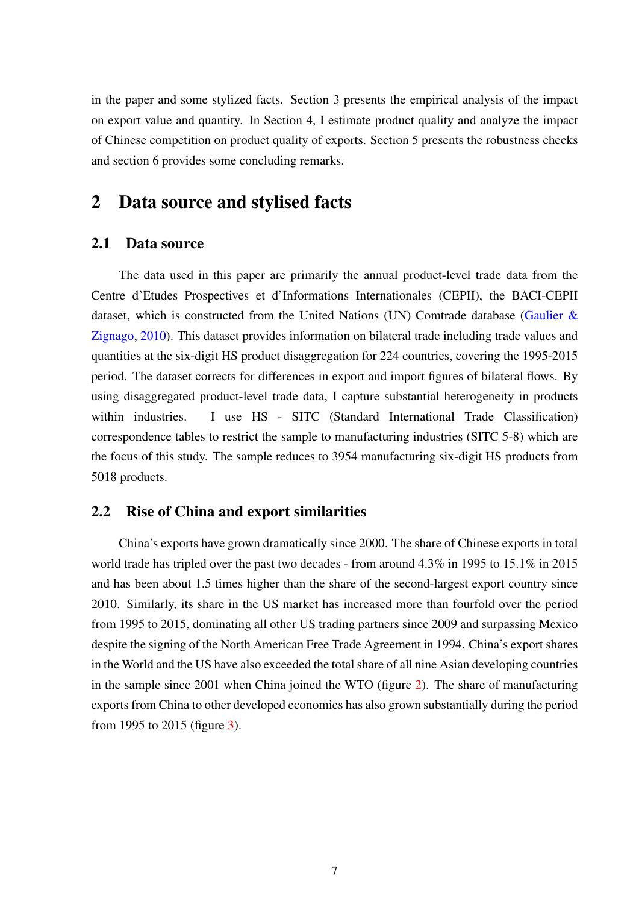in the paper and some stylized facts. Section 3 presents the empirical analysis of the impact on export value and quantity. In Section 4, I estimate product quality and analyze the impact of Chinese competition on product quality of exports. Section 5 presents the robustness checks and section 6 provides some concluding remarks.

# 2 Data source and stylised facts

## 2.1 Data source

The data used in this paper are primarily the annual product-level trade data from the Centre d'Etudes Prospectives et d'Informations Internationales (CEPII), the BACI-CEPII dataset, which is constructed from the United Nations (UN) Comtrade database (Gaulier & Zignago, 2010). This dataset provides information on bilateral trade including trade values and quantities at the six-digit HS product disaggregation for 224 countries, covering the 1995-2015 period. The dataset corrects for differences in export and import figures of bilateral flows. By using disaggregated product-level trade data, I capture substantial heterogeneity in products within industries. I use HS - SITC (Standard International Trade Classification) correspondence tables to restrict the sample to manufacturing industries (SITC 5-8) which are the focus of this study. The sample reduces to 3954 manufacturing six-digit HS products from 5018 products.

## 2.2 Rise of China and export similarities

China's exports have grown dramatically since 2000. The share of Chinese exports in total world trade has tripled over the past two decades - from around 4.3% in 1995 to 15.1% in 2015 and has been about 1.5 times higher than the share of the second-largest export country since 2010. Similarly, its share in the US market has increased more than fourfold over the period from 1995 to 2015, dominating all other US trading partners since 2009 and surpassing Mexico despite the signing of the North American Free Trade Agreement in 1994. China's export shares in the World and the US have also exceeded the total share of all nine Asian developing countries in the sample since 2001 when China joined the WTO (figure 2). The share of manufacturing exports from China to other developed economies has also grown substantially during the period from 1995 to 2015 (figure 3).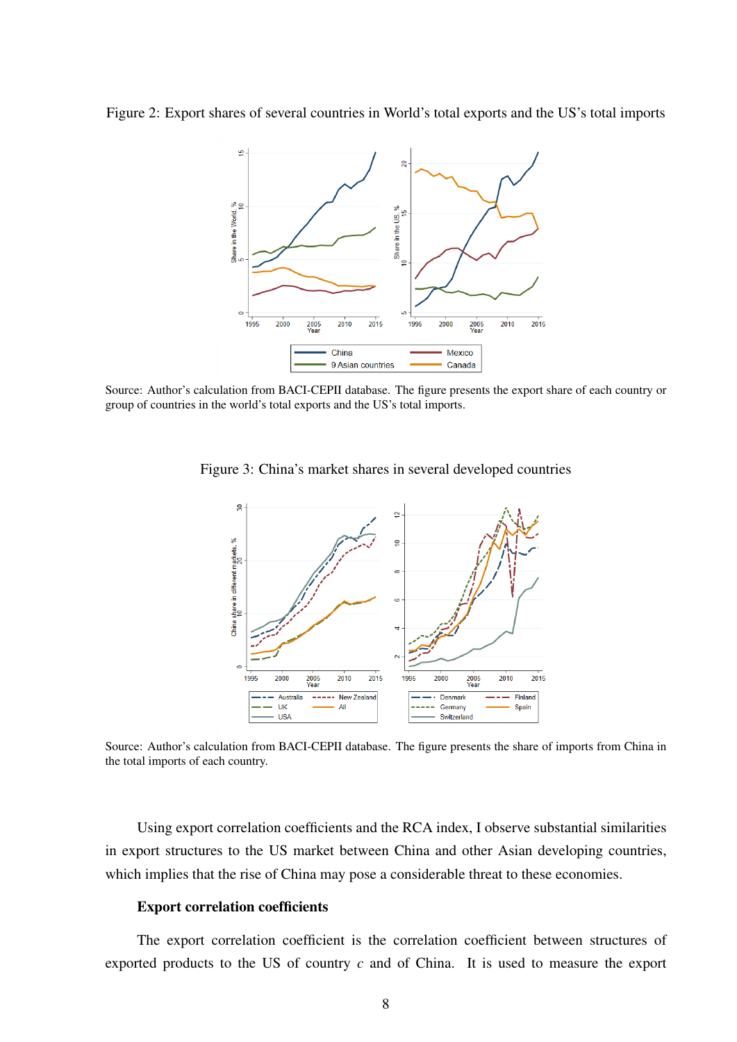Figure 2: Export shares of several countries in World's total exports and the US's total imports

Source: Author's calculation from BACI-CEPII database. The figure presents the export share of each country or group of countries in the world's total exports and the US's total imports.

Figure 3: China's market shares in several developed countries

Source: Author's calculation from BACI-CEPII database. The figure presents the share of imports from China in the total imports of each country.

Using export correlation coefficients and the RCA index, I observe substantial similarities in export structures to the US market between China and other Asian developing countries, which implies that the rise of China may pose a considerable threat to these economies.

**Export correlation coefficients**

The export correlation coefficient is the correlation coefficient between structures of exported products to the US of country $c$ and of China. It is used to measure the export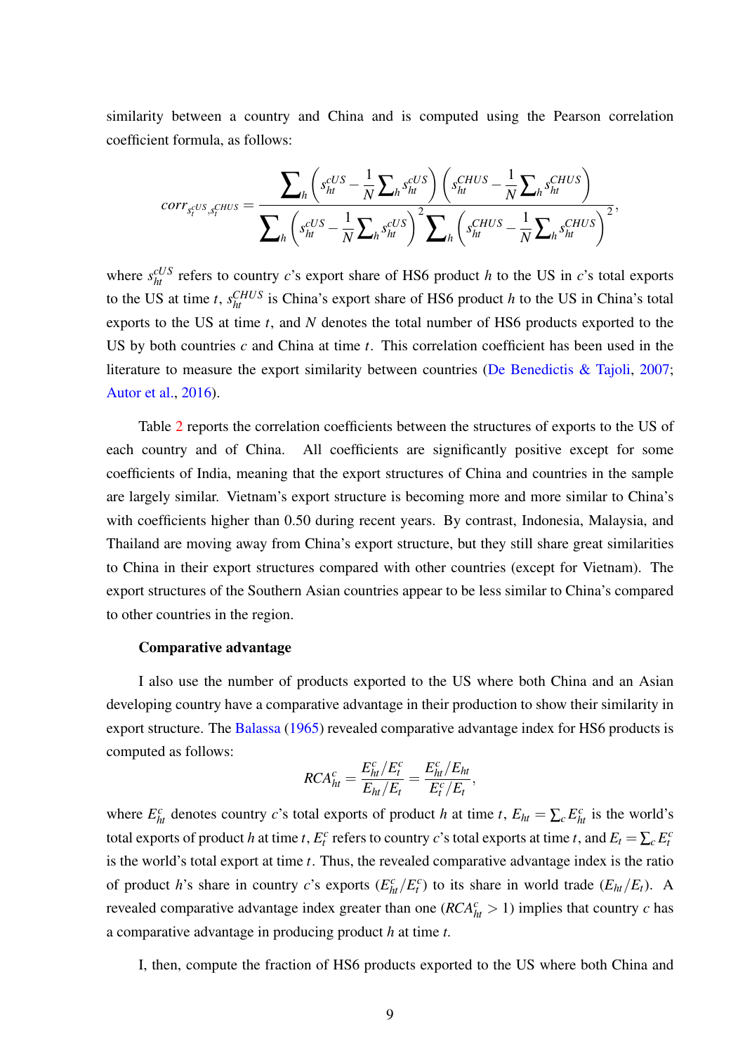similarity between a country and China and is computed using the Pearson correlation coefficient formula, as follows:

$$corr_{s_t^{cUS}, s_t^{CHUS}} = \frac{\sum_h \left( s_{ht}^{cUS} - \frac{1}{N} \sum_h s_{ht}^{cUS} \right) \left( s_{ht}^{CHUS} - \frac{1}{N} \sum_h s_{ht}^{CHUS} \right)}{\sum_h \left( s_{ht}^{cUS} - \frac{1}{N} \sum_h s_{ht}^{cUS} \right)^2 \sum_h \left( s_{ht}^{CHUS} - \frac{1}{N} \sum_h s_{ht}^{CHUS} \right)^2},$$

where $s_{ht}^{cUS}$ refers to country $c$'s export share of HS6 product $h$ to the US in $c$'s total exports to the US at time $t$, $s_{ht}^{CHUS}$ is China's export share of HS6 product $h$ to the US in China's total exports to the US at time $t$, and $N$ denotes the total number of HS6 products exported to the US by both countries $c$ and China at time $t$. This correlation coefficient has been used in the literature to measure the export similarity between countries (De Benedictis & Tajoli, 2007; Autor et al., 2016).

Table 2 reports the correlation coefficients between the structures of exports to the US of each country and of China. All coefficients are significantly positive except for some coefficients of India, meaning that the export structures of China and countries in the sample are largely similar. Vietnam's export structure is becoming more and more similar to China's with coefficients higher than 0.50 during recent years. By contrast, Indonesia, Malaysia, and Thailand are moving away from China's export structure, but they still share great similarities to China in their export structures compared with other countries (except for Vietnam). The export structures of the Southern Asian countries appear to be less similar to China's compared to other countries in the region.

**Comparative advantage**

I also use the number of products exported to the US where both China and an Asian developing country have a comparative advantage in their production to show their similarity in export structure. The Balassa (1965) revealed comparative advantage index for HS6 products is computed as follows:

$$RCA_{ht}^{c} = \frac{E_{ht}^{c}/E_{t}^{c}}{E_{ht}/E_{t}} = \frac{E_{ht}^{c}/E_{ht}}{E_{t}^{c}/E_{t}},$$

where $E_{ht}^{c}$ denotes country $c$'s total exports of product $h$ at time $t$, $E_{ht} = \sum_c E_{ht}^{c}$ is the world's total exports of product $h$ at time $t$, $E_{t}^{c}$ refers to country $c$'s total exports at time $t$, and $E_t = \sum_c E_{t}^{c}$ is the world's total export at time $t$. Thus, the revealed comparative advantage index is the ratio of product $h$'s share in country $c$'s exports ($E_{ht}^{c}/E_{t}^{c}$) to its share in world trade ($E_{ht}/E_t$). A revealed comparative advantage index greater than one ($RCA_{ht}^{c} > 1$) implies that country $c$ has a comparative advantage in producing product $h$ at time $t$.

I, then, compute the fraction of HS6 products exported to the US where both China and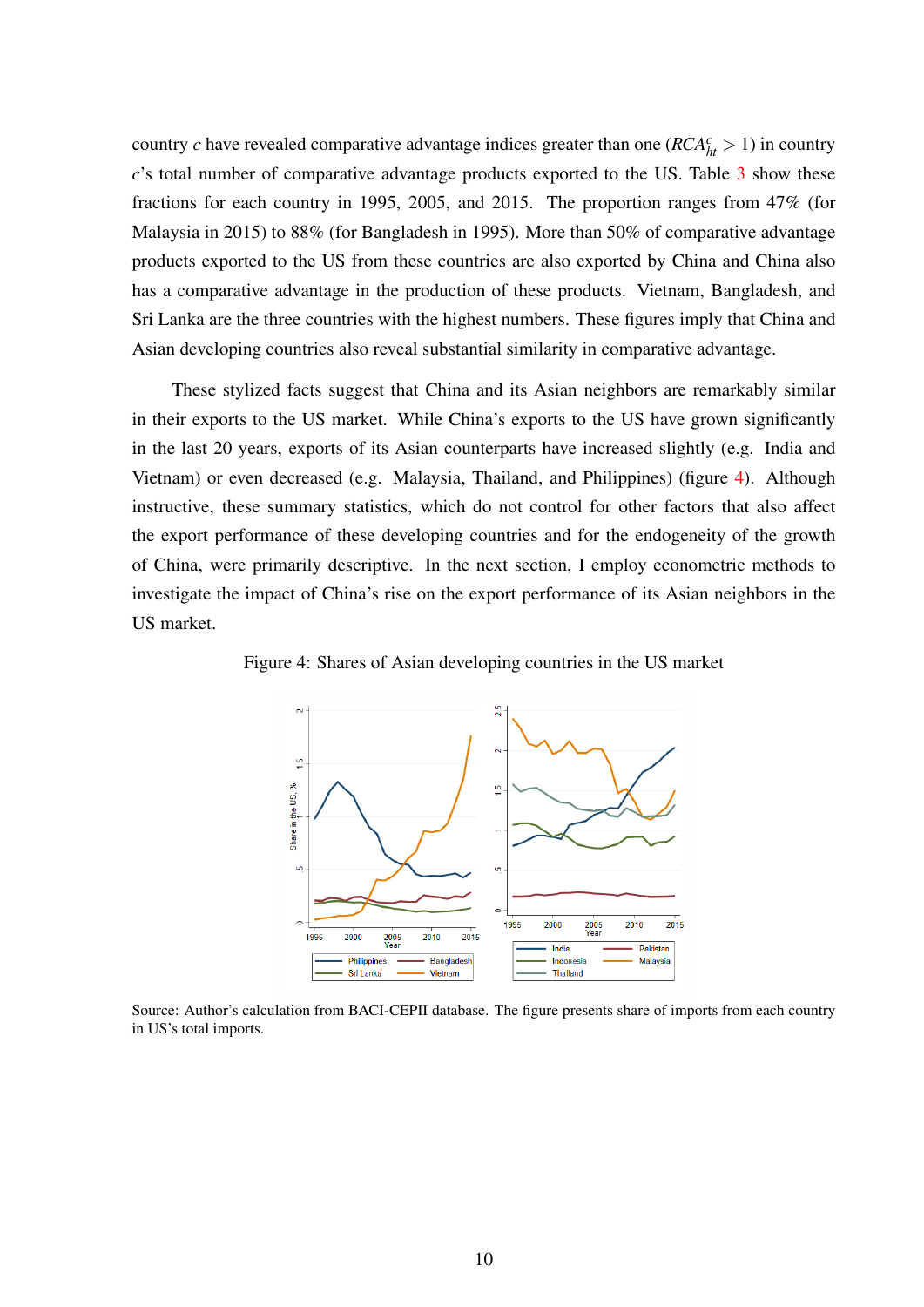country $c$ have revealed comparative advantage indices greater than one ($RCA_{ht}^{c} > 1$) in country $c$'s total number of comparative advantage products exported to the US. Table 3 show these fractions for each country in 1995, 2005, and 2015. The proportion ranges from 47% (for Malaysia in 2015) to 88% (for Bangladesh in 1995). More than 50% of comparative advantage products exported to the US from these countries are also exported by China and China also has a comparative advantage in the production of these products. Vietnam, Bangladesh, and Sri Lanka are the three countries with the highest numbers. These figures imply that China and Asian developing countries also reveal substantial similarity in comparative advantage.

These stylized facts suggest that China and its Asian neighbors are remarkably similar in their exports to the US market. While China's exports to the US have grown significantly in the last 20 years, exports of its Asian counterparts have increased slightly (e.g. India and Vietnam) or even decreased (e.g. Malaysia, Thailand, and Philippines) (figure 4). Although instructive, these summary statistics, which do not control for other factors that also affect the export performance of these developing countries and for the endogeneity of the growth of China, were primarily descriptive. In the next section, I employ econometric methods to investigate the impact of China's rise on the export performance of its Asian neighbors in the US market.

Figure 4: Shares of Asian developing countries in the US market

Source: Author's calculation from BACI-CEPII database. The figure presents share of imports from each country in US's total imports.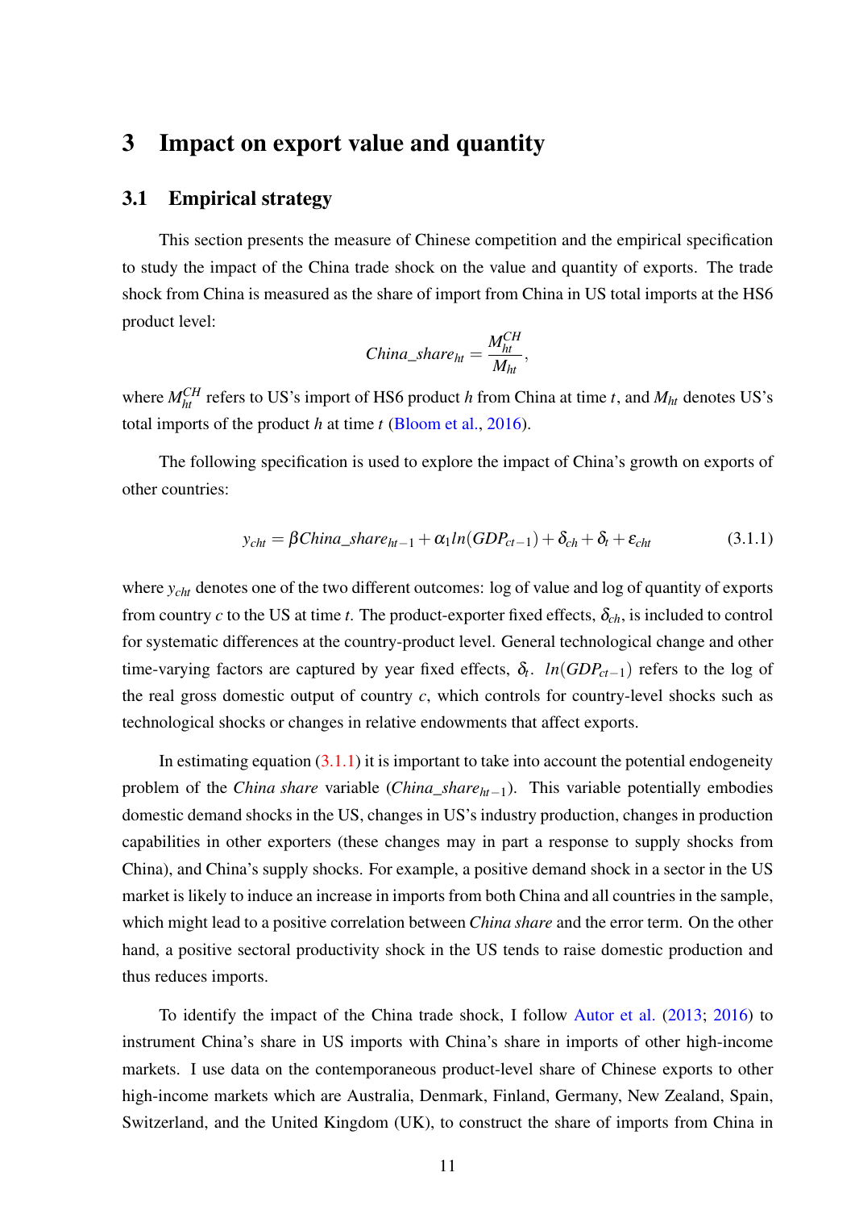# 3 Impact on export value and quantity

## 3.1 Empirical strategy

This section presents the measure of Chinese competition and the empirical specification to study the impact of the China trade shock on the value and quantity of exports. The trade shock from China is measured as the share of import from China in US total imports at the HS6 product level:

$$China\_share_{ht} = \frac{M_{ht}^{CH}}{M_{ht}},$$

where $M_{ht}^{CH}$ refers to US's import of HS6 product $h$ from China at time $t$, and $M_{ht}$ denotes US's total imports of the product $h$ at time $t$ (Bloom et al., 2016).

The following specification is used to explore the impact of China's growth on exports of other countries:

$$y_{cht} = \beta China\_share_{ht-1} + \alpha_1 ln(GDP_{ct-1}) + \delta_{ch} + \delta_t + \varepsilon_{cht} \tag{3.1.1}$$

where $y_{cht}$ denotes one of the two different outcomes: log of value and log of quantity of exports from country $c$ to the US at time $t$. The product-exporter fixed effects, $\delta_{ch}$, is included to control for systematic differences at the country-product level. General technological change and other time-varying factors are captured by year fixed effects, $\delta_t$. $ln(GDP_{ct-1})$ refers to the log of the real gross domestic output of country $c$, which controls for country-level shocks such as technological shocks or changes in relative endowments that affect exports.

In estimating equation (3.1.1) it is important to take into account the potential endogeneity problem of the *China share* variable ($China\_share_{ht-1}$). This variable potentially embodies domestic demand shocks in the US, changes in US's industry production, changes in production capabilities in other exporters (these changes may in part a response to supply shocks from China), and China's supply shocks. For example, a positive demand shock in a sector in the US market is likely to induce an increase in imports from both China and all countries in the sample, which might lead to a positive correlation between *China share* and the error term. On the other hand, a positive sectoral productivity shock in the US tends to raise domestic production and thus reduces imports.

To identify the impact of the China trade shock, I follow Autor et al. (2013; 2016) to instrument China's share in US imports with China's share in imports of other high-income markets. I use data on the contemporaneous product-level share of Chinese exports to other high-income markets which are Australia, Denmark, Finland, Germany, New Zealand, Spain, Switzerland, and the United Kingdom (UK), to construct the share of imports from China in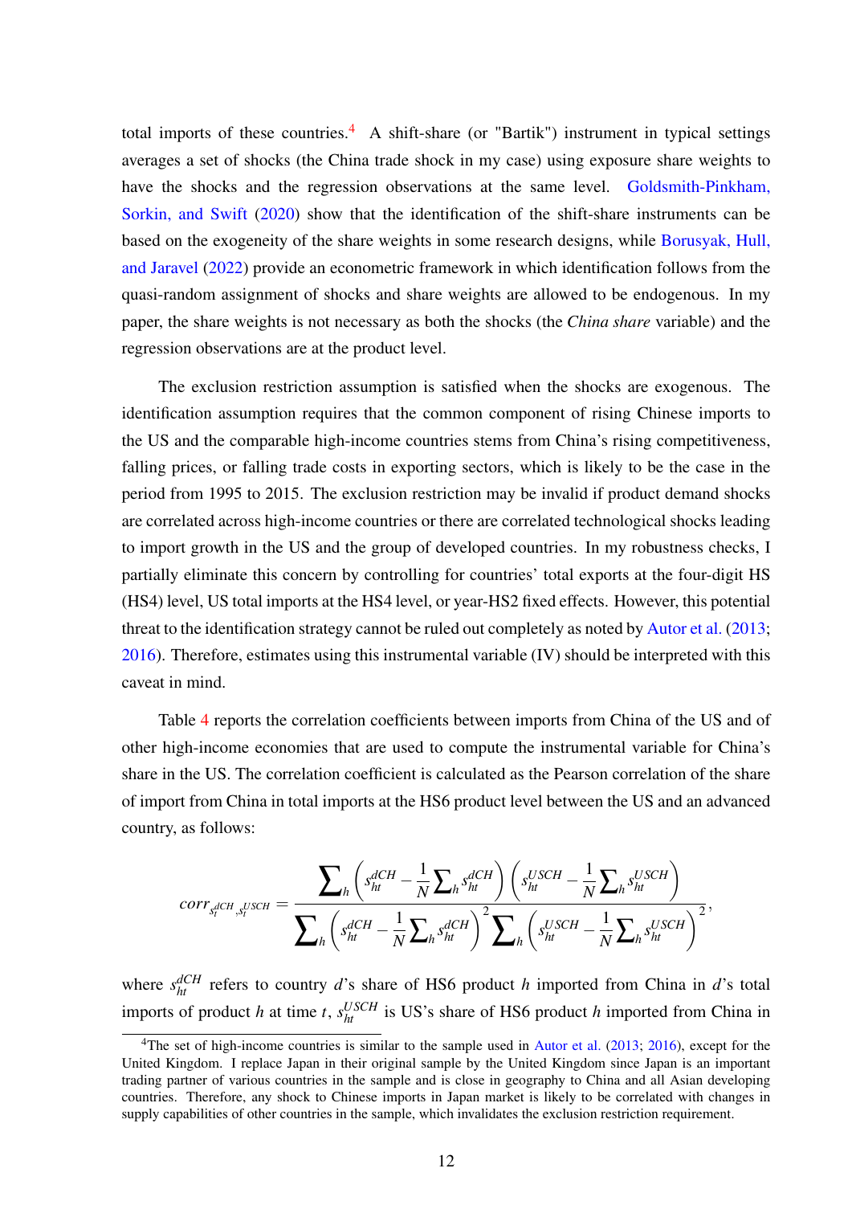total imports of these countries.[4] A shift-share (or "Bartik") instrument in typical settings averages a set of shocks (the China trade shock in my case) using exposure share weights to have the shocks and the regression observations at the same level. Goldsmith-Pinkham, Sorkin, and Swift (2020) show that the identification of the shift-share instruments can be based on the exogeneity of the share weights in some research designs, while Borusyak, Hull, and Jaravel (2022) provide an econometric framework in which identification follows from the quasi-random assignment of shocks and share weights are allowed to be endogenous. In my paper, the share weights is not necessary as both the shocks (the *China share* variable) and the regression observations are at the product level.

The exclusion restriction assumption is satisfied when the shocks are exogenous. The identification assumption requires that the common component of rising Chinese imports to the US and the comparable high-income countries stems from China's rising competitiveness, falling prices, or falling trade costs in exporting sectors, which is likely to be the case in the period from 1995 to 2015. The exclusion restriction may be invalid if product demand shocks are correlated across high-income countries or there are correlated technological shocks leading to import growth in the US and the group of developed countries. In my robustness checks, I partially eliminate this concern by controlling for countries' total exports at the four-digit HS (HS4) level, US total imports at the HS4 level, or year-HS2 fixed effects. However, this potential threat to the identification strategy cannot be ruled out completely as noted by Autor et al. (2013; 2016). Therefore, estimates using this instrumental variable (IV) should be interpreted with this caveat in mind.

Table 4 reports the correlation coefficients between imports from China of the US and of other high-income economies that are used to compute the instrumental variable for China's share in the US. The correlation coefficient is calculated as the Pearson correlation of the share of import from China in total imports at the HS6 product level between the US and an advanced country, as follows:

$$corr_{s_t^{dCH}, s_t^{USCH}} = \frac{\sum_h \left(s_{ht}^{dCH} - \frac{1}{N}\sum_h s_{ht}^{dCH}\right)\left(s_{ht}^{USCH} - \frac{1}{N}\sum_h s_{ht}^{USCH}\right)}{\sum_h \left(s_{ht}^{dCH} - \frac{1}{N}\sum_h s_{ht}^{dCH}\right)^2 \sum_h \left(s_{ht}^{USCH} - \frac{1}{N}\sum_h s_{ht}^{USCH}\right)^2},$$

where $s_{ht}^{dCH}$ refers to country $d$'s share of HS6 product $h$ imported from China in $d$'s total imports of product $h$ at time $t$, $s_{ht}^{USCH}$ is US's share of HS6 product $h$ imported from China in

[4] The set of high-income countries is similar to the sample used in Autor et al. (2013; 2016), except for the United Kingdom. I replace Japan in their original sample by the United Kingdom since Japan is an important trading partner of various countries in the sample and is close in geography to China and all Asian developing countries. Therefore, any shock to Chinese imports in Japan market is likely to be correlated with changes in supply capabilities of other countries in the sample, which invalidates the exclusion restriction requirement.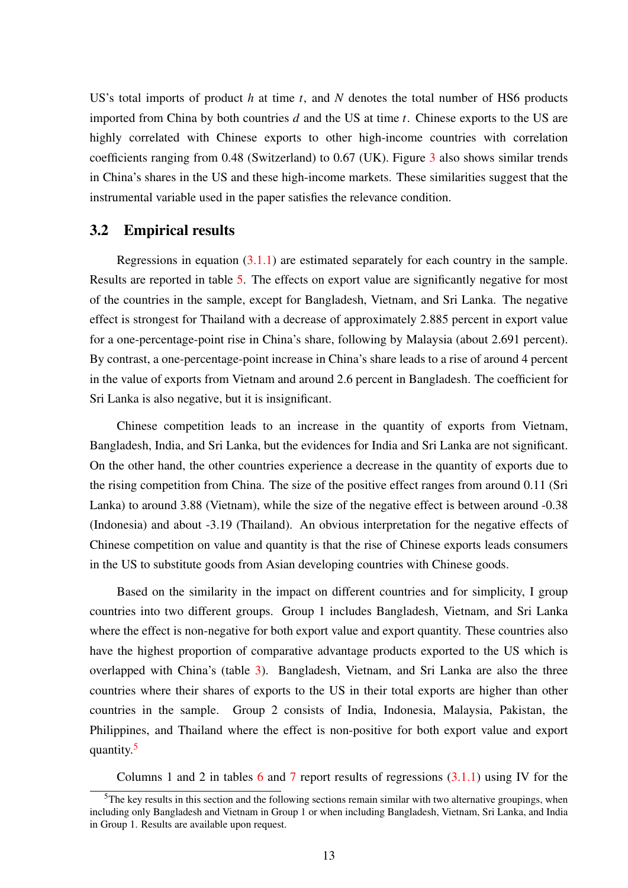US's total imports of product $h$ at time $t$, and $N$ denotes the total number of HS6 products imported from China by both countries $d$ and the US at time $t$. Chinese exports to the US are highly correlated with Chinese exports to other high-income countries with correlation coefficients ranging from 0.48 (Switzerland) to 0.67 (UK). Figure 3 also shows similar trends in China's shares in the US and these high-income markets. These similarities suggest that the instrumental variable used in the paper satisfies the relevance condition.

## 3.2 Empirical results

Regressions in equation (3.1.1) are estimated separately for each country in the sample. Results are reported in table 5. The effects on export value are significantly negative for most of the countries in the sample, except for Bangladesh, Vietnam, and Sri Lanka. The negative effect is strongest for Thailand with a decrease of approximately 2.885 percent in export value for a one-percentage-point rise in China's share, following by Malaysia (about 2.691 percent). By contrast, a one-percentage-point increase in China's share leads to a rise of around 4 percent in the value of exports from Vietnam and around 2.6 percent in Bangladesh. The coefficient for Sri Lanka is also negative, but it is insignificant.

Chinese competition leads to an increase in the quantity of exports from Vietnam, Bangladesh, India, and Sri Lanka, but the evidences for India and Sri Lanka are not significant. On the other hand, the other countries experience a decrease in the quantity of exports due to the rising competition from China. The size of the positive effect ranges from around 0.11 (Sri Lanka) to around 3.88 (Vietnam), while the size of the negative effect is between around -0.38 (Indonesia) and about -3.19 (Thailand). An obvious interpretation for the negative effects of Chinese competition on value and quantity is that the rise of Chinese exports leads consumers in the US to substitute goods from Asian developing countries with Chinese goods.

Based on the similarity in the impact on different countries and for simplicity, I group countries into two different groups. Group 1 includes Bangladesh, Vietnam, and Sri Lanka where the effect is non-negative for both export value and export quantity. These countries also have the highest proportion of comparative advantage products exported to the US which is overlapped with China's (table 3). Bangladesh, Vietnam, and Sri Lanka are also the three countries where their shares of exports to the US in their total exports are higher than other countries in the sample. Group 2 consists of India, Indonesia, Malaysia, Pakistan, the Philippines, and Thailand where the effect is non-positive for both export value and export quantity.[5]

Columns 1 and 2 in tables 6 and 7 report results of regressions (3.1.1) using IV for the

[5] The key results in this section and the following sections remain similar with two alternative groupings, when including only Bangladesh and Vietnam in Group 1 or when including Bangladesh, Vietnam, Sri Lanka, and India in Group 1. Results are available upon request.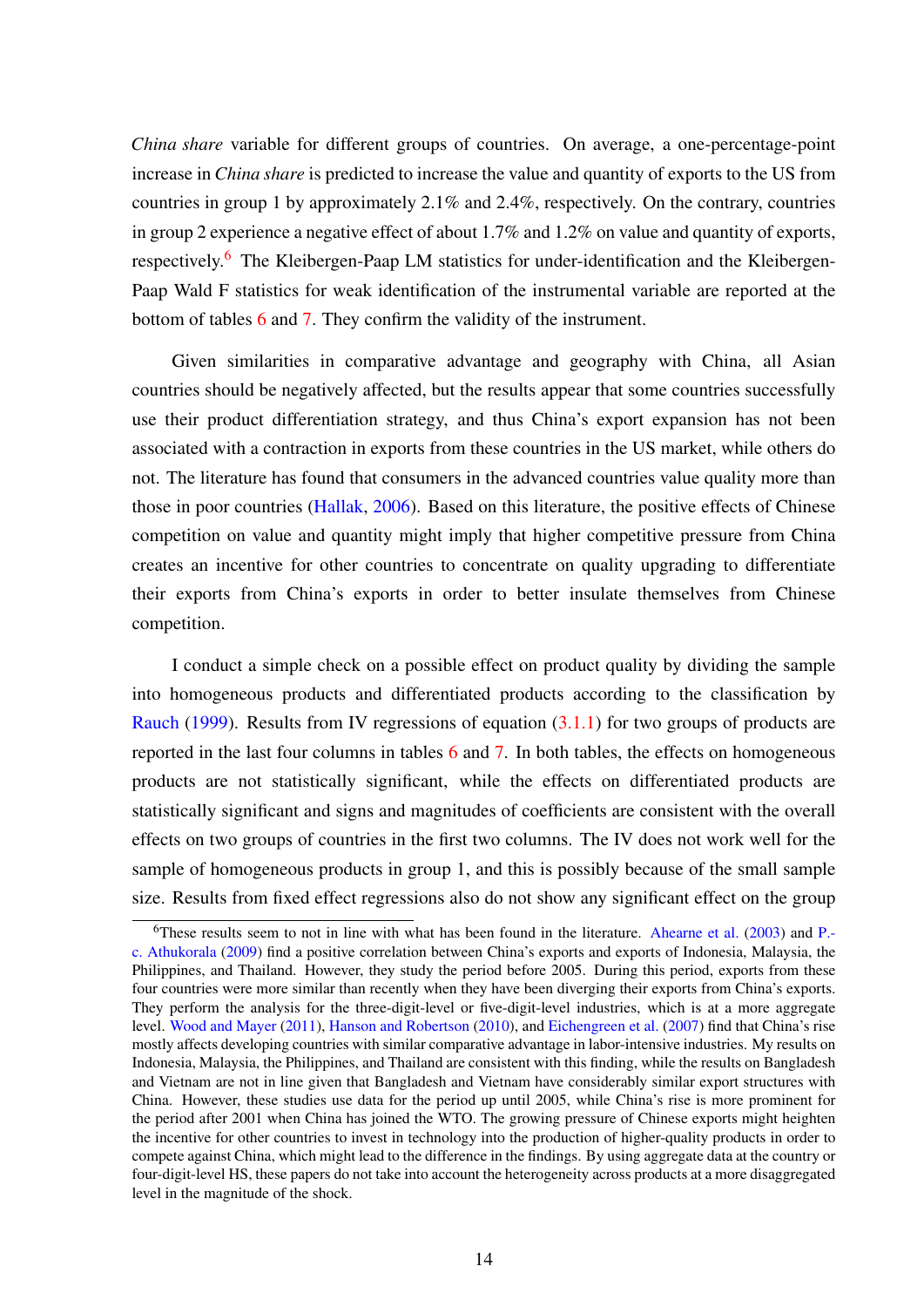*China share* variable for different groups of countries. On average, a one-percentage-point increase in *China share* is predicted to increase the value and quantity of exports to the US from countries in group 1 by approximately 2.1% and 2.4%, respectively. On the contrary, countries in group 2 experience a negative effect of about 1.7% and 1.2% on value and quantity of exports, respectively.[6] The Kleibergen-Paap LM statistics for under-identification and the Kleibergen-Paap Wald F statistics for weak identification of the instrumental variable are reported at the bottom of tables 6 and 7. They confirm the validity of the instrument.

Given similarities in comparative advantage and geography with China, all Asian countries should be negatively affected, but the results appear that some countries successfully use their product differentiation strategy, and thus China's export expansion has not been associated with a contraction in exports from these countries in the US market, while others do not. The literature has found that consumers in the advanced countries value quality more than those in poor countries (Hallak, 2006). Based on this literature, the positive effects of Chinese competition on value and quantity might imply that higher competitive pressure from China creates an incentive for other countries to concentrate on quality upgrading to differentiate their exports from China's exports in order to better insulate themselves from Chinese competition.

I conduct a simple check on a possible effect on product quality by dividing the sample into homogeneous products and differentiated products according to the classification by Rauch (1999). Results from IV regressions of equation (3.1.1) for two groups of products are reported in the last four columns in tables 6 and 7. In both tables, the effects on homogeneous products are not statistically significant, while the effects on differentiated products are statistically significant and signs and magnitudes of coefficients are consistent with the overall effects on two groups of countries in the first two columns. The IV does not work well for the sample of homogeneous products in group 1, and this is possibly because of the small sample size. Results from fixed effect regressions also do not show any significant effect on the group

[6] These results seem to not in line with what has been found in the literature. Ahearne et al. (2003) and P.-c. Athukorala (2009) find a positive correlation between China's exports and exports of Indonesia, Malaysia, the Philippines, and Thailand. However, they study the period before 2005. During this period, exports from these four countries were more similar than recently when they have been diverging their exports from China's exports. They perform the analysis for the three-digit-level or five-digit-level industries, which is at a more aggregate level. Wood and Mayer (2011), Hanson and Robertson (2010), and Eichengreen et al. (2007) find that China's rise mostly affects developing countries with similar comparative advantage in labor-intensive industries. My results on Indonesia, Malaysia, the Philippines, and Thailand are consistent with this finding, while the results on Bangladesh and Vietnam are not in line given that Bangladesh and Vietnam have considerably similar export structures with China. However, these studies use data for the period up until 2005, while China's rise is more prominent for the period after 2001 when China has joined the WTO. The growing pressure of Chinese exports might heighten the incentive for other countries to invest in technology into the production of higher-quality products in order to compete against China, which might lead to the difference in the findings. By using aggregate data at the country or four-digit-level HS, these papers do not take into account the heterogeneity across products at a more disaggregated level in the magnitude of the shock.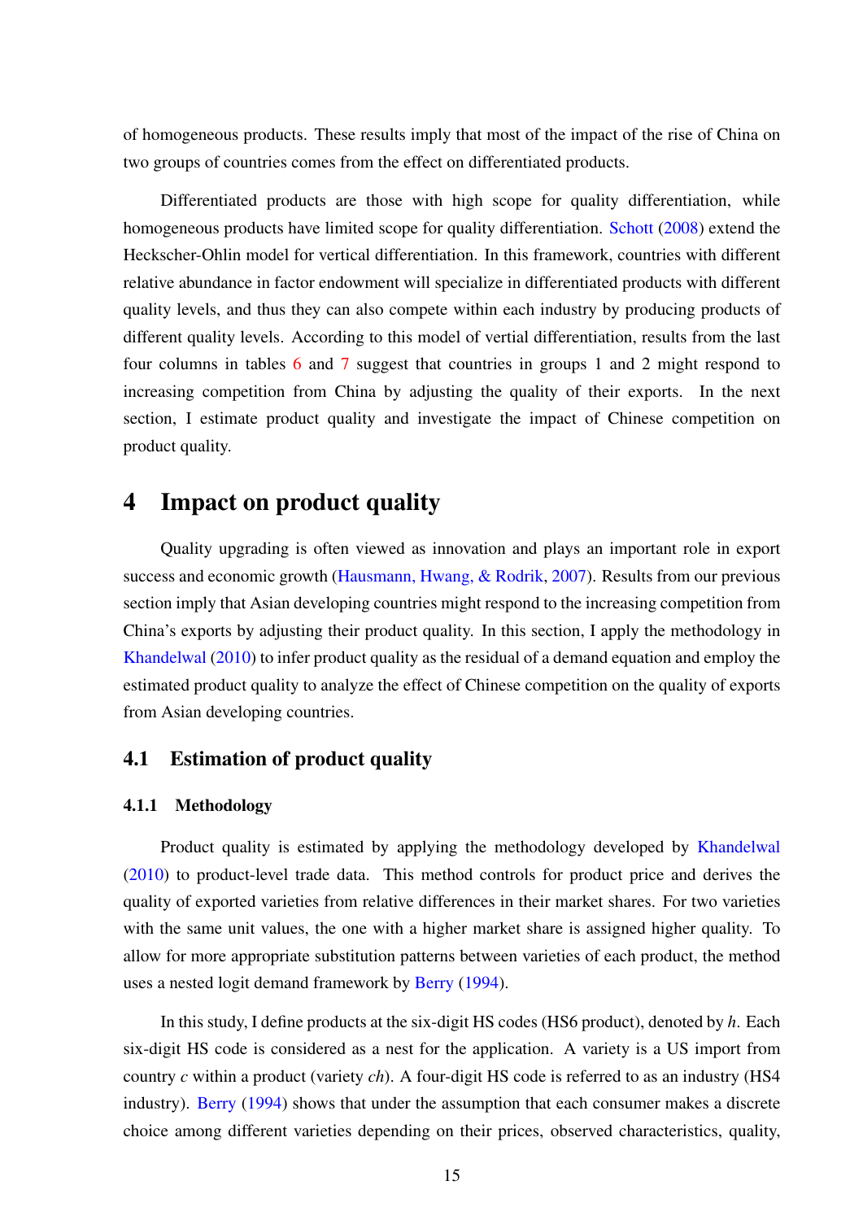of homogeneous products. These results imply that most of the impact of the rise of China on two groups of countries comes from the effect on differentiated products.

Differentiated products are those with high scope for quality differentiation, while homogeneous products have limited scope for quality differentiation. Schott (2008) extend the Heckscher-Ohlin model for vertical differentiation. In this framework, countries with different relative abundance in factor endowment will specialize in differentiated products with different quality levels, and thus they can also compete within each industry by producing products of different quality levels. According to this model of vertial differentiation, results from the last four columns in tables 6 and 7 suggest that countries in groups 1 and 2 might respond to increasing competition from China by adjusting the quality of their exports. In the next section, I estimate product quality and investigate the impact of Chinese competition on product quality.

# 4 Impact on product quality

Quality upgrading is often viewed as innovation and plays an important role in export success and economic growth (Hausmann, Hwang, & Rodrik, 2007). Results from our previous section imply that Asian developing countries might respond to the increasing competition from China's exports by adjusting their product quality. In this section, I apply the methodology in Khandelwal (2010) to infer product quality as the residual of a demand equation and employ the estimated product quality to analyze the effect of Chinese competition on the quality of exports from Asian developing countries.

## 4.1 Estimation of product quality

### 4.1.1 Methodology

Product quality is estimated by applying the methodology developed by Khandelwal (2010) to product-level trade data. This method controls for product price and derives the quality of exported varieties from relative differences in their market shares. For two varieties with the same unit values, the one with a higher market share is assigned higher quality. To allow for more appropriate substitution patterns between varieties of each product, the method uses a nested logit demand framework by Berry (1994).

In this study, I define products at the six-digit HS codes (HS6 product), denoted by $h$. Each six-digit HS code is considered as a nest for the application. A variety is a US import from country $c$ within a product (variety $ch$). A four-digit HS code is referred to as an industry (HS4 industry). Berry (1994) shows that under the assumption that each consumer makes a discrete choice among different varieties depending on their prices, observed characteristics, quality,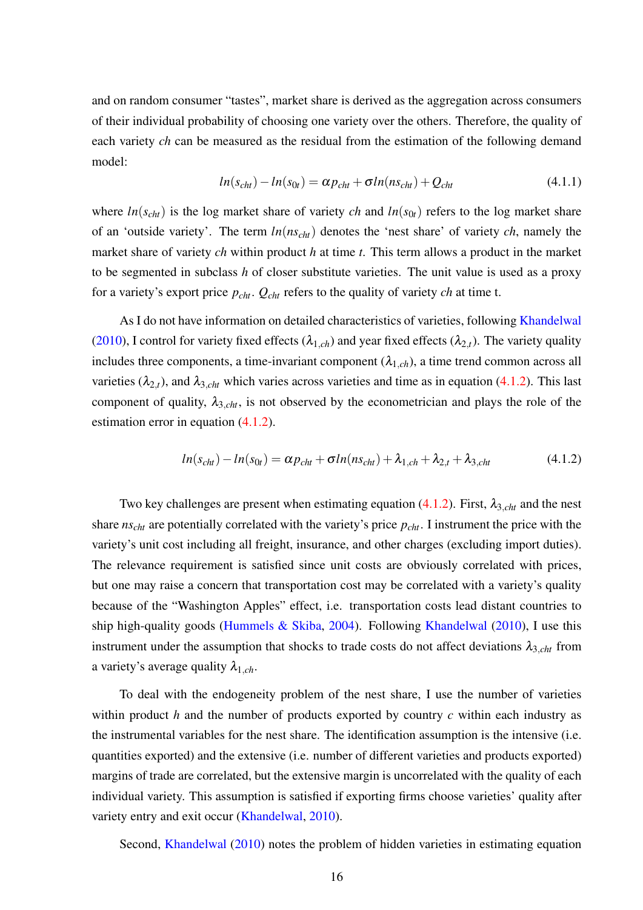and on random consumer "tastes", market share is derived as the aggregation across consumers of their individual probability of choosing one variety over the others. Therefore, the quality of each variety *ch* can be measured as the residual from the estimation of the following demand model:

$$ln(s_{cht}) - ln(s_{0t}) = \alpha p_{cht} + \sigma ln(ns_{cht}) + Q_{cht} \tag{4.1.1}$$

where $ln(s_{cht})$ is the log market share of variety *ch* and $ln(s_{0t})$ refers to the log market share of an 'outside variety'. The term $ln(ns_{cht})$ denotes the 'nest share' of variety *ch*, namely the market share of variety *ch* within product *h* at time *t*. This term allows a product in the market to be segmented in subclass *h* of closer substitute varieties. The unit value is used as a proxy for a variety's export price $p_{cht}$. $Q_{cht}$ refers to the quality of variety *ch* at time t.

As I do not have information on detailed characteristics of varieties, following Khandelwal (2010), I control for variety fixed effects ($\lambda_{1,ch}$) and year fixed effects ($\lambda_{2,t}$). The variety quality includes three components, a time-invariant component ($\lambda_{1,ch}$), a time trend common across all varieties ($\lambda_{2,t}$), and $\lambda_{3,cht}$ which varies across varieties and time as in equation (4.1.2). This last component of quality, $\lambda_{3,cht}$, is not observed by the econometrician and plays the role of the estimation error in equation (4.1.2).

$$ln(s_{cht}) - ln(s_{0t}) = \alpha p_{cht} + \sigma ln(ns_{cht}) + \lambda_{1,ch} + \lambda_{2,t} + \lambda_{3,cht} \tag{4.1.2}$$

Two key challenges are present when estimating equation (4.1.2). First, $\lambda_{3,cht}$ and the nest share $ns_{cht}$ are potentially correlated with the variety's price $p_{cht}$. I instrument the price with the variety's unit cost including all freight, insurance, and other charges (excluding import duties). The relevance requirement is satisfied since unit costs are obviously correlated with prices, but one may raise a concern that transportation cost may be correlated with a variety's quality because of the "Washington Apples" effect, i.e. transportation costs lead distant countries to ship high-quality goods (Hummels & Skiba, 2004). Following Khandelwal (2010), I use this instrument under the assumption that shocks to trade costs do not affect deviations $\lambda_{3,cht}$ from a variety's average quality $\lambda_{1,ch}$.

To deal with the endogeneity problem of the nest share, I use the number of varieties within product *h* and the number of products exported by country *c* within each industry as the instrumental variables for the nest share. The identification assumption is the intensive (i.e. quantities exported) and the extensive (i.e. number of different varieties and products exported) margins of trade are correlated, but the extensive margin is uncorrelated with the quality of each individual variety. This assumption is satisfied if exporting firms choose varieties' quality after variety entry and exit occur (Khandelwal, 2010).

Second, Khandelwal (2010) notes the problem of hidden varieties in estimating equation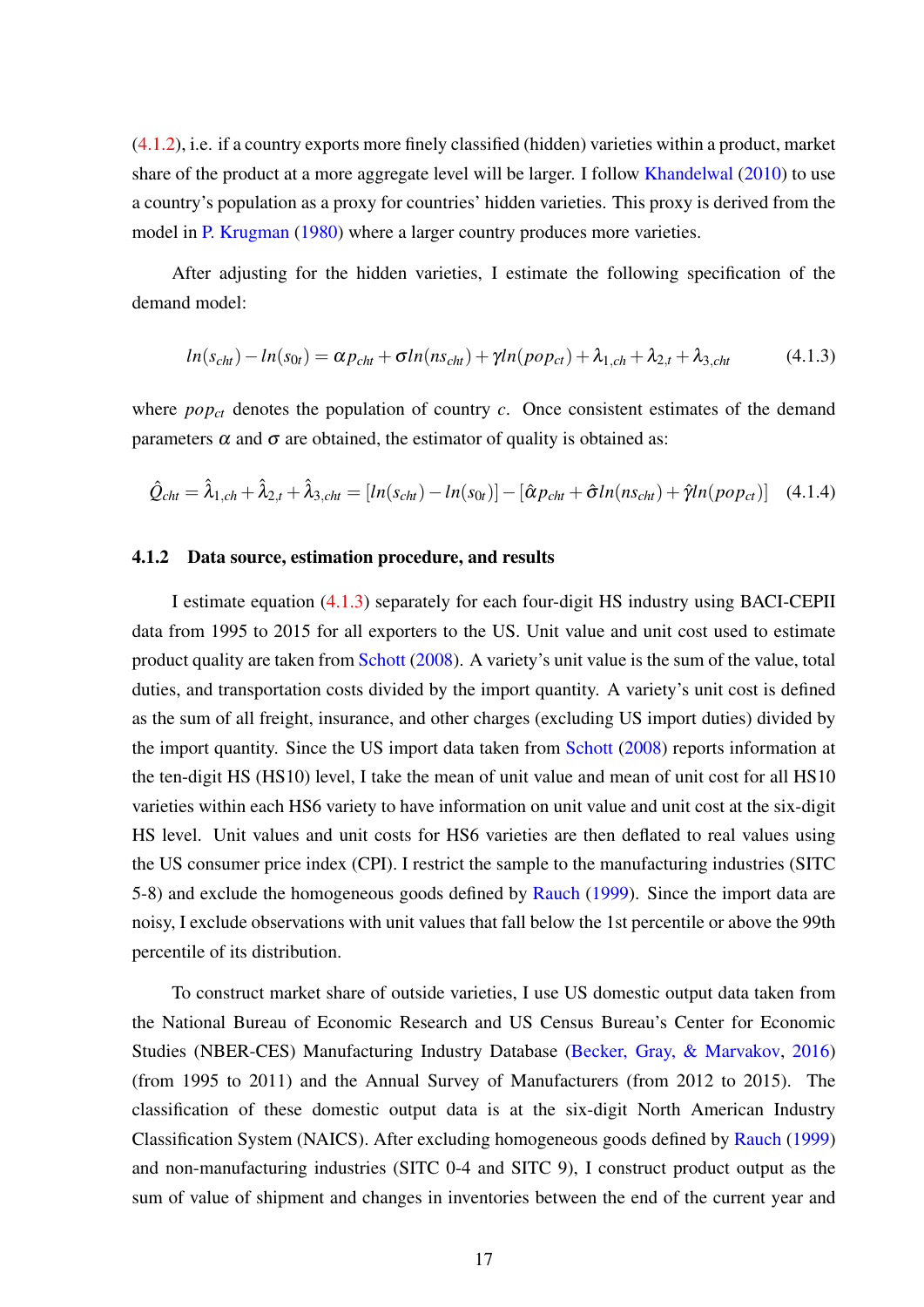(4.1.2), i.e. if a country exports more finely classified (hidden) varieties within a product, market share of the product at a more aggregate level will be larger. I follow Khandelwal (2010) to use a country's population as a proxy for countries' hidden varieties. This proxy is derived from the model in P. Krugman (1980) where a larger country produces more varieties.

After adjusting for the hidden varieties, I estimate the following specification of the demand model:

$$ln(s_{cht}) - ln(s_{0t}) = \alpha p_{cht} + \sigma ln(ns_{cht}) + \gamma ln(pop_{ct}) + \lambda_{1,ch} + \lambda_{2,t} + \lambda_{3,cht} \tag{4.1.3}$$

where $pop_{ct}$ denotes the population of country $c$. Once consistent estimates of the demand parameters $\alpha$ and $\sigma$ are obtained, the estimator of quality is obtained as:

$$\hat{Q}_{cht} = \hat{\lambda}_{1,ch} + \hat{\lambda}_{2,t} + \hat{\lambda}_{3,cht} = [ln(s_{cht}) - ln(s_{0t})] - [\hat{\alpha} p_{cht} + \hat{\sigma} ln(ns_{cht}) + \hat{\gamma} ln(pop_{ct})] \tag{4.1.4}$$

### 4.1.2 Data source, estimation procedure, and results

I estimate equation (4.1.3) separately for each four-digit HS industry using BACI-CEPII data from 1995 to 2015 for all exporters to the US. Unit value and unit cost used to estimate product quality are taken from Schott (2008). A variety's unit value is the sum of the value, total duties, and transportation costs divided by the import quantity. A variety's unit cost is defined as the sum of all freight, insurance, and other charges (excluding US import duties) divided by the import quantity. Since the US import data taken from Schott (2008) reports information at the ten-digit HS (HS10) level, I take the mean of unit value and mean of unit cost for all HS10 varieties within each HS6 variety to have information on unit value and unit cost at the six-digit HS level. Unit values and unit costs for HS6 varieties are then deflated to real values using the US consumer price index (CPI). I restrict the sample to the manufacturing industries (SITC 5-8) and exclude the homogeneous goods defined by Rauch (1999). Since the import data are noisy, I exclude observations with unit values that fall below the 1st percentile or above the 99th percentile of its distribution.

To construct market share of outside varieties, I use US domestic output data taken from the National Bureau of Economic Research and US Census Bureau's Center for Economic Studies (NBER-CES) Manufacturing Industry Database (Becker, Gray, & Marvakov, 2016) (from 1995 to 2011) and the Annual Survey of Manufacturers (from 2012 to 2015). The classification of these domestic output data is at the six-digit North American Industry Classification System (NAICS). After excluding homogeneous goods defined by Rauch (1999) and non-manufacturing industries (SITC 0-4 and SITC 9), I construct product output as the sum of value of shipment and changes in inventories between the end of the current year and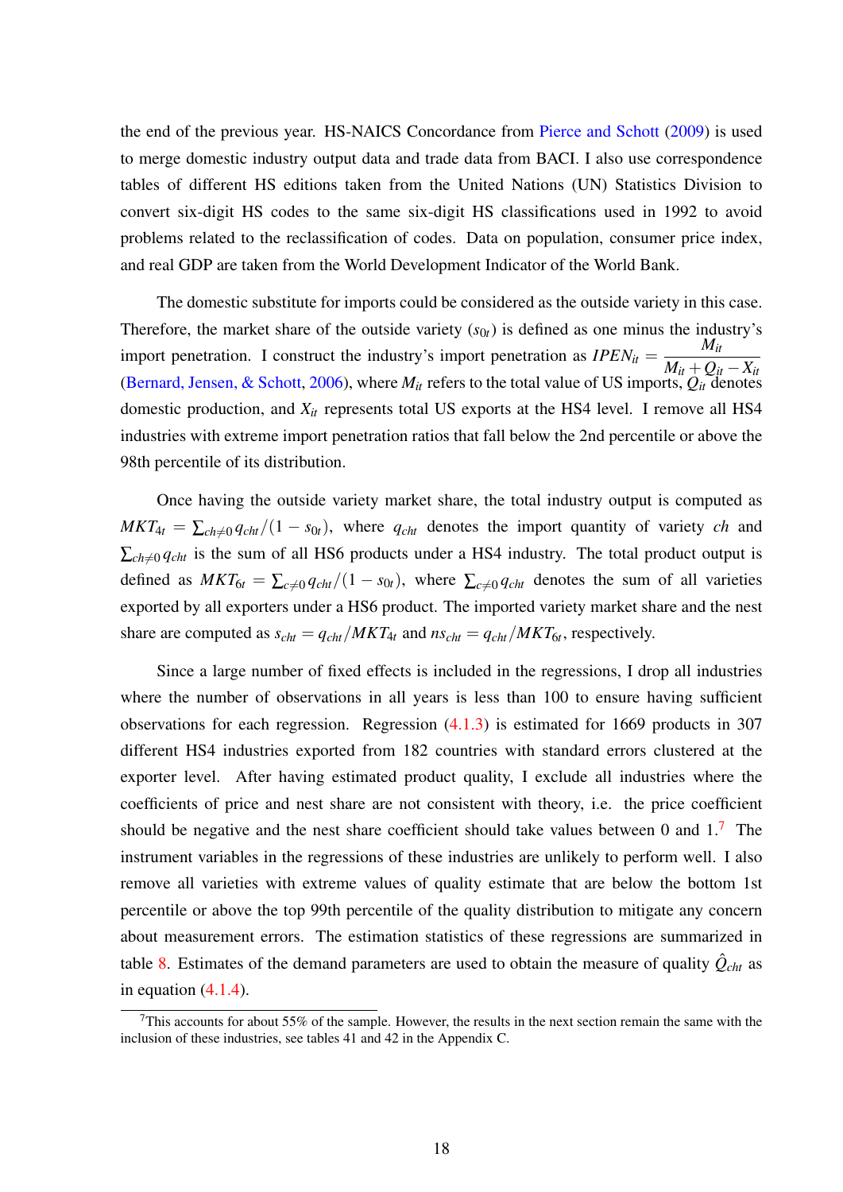the end of the previous year. HS-NAICS Concordance from Pierce and Schott (2009) is used to merge domestic industry output data and trade data from BACI. I also use correspondence tables of different HS editions taken from the United Nations (UN) Statistics Division to convert six-digit HS codes to the same six-digit HS classifications used in 1992 to avoid problems related to the reclassification of codes. Data on population, consumer price index, and real GDP are taken from the World Development Indicator of the World Bank.

The domestic substitute for imports could be considered as the outside variety in this case. Therefore, the market share of the outside variety ($s_{0t}$) is defined as one minus the industry's import penetration. I construct the industry's import penetration as $IPEN_{it} = \dfrac{M_{it}}{M_{it} + Q_{it} - X_{it}}$ (Bernard, Jensen, & Schott, 2006), where $M_{it}$ refers to the total value of US imports, $Q_{it}$ denotes domestic production, and $X_{it}$ represents total US exports at the HS4 level. I remove all HS4 industries with extreme import penetration ratios that fall below the 2nd percentile or above the 98th percentile of its distribution.

Once having the outside variety market share, the total industry output is computed as $MKT_{4t} = \sum_{ch \neq 0} q_{cht}/(1 - s_{0t})$, where $q_{cht}$ denotes the import quantity of variety $ch$ and $\sum_{ch \neq 0} q_{cht}$ is the sum of all HS6 products under a HS4 industry. The total product output is defined as $MKT_{6t} = \sum_{c \neq 0} q_{cht}/(1 - s_{0t})$, where $\sum_{c \neq 0} q_{cht}$ denotes the sum of all varieties exported by all exporters under a HS6 product. The imported variety market share and the nest share are computed as $s_{cht} = q_{cht}/MKT_{4t}$ and $ns_{cht} = q_{cht}/MKT_{6t}$, respectively.

Since a large number of fixed effects is included in the regressions, I drop all industries where the number of observations in all years is less than 100 to ensure having sufficient observations for each regression. Regression (4.1.3) is estimated for 1669 products in 307 different HS4 industries exported from 182 countries with standard errors clustered at the exporter level. After having estimated product quality, I exclude all industries where the coefficients of price and nest share are not consistent with theory, i.e. the price coefficient should be negative and the nest share coefficient should take values between 0 and 1.[7] The instrument variables in the regressions of these industries are unlikely to perform well. I also remove all varieties with extreme values of quality estimate that are below the bottom 1st percentile or above the top 99th percentile of the quality distribution to mitigate any concern about measurement errors. The estimation statistics of these regressions are summarized in table 8. Estimates of the demand parameters are used to obtain the measure of quality $\hat{Q}_{cht}$ as in equation (4.1.4).

[7] This accounts for about 55% of the sample. However, the results in the next section remain the same with the inclusion of these industries, see tables 41 and 42 in the Appendix C.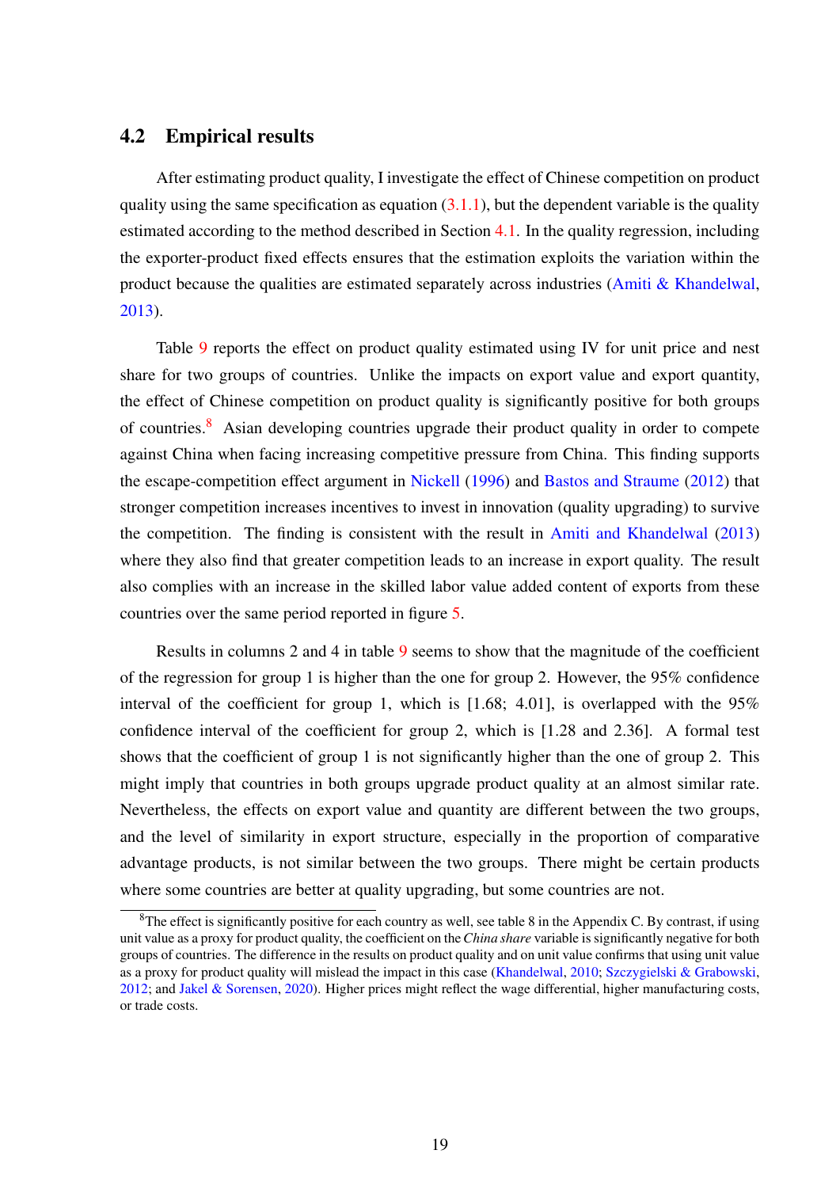### 4.2 Empirical results

After estimating product quality, I investigate the effect of Chinese competition on product quality using the same specification as equation (3.1.1), but the dependent variable is the quality estimated according to the method described in Section 4.1. In the quality regression, including the exporter-product fixed effects ensures that the estimation exploits the variation within the product because the qualities are estimated separately across industries (Amiti & Khandelwal, 2013).

Table 9 reports the effect on product quality estimated using IV for unit price and nest share for two groups of countries. Unlike the impacts on export value and export quantity, the effect of Chinese competition on product quality is significantly positive for both groups of countries.[8] Asian developing countries upgrade their product quality in order to compete against China when facing increasing competitive pressure from China. This finding supports the escape-competition effect argument in Nickell (1996) and Bastos and Straume (2012) that stronger competition increases incentives to invest in innovation (quality upgrading) to survive the competition. The finding is consistent with the result in Amiti and Khandelwal (2013) where they also find that greater competition leads to an increase in export quality. The result also complies with an increase in the skilled labor value added content of exports from these countries over the same period reported in figure 5.

Results in columns 2 and 4 in table 9 seems to show that the magnitude of the coefficient of the regression for group 1 is higher than the one for group 2. However, the 95% confidence interval of the coefficient for group 1, which is [1.68; 4.01], is overlapped with the 95% confidence interval of the coefficient for group 2, which is [1.28 and 2.36]. A formal test shows that the coefficient of group 1 is not significantly higher than the one of group 2. This might imply that countries in both groups upgrade product quality at an almost similar rate. Nevertheless, the effects on export value and quantity are different between the two groups, and the level of similarity in export structure, especially in the proportion of comparative advantage products, is not similar between the two groups. There might be certain products where some countries are better at quality upgrading, but some countries are not.

[8] The effect is significantly positive for each country as well, see table 8 in the Appendix C. By contrast, if using unit value as a proxy for product quality, the coefficient on the *China share* variable is significantly negative for both groups of countries. The difference in the results on product quality and on unit value confirms that using unit value as a proxy for product quality will mislead the impact in this case (Khandelwal, 2010; Szczygielski & Grabowski, 2012; and Jakel & Sorensen, 2020). Higher prices might reflect the wage differential, higher manufacturing costs, or trade costs.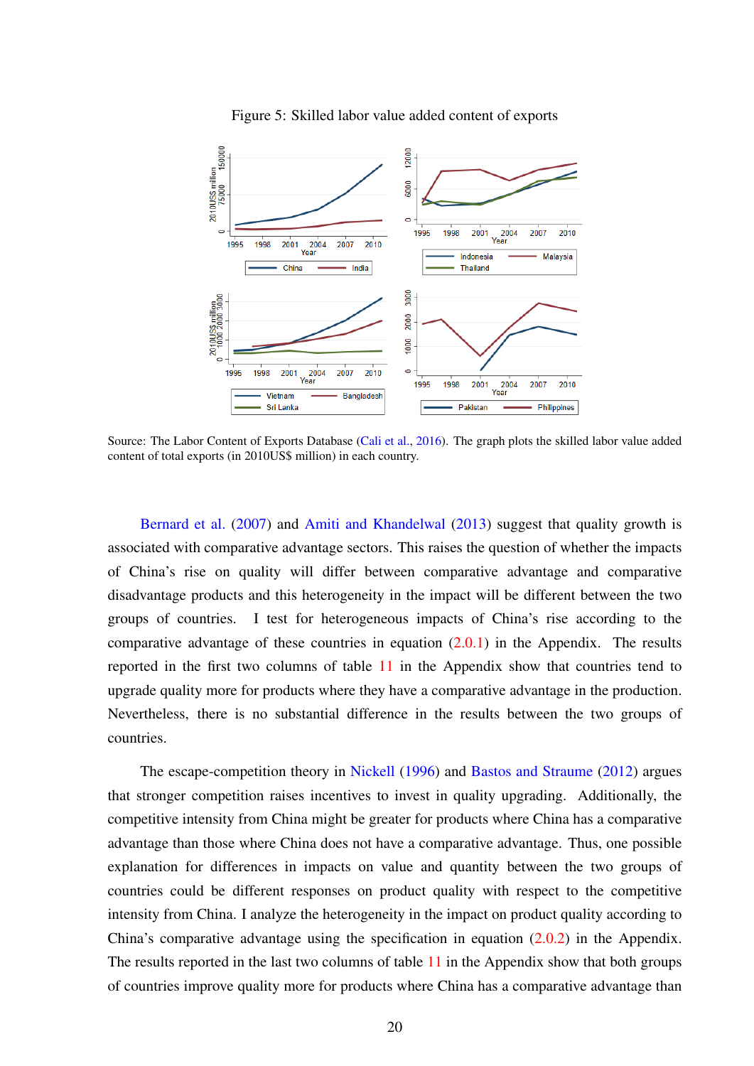Figure 5: Skilled labor value added content of exports

Source: The Labor Content of Exports Database (Cali et al., 2016). The graph plots the skilled labor value added content of total exports (in 2010US$ million) in each country.

Bernard et al. (2007) and Amiti and Khandelwal (2013) suggest that quality growth is associated with comparative advantage sectors. This raises the question of whether the impacts of China's rise on quality will differ between comparative advantage and comparative disadvantage products and this heterogeneity in the impact will be different between the two groups of countries. I test for heterogeneous impacts of China's rise according to the comparative advantage of these countries in equation (2.0.1) in the Appendix. The results reported in the first two columns of table 11 in the Appendix show that countries tend to upgrade quality more for products where they have a comparative advantage in the production. Nevertheless, there is no substantial difference in the results between the two groups of countries.

The escape-competition theory in Nickell (1996) and Bastos and Straume (2012) argues that stronger competition raises incentives to invest in quality upgrading. Additionally, the competitive intensity from China might be greater for products where China has a comparative advantage than those where China does not have a comparative advantage. Thus, one possible explanation for differences in impacts on value and quantity between the two groups of countries could be different responses on product quality with respect to the competitive intensity from China. I analyze the heterogeneity in the impact on product quality according to China's comparative advantage using the specification in equation (2.0.2) in the Appendix. The results reported in the last two columns of table 11 in the Appendix show that both groups of countries improve quality more for products where China has a comparative advantage than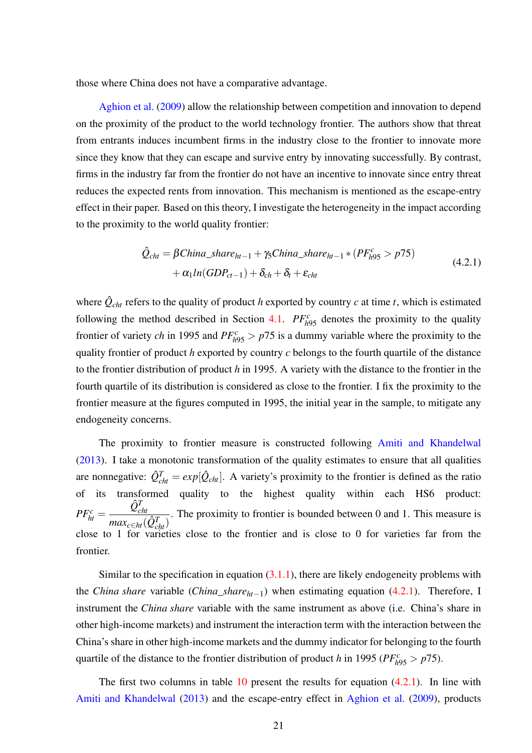those where China does not have a comparative advantage.

Aghion et al. (2009) allow the relationship between competition and innovation to depend on the proximity of the product to the world technology frontier. The authors show that threat from entrants induces incumbent firms in the industry close to the frontier to innovate more since they know that they can escape and survive entry by innovating successfully. By contrast, firms in the industry far from the frontier do not have an incentive to innovate since entry threat reduces the expected rents from innovation. This mechanism is mentioned as the escape-entry effect in their paper. Based on this theory, I investigate the heterogeneity in the impact according to the proximity to the world quality frontier:

$$\begin{aligned}\hat{Q}_{cht} = \beta China\_share_{ht-1} + \gamma_5 China\_share_{ht-1} * (PF^c_{h95} > p75) \\ + \alpha_1 ln(GDP_{ct-1}) + \delta_{ch} + \delta_t + \varepsilon_{cht}\end{aligned} \tag{4.2.1}$$

where $\hat{Q}_{cht}$ refers to the quality of product $h$ exported by country $c$ at time $t$, which is estimated following the method described in Section 4.1. $PF^c_{h95}$ denotes the proximity to the quality frontier of variety $ch$ in 1995 and $PF^c_{h95} > p75$ is a dummy variable where the proximity to the quality frontier of product $h$ exported by country $c$ belongs to the fourth quartile of the distance to the frontier distribution of product $h$ in 1995. A variety with the distance to the frontier in the fourth quartile of its distribution is considered as close to the frontier. I fix the proximity to the frontier measure at the figures computed in 1995, the initial year in the sample, to mitigate any endogeneity concerns.

The proximity to frontier measure is constructed following Amiti and Khandelwal (2013). I take a monotonic transformation of the quality estimates to ensure that all qualities are nonnegative: $\hat{Q}^T_{cht} = exp[\hat{Q}_{cht}]$. A variety's proximity to the frontier is defined as the ratio of its transformed quality to the highest quality within each HS6 product: $PF^c_{ht} = \frac{\hat{Q}^T_{cht}}{max_{c \in ht}(\hat{Q}^T_{cht})}$. The proximity to frontier is bounded between 0 and 1. This measure is close to 1 for varieties close to the frontier and is close to 0 for varieties far from the frontier.

Similar to the specification in equation (3.1.1), there are likely endogeneity problems with the *China share* variable ($China\_share_{ht-1}$) when estimating equation (4.2.1). Therefore, I instrument the *China share* variable with the same instrument as above (i.e. China's share in other high-income markets) and instrument the interaction term with the interaction between the China's share in other high-income markets and the dummy indicator for belonging to the fourth quartile of the distance to the frontier distribution of product $h$ in 1995 ($PF^c_{h95} > p75$).

The first two columns in table 10 present the results for equation (4.2.1). In line with Amiti and Khandelwal (2013) and the escape-entry effect in Aghion et al. (2009), products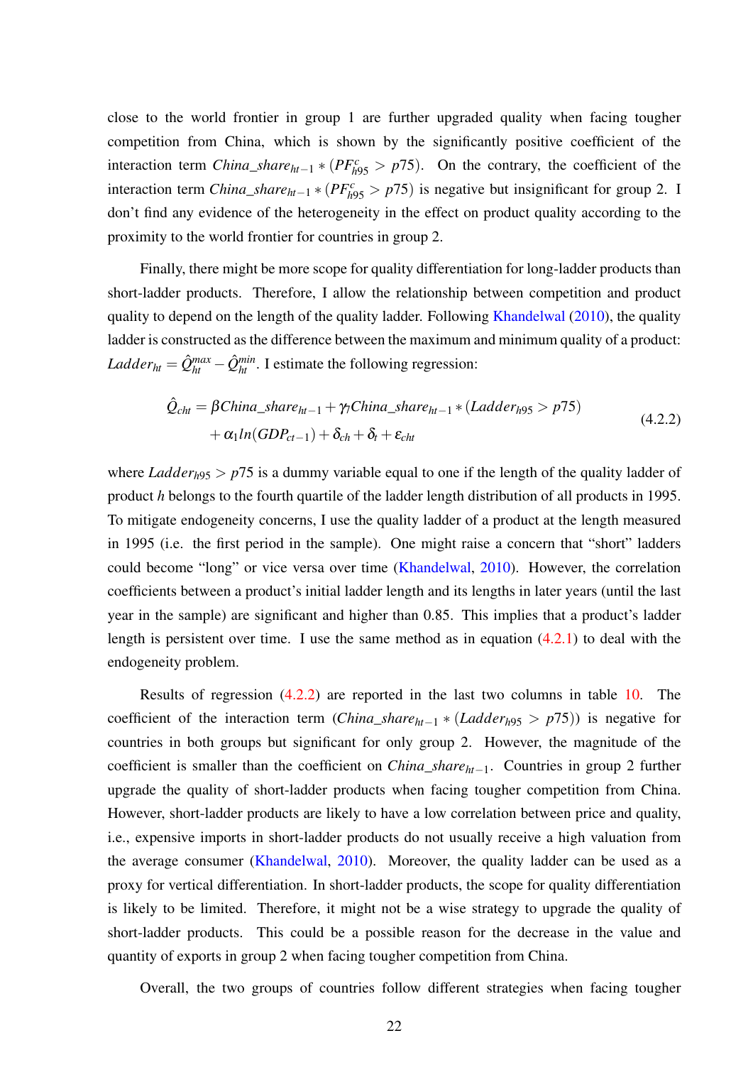close to the world frontier in group 1 are further upgraded quality when facing tougher competition from China, which is shown by the significantly positive coefficient of the interaction term $China\_share_{ht-1} * (PF^{c}_{h95} > p75)$. On the contrary, the coefficient of the interaction term $China\_share_{ht-1} * (PF^{c}_{h95} > p75)$ is negative but insignificant for group 2. I don't find any evidence of the heterogeneity in the effect on product quality according to the proximity to the world frontier for countries in group 2.

Finally, there might be more scope for quality differentiation for long-ladder products than short-ladder products. Therefore, I allow the relationship between competition and product quality to depend on the length of the quality ladder. Following Khandelwal (2010), the quality ladder is constructed as the difference between the maximum and minimum quality of a product: $Ladder_{ht} = \hat{Q}^{max}_{ht} - \hat{Q}^{min}_{ht}$. I estimate the following regression:

$$\hat{Q}_{cht} = \beta China\_share_{ht-1} + \gamma_l China\_share_{ht-1} * (Ladder_{h95} > p75) + \alpha_1 ln(GDP_{ct-1}) + \delta_{ch} + \delta_t + \varepsilon_{cht} \tag{4.2.2}$$

where $Ladder_{h95} > p75$ is a dummy variable equal to one if the length of the quality ladder of product $h$ belongs to the fourth quartile of the ladder length distribution of all products in 1995. To mitigate endogeneity concerns, I use the quality ladder of a product at the length measured in 1995 (i.e. the first period in the sample). One might raise a concern that "short" ladders could become "long" or vice versa over time (Khandelwal, 2010). However, the correlation coefficients between a product's initial ladder length and its lengths in later years (until the last year in the sample) are significant and higher than 0.85. This implies that a product's ladder length is persistent over time. I use the same method as in equation (4.2.1) to deal with the endogeneity problem.

Results of regression (4.2.2) are reported in the last two columns in table 10. The coefficient of the interaction term ($China\_share_{ht-1} * (Ladder_{h95} > p75)$) is negative for countries in both groups but significant for only group 2. However, the magnitude of the coefficient is smaller than the coefficient on $China\_share_{ht-1}$. Countries in group 2 further upgrade the quality of short-ladder products when facing tougher competition from China. However, short-ladder products are likely to have a low correlation between price and quality, i.e., expensive imports in short-ladder products do not usually receive a high valuation from the average consumer (Khandelwal, 2010). Moreover, the quality ladder can be used as a proxy for vertical differentiation. In short-ladder products, the scope for quality differentiation is likely to be limited. Therefore, it might not be a wise strategy to upgrade the quality of short-ladder products. This could be a possible reason for the decrease in the value and quantity of exports in group 2 when facing tougher competition from China.

Overall, the two groups of countries follow different strategies when facing tougher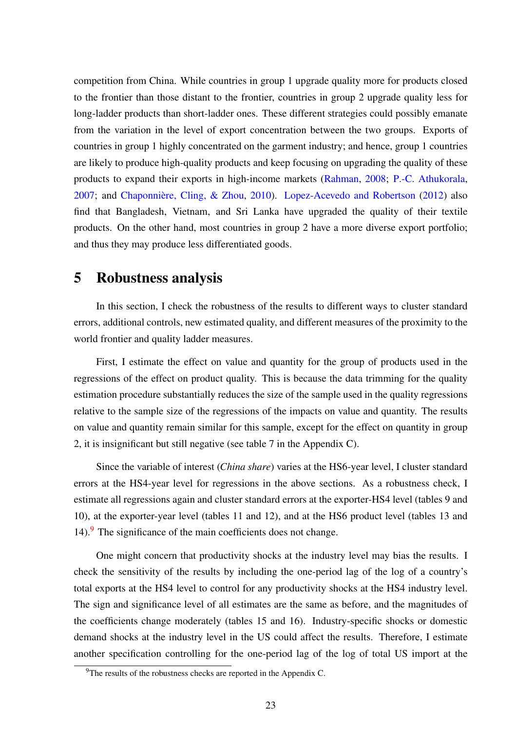competition from China. While countries in group 1 upgrade quality more for products closed to the frontier than those distant to the frontier, countries in group 2 upgrade quality less for long-ladder products than short-ladder ones. These different strategies could possibly emanate from the variation in the level of export concentration between the two groups. Exports of countries in group 1 highly concentrated on the garment industry; and hence, group 1 countries are likely to produce high-quality products and keep focusing on upgrading the quality of these products to expand their exports in high-income markets (Rahman, 2008; P.-C. Athukorala, 2007; and Chaponnière, Cling, & Zhou, 2010). Lopez-Acevedo and Robertson (2012) also find that Bangladesh, Vietnam, and Sri Lanka have upgraded the quality of their textile products. On the other hand, most countries in group 2 have a more diverse export portfolio; and thus they may produce less differentiated goods.

# 5 Robustness analysis

In this section, I check the robustness of the results to different ways to cluster standard errors, additional controls, new estimated quality, and different measures of the proximity to the world frontier and quality ladder measures.

First, I estimate the effect on value and quantity for the group of products used in the regressions of the effect on product quality. This is because the data trimming for the quality estimation procedure substantially reduces the size of the sample used in the quality regressions relative to the sample size of the regressions of the impacts on value and quantity. The results on value and quantity remain similar for this sample, except for the effect on quantity in group 2, it is insignificant but still negative (see table 7 in the Appendix C).

Since the variable of interest (*China share*) varies at the HS6-year level, I cluster standard errors at the HS4-year level for regressions in the above sections. As a robustness check, I estimate all regressions again and cluster standard errors at the exporter-HS4 level (tables 9 and 10), at the exporter-year level (tables 11 and 12), and at the HS6 product level (tables 13 and 14).[9] The significance of the main coefficients does not change.

One might concern that productivity shocks at the industry level may bias the results. I check the sensitivity of the results by including the one-period lag of the log of a country's total exports at the HS4 level to control for any productivity shocks at the HS4 industry level. The sign and significance level of all estimates are the same as before, and the magnitudes of the coefficients change moderately (tables 15 and 16). Industry-specific shocks or domestic demand shocks at the industry level in the US could affect the results. Therefore, I estimate another specification controlling for the one-period lag of the log of total US import at the

[9] The results of the robustness checks are reported in the Appendix C.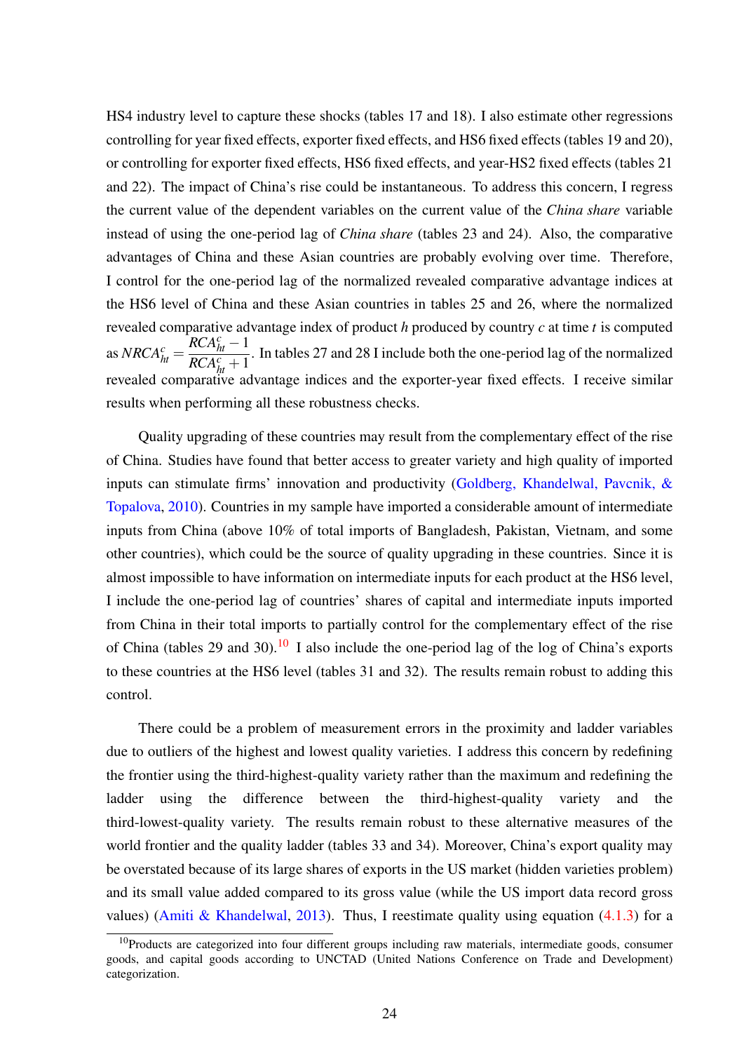HS4 industry level to capture these shocks (tables 17 and 18). I also estimate other regressions controlling for year fixed effects, exporter fixed effects, and HS6 fixed effects (tables 19 and 20), or controlling for exporter fixed effects, HS6 fixed effects, and year-HS2 fixed effects (tables 21 and 22). The impact of China's rise could be instantaneous. To address this concern, I regress the current value of the dependent variables on the current value of the *China share* variable instead of using the one-period lag of *China share* (tables 23 and 24). Also, the comparative advantages of China and these Asian countries are probably evolving over time. Therefore, I control for the one-period lag of the normalized revealed comparative advantage indices at the HS6 level of China and these Asian countries in tables 25 and 26, where the normalized revealed comparative advantage index of product $h$ produced by country $c$ at time $t$ is computed as $NRCA^c_{ht} = \dfrac{RCA^c_{ht} - 1}{RCA^c_{ht} + 1}$. In tables 27 and 28 I include both the one-period lag of the normalized revealed comparative advantage indices and the exporter-year fixed effects. I receive similar results when performing all these robustness checks.

Quality upgrading of these countries may result from the complementary effect of the rise of China. Studies have found that better access to greater variety and high quality of imported inputs can stimulate firms' innovation and productivity (Goldberg, Khandelwal, Pavcnik, & Topalova, 2010). Countries in my sample have imported a considerable amount of intermediate inputs from China (above 10% of total imports of Bangladesh, Pakistan, Vietnam, and some other countries), which could be the source of quality upgrading in these countries. Since it is almost impossible to have information on intermediate inputs for each product at the HS6 level, I include the one-period lag of countries' shares of capital and intermediate inputs imported from China in their total imports to partially control for the complementary effect of the rise of China (tables 29 and 30).[10] I also include the one-period lag of the log of China's exports to these countries at the HS6 level (tables 31 and 32). The results remain robust to adding this control.

There could be a problem of measurement errors in the proximity and ladder variables due to outliers of the highest and lowest quality varieties. I address this concern by redefining the frontier using the third-highest-quality variety rather than the maximum and redefining the ladder using the difference between the third-highest-quality variety and the third-lowest-quality variety. The results remain robust to these alternative measures of the world frontier and the quality ladder (tables 33 and 34). Moreover, China's export quality may be overstated because of its large shares of exports in the US market (hidden varieties problem) and its small value added compared to its gross value (while the US import data record gross values) (Amiti & Khandelwal, 2013). Thus, I reestimate quality using equation (4.1.3) for a

[10] Products are categorized into four different groups including raw materials, intermediate goods, consumer goods, and capital goods according to UNCTAD (United Nations Conference on Trade and Development) categorization.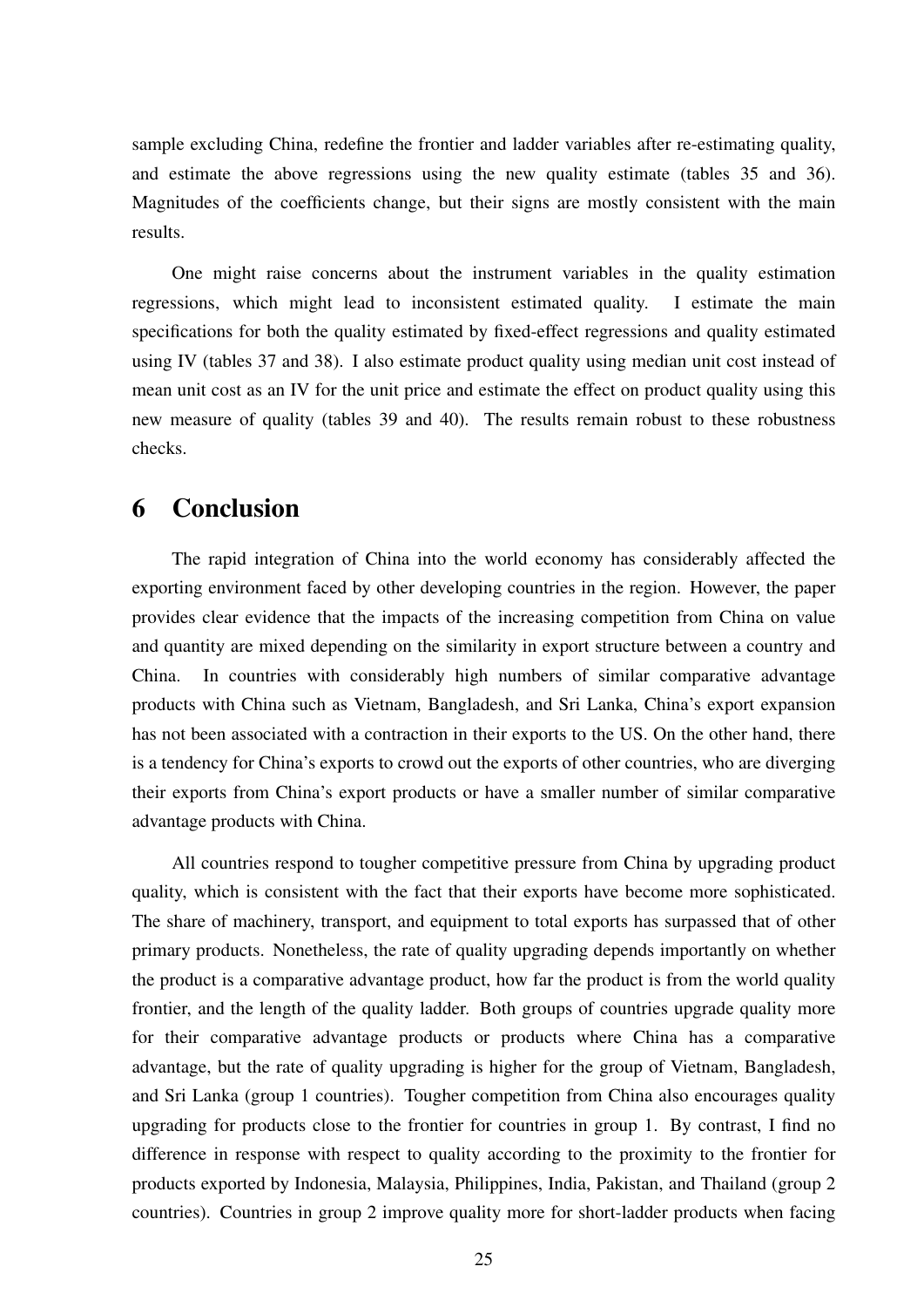sample excluding China, redefine the frontier and ladder variables after re-estimating quality, and estimate the above regressions using the new quality estimate (tables 35 and 36). Magnitudes of the coefficients change, but their signs are mostly consistent with the main results.

One might raise concerns about the instrument variables in the quality estimation regressions, which might lead to inconsistent estimated quality. I estimate the main specifications for both the quality estimated by fixed-effect regressions and quality estimated using IV (tables 37 and 38). I also estimate product quality using median unit cost instead of mean unit cost as an IV for the unit price and estimate the effect on product quality using this new measure of quality (tables 39 and 40). The results remain robust to these robustness checks.

# 6 Conclusion

The rapid integration of China into the world economy has considerably affected the exporting environment faced by other developing countries in the region. However, the paper provides clear evidence that the impacts of the increasing competition from China on value and quantity are mixed depending on the similarity in export structure between a country and China. In countries with considerably high numbers of similar comparative advantage products with China such as Vietnam, Bangladesh, and Sri Lanka, China's export expansion has not been associated with a contraction in their exports to the US. On the other hand, there is a tendency for China's exports to crowd out the exports of other countries, who are diverging their exports from China's export products or have a smaller number of similar comparative advantage products with China.

All countries respond to tougher competitive pressure from China by upgrading product quality, which is consistent with the fact that their exports have become more sophisticated. The share of machinery, transport, and equipment to total exports has surpassed that of other primary products. Nonetheless, the rate of quality upgrading depends importantly on whether the product is a comparative advantage product, how far the product is from the world quality frontier, and the length of the quality ladder. Both groups of countries upgrade quality more for their comparative advantage products or products where China has a comparative advantage, but the rate of quality upgrading is higher for the group of Vietnam, Bangladesh, and Sri Lanka (group 1 countries). Tougher competition from China also encourages quality upgrading for products close to the frontier for countries in group 1. By contrast, I find no difference in response with respect to quality according to the proximity to the frontier for products exported by Indonesia, Malaysia, Philippines, India, Pakistan, and Thailand (group 2 countries). Countries in group 2 improve quality more for short-ladder products when facing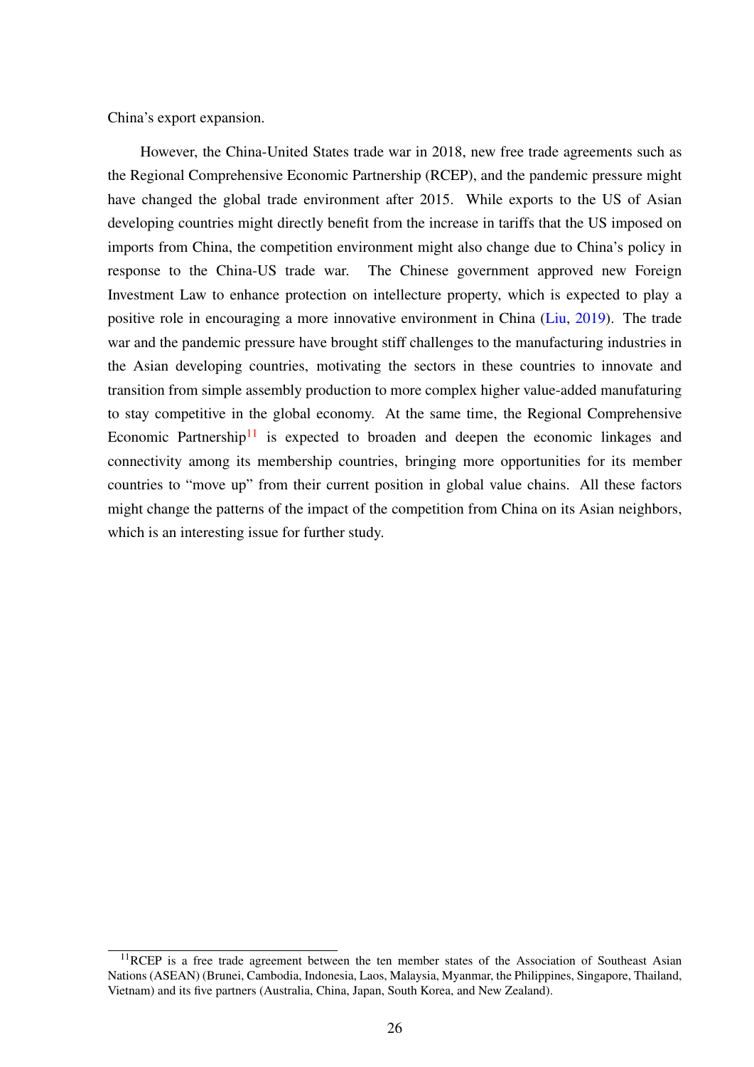China's export expansion.

However, the China-United States trade war in 2018, new free trade agreements such as the Regional Comprehensive Economic Partnership (RCEP), and the pandemic pressure might have changed the global trade environment after 2015. While exports to the US of Asian developing countries might directly benefit from the increase in tariffs that the US imposed on imports from China, the competition environment might also change due to China's policy in response to the China-US trade war. The Chinese government approved new Foreign Investment Law to enhance protection on intellecture property, which is expected to play a positive role in encouraging a more innovative environment in China (Liu, 2019). The trade war and the pandemic pressure have brought stiff challenges to the manufacturing industries in the Asian developing countries, motivating the sectors in these countries to innovate and transition from simple assembly production to more complex higher value-added manufaturing to stay competitive in the global economy. At the same time, the Regional Comprehensive Economic Partnership[11] is expected to broaden and deepen the economic linkages and connectivity among its membership countries, bringing more opportunities for its member countries to "move up" from their current position in global value chains. All these factors might change the patterns of the impact of the competition from China on its Asian neighbors, which is an interesting issue for further study.

[11] RCEP is a free trade agreement between the ten member states of the Association of Southeast Asian Nations (ASEAN) (Brunei, Cambodia, Indonesia, Laos, Malaysia, Myanmar, the Philippines, Singapore, Thailand, Vietnam) and its five partners (Australia, China, Japan, South Korea, and New Zealand).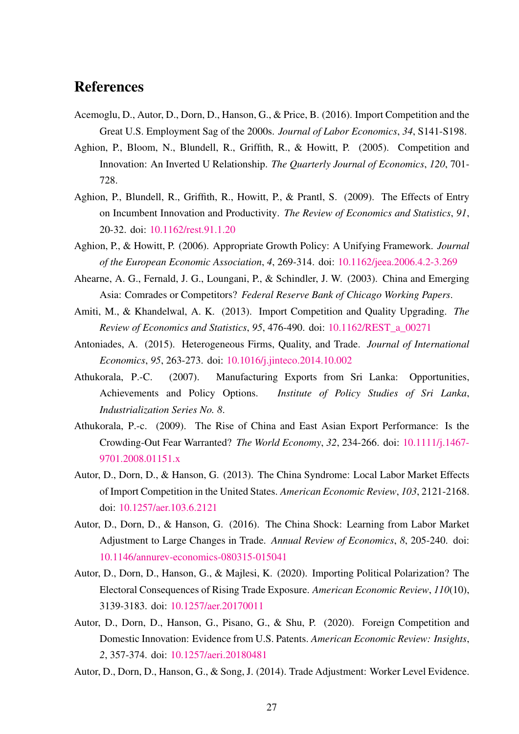## References

Acemoglu, D., Autor, D., Dorn, D., Hanson, G., & Price, B. (2016). Import Competition and the Great U.S. Employment Sag of the 2000s. *Journal of Labor Economics*, *34*, S141-S198.

Aghion, P., Bloom, N., Blundell, R., Griffith, R., & Howitt, P. (2005). Competition and Innovation: An Inverted U Relationship. *The Quarterly Journal of Economics*, *120*, 701-728.

Aghion, P., Blundell, R., Griffith, R., Howitt, P., & Prantl, S. (2009). The Effects of Entry on Incumbent Innovation and Productivity. *The Review of Economics and Statistics*, *91*, 20-32. doi: 10.1162/rest.91.1.20

Aghion, P., & Howitt, P. (2006). Appropriate Growth Policy: A Unifying Framework. *Journal of the European Economic Association*, *4*, 269-314. doi: 10.1162/jeea.2006.4.2-3.269

Ahearne, A. G., Fernald, J. G., Loungani, P., & Schindler, J. W. (2003). China and Emerging Asia: Comrades or Competitors? *Federal Reserve Bank of Chicago Working Papers*.

Amiti, M., & Khandelwal, A. K. (2013). Import Competition and Quality Upgrading. *The Review of Economics and Statistics*, *95*, 476-490. doi: 10.1162/REST_a_00271

Antoniades, A. (2015). Heterogeneous Firms, Quality, and Trade. *Journal of International Economics*, *95*, 263-273. doi: 10.1016/j.jinteco.2014.10.002

Athukorala, P.-C. (2007). Manufacturing Exports from Sri Lanka: Opportunities, Achievements and Policy Options. *Institute of Policy Studies of Sri Lanka, Industrialization Series No. 8*.

Athukorala, P.-c. (2009). The Rise of China and East Asian Export Performance: Is the Crowding-Out Fear Warranted? *The World Economy*, *32*, 234-266. doi: 10.1111/j.1467-9701.2008.01151.x

Autor, D., Dorn, D., & Hanson, G. (2013). The China Syndrome: Local Labor Market Effects of Import Competition in the United States. *American Economic Review*, *103*, 2121-2168. doi: 10.1257/aer.103.6.2121

Autor, D., Dorn, D., & Hanson, G. (2016). The China Shock: Learning from Labor Market Adjustment to Large Changes in Trade. *Annual Review of Economics*, *8*, 205-240. doi: 10.1146/annurev-economics-080315-015041

Autor, D., Dorn, D., Hanson, G., & Majlesi, K. (2020). Importing Political Polarization? The Electoral Consequences of Rising Trade Exposure. *American Economic Review*, *110*(10), 3139-3183. doi: 10.1257/aer.20170011

Autor, D., Dorn, D., Hanson, G., Pisano, G., & Shu, P. (2020). Foreign Competition and Domestic Innovation: Evidence from U.S. Patents. *American Economic Review: Insights*, *2*, 357-374. doi: 10.1257/aeri.20180481

Autor, D., Dorn, D., Hanson, G., & Song, J. (2014). Trade Adjustment: Worker Level Evidence.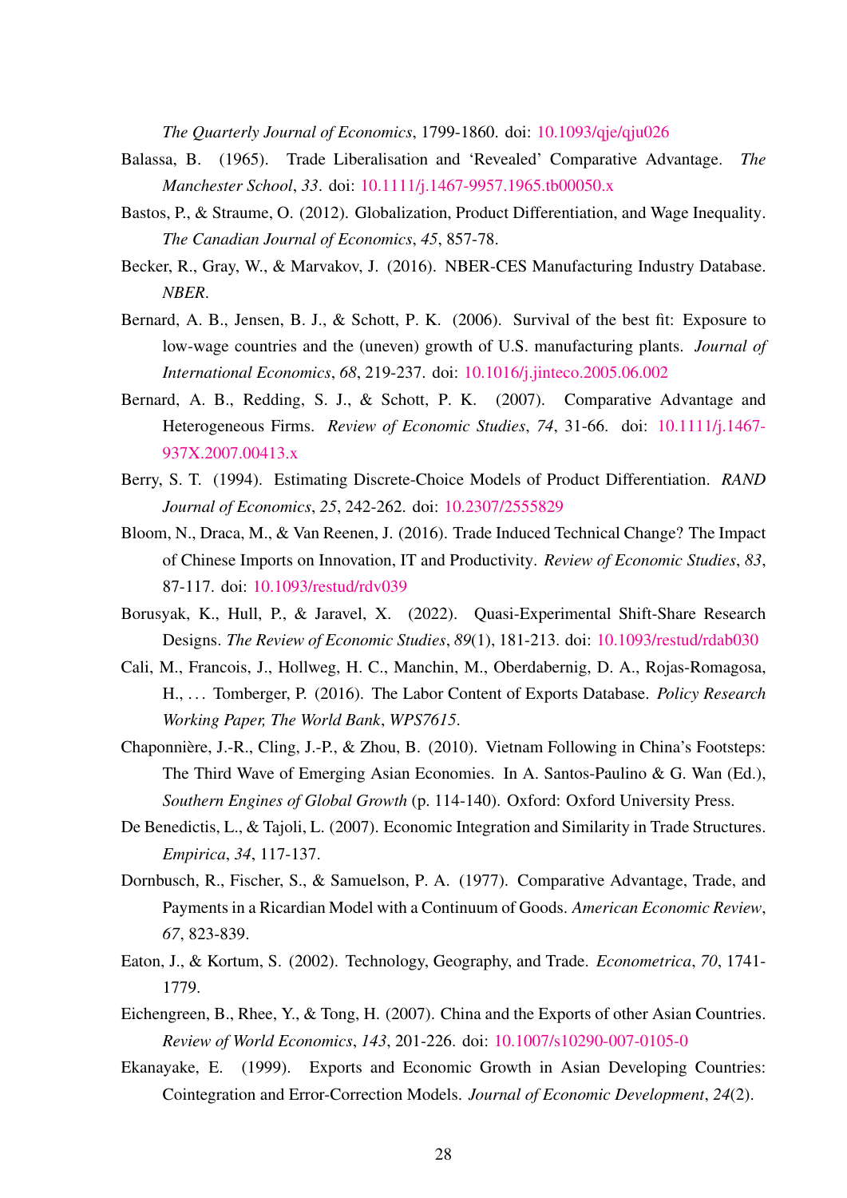*The Quarterly Journal of Economics*, 1799-1860. doi: 10.1093/qje/qju026

Balassa, B. (1965). Trade Liberalisation and 'Revealed' Comparative Advantage. *The Manchester School*, *33*. doi: 10.1111/j.1467-9957.1965.tb00050.x

Bastos, P., & Straume, O. (2012). Globalization, Product Differentiation, and Wage Inequality. *The Canadian Journal of Economics*, *45*, 857-78.

Becker, R., Gray, W., & Marvakov, J. (2016). NBER-CES Manufacturing Industry Database. *NBER*.

Bernard, A. B., Jensen, B. J., & Schott, P. K. (2006). Survival of the best fit: Exposure to low-wage countries and the (uneven) growth of U.S. manufacturing plants. *Journal of International Economics*, *68*, 219-237. doi: 10.1016/j.jinteco.2005.06.002

Bernard, A. B., Redding, S. J., & Schott, P. K. (2007). Comparative Advantage and Heterogeneous Firms. *Review of Economic Studies*, *74*, 31-66. doi: 10.1111/j.1467-937X.2007.00413.x

Berry, S. T. (1994). Estimating Discrete-Choice Models of Product Differentiation. *RAND Journal of Economics*, *25*, 242-262. doi: 10.2307/2555829

Bloom, N., Draca, M., & Van Reenen, J. (2016). Trade Induced Technical Change? The Impact of Chinese Imports on Innovation, IT and Productivity. *Review of Economic Studies*, *83*, 87-117. doi: 10.1093/restud/rdv039

Borusyak, K., Hull, P., & Jaravel, X. (2022). Quasi-Experimental Shift-Share Research Designs. *The Review of Economic Studies*, *89*(1), 181-213. doi: 10.1093/restud/rdab030

Cali, M., Francois, J., Hollweg, H. C., Manchin, M., Oberdabernig, D. A., Rojas-Romagosa, H., ... Tomberger, P. (2016). The Labor Content of Exports Database. *Policy Research Working Paper, The World Bank*, *WPS7615*.

Chaponnière, J.-R., Cling, J.-P., & Zhou, B. (2010). Vietnam Following in China's Footsteps: The Third Wave of Emerging Asian Economies. In A. Santos-Paulino & G. Wan (Ed.), *Southern Engines of Global Growth* (p. 114-140). Oxford: Oxford University Press.

De Benedictis, L., & Tajoli, L. (2007). Economic Integration and Similarity in Trade Structures. *Empirica*, *34*, 117-137.

Dornbusch, R., Fischer, S., & Samuelson, P. A. (1977). Comparative Advantage, Trade, and Payments in a Ricardian Model with a Continuum of Goods. *American Economic Review*, *67*, 823-839.

Eaton, J., & Kortum, S. (2002). Technology, Geography, and Trade. *Econometrica*, *70*, 1741-1779.

Eichengreen, B., Rhee, Y., & Tong, H. (2007). China and the Exports of other Asian Countries. *Review of World Economics*, *143*, 201-226. doi: 10.1007/s10290-007-0105-0

Ekanayake, E. (1999). Exports and Economic Growth in Asian Developing Countries: Cointegration and Error-Correction Models. *Journal of Economic Development*, *24*(2).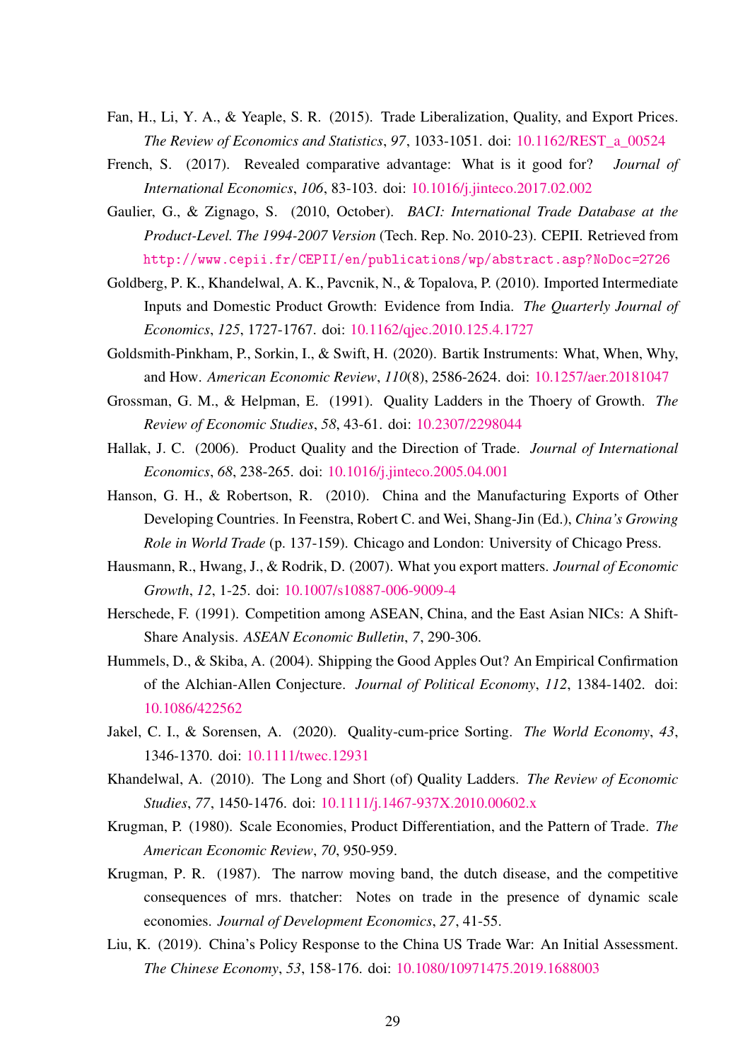Fan, H., Li, Y. A., & Yeaple, S. R. (2015). Trade Liberalization, Quality, and Export Prices. *The Review of Economics and Statistics*, *97*, 1033-1051. doi: 10.1162/REST_a_00524

French, S. (2017). Revealed comparative advantage: What is it good for? *Journal of International Economics*, *106*, 83-103. doi: 10.1016/j.jinteco.2017.02.002

Gaulier, G., & Zignago, S. (2010, October). *BACI: International Trade Database at the Product-Level. The 1994-2007 Version* (Tech. Rep. No. 2010-23). CEPII. Retrieved from http://www.cepii.fr/CEPII/en/publications/wp/abstract.asp?NoDoc=2726

Goldberg, P. K., Khandelwal, A. K., Pavcnik, N., & Topalova, P. (2010). Imported Intermediate Inputs and Domestic Product Growth: Evidence from India. *The Quarterly Journal of Economics*, *125*, 1727-1767. doi: 10.1162/qjec.2010.125.4.1727

Goldsmith-Pinkham, P., Sorkin, I., & Swift, H. (2020). Bartik Instruments: What, When, Why, and How. *American Economic Review*, *110*(8), 2586-2624. doi: 10.1257/aer.20181047

Grossman, G. M., & Helpman, E. (1991). Quality Ladders in the Thoery of Growth. *The Review of Economic Studies*, *58*, 43-61. doi: 10.2307/2298044

Hallak, J. C. (2006). Product Quality and the Direction of Trade. *Journal of International Economics*, *68*, 238-265. doi: 10.1016/j.jinteco.2005.04.001

Hanson, G. H., & Robertson, R. (2010). China and the Manufacturing Exports of Other Developing Countries. In Feenstra, Robert C. and Wei, Shang-Jin (Ed.), *China's Growing Role in World Trade* (p. 137-159). Chicago and London: University of Chicago Press.

Hausmann, R., Hwang, J., & Rodrik, D. (2007). What you export matters. *Journal of Economic Growth*, *12*, 1-25. doi: 10.1007/s10887-006-9009-4

Herschede, F. (1991). Competition among ASEAN, China, and the East Asian NICs: A Shift-Share Analysis. *ASEAN Economic Bulletin*, *7*, 290-306.

Hummels, D., & Skiba, A. (2004). Shipping the Good Apples Out? An Empirical Confirmation of the Alchian-Allen Conjecture. *Journal of Political Economy*, *112*, 1384-1402. doi: 10.1086/422562

Jakel, C. I., & Sorensen, A. (2020). Quality-cum-price Sorting. *The World Economy*, *43*, 1346-1370. doi: 10.1111/twec.12931

Khandelwal, A. (2010). The Long and Short (of) Quality Ladders. *The Review of Economic Studies*, *77*, 1450-1476. doi: 10.1111/j.1467-937X.2010.00602.x

Krugman, P. (1980). Scale Economies, Product Differentiation, and the Pattern of Trade. *The American Economic Review*, *70*, 950-959.

Krugman, P. R. (1987). The narrow moving band, the dutch disease, and the competitive consequences of mrs. thatcher: Notes on trade in the presence of dynamic scale economies. *Journal of Development Economics*, *27*, 41-55.

Liu, K. (2019). China's Policy Response to the China US Trade War: An Initial Assessment. *The Chinese Economy*, *53*, 158-176. doi: 10.1080/10971475.2019.1688003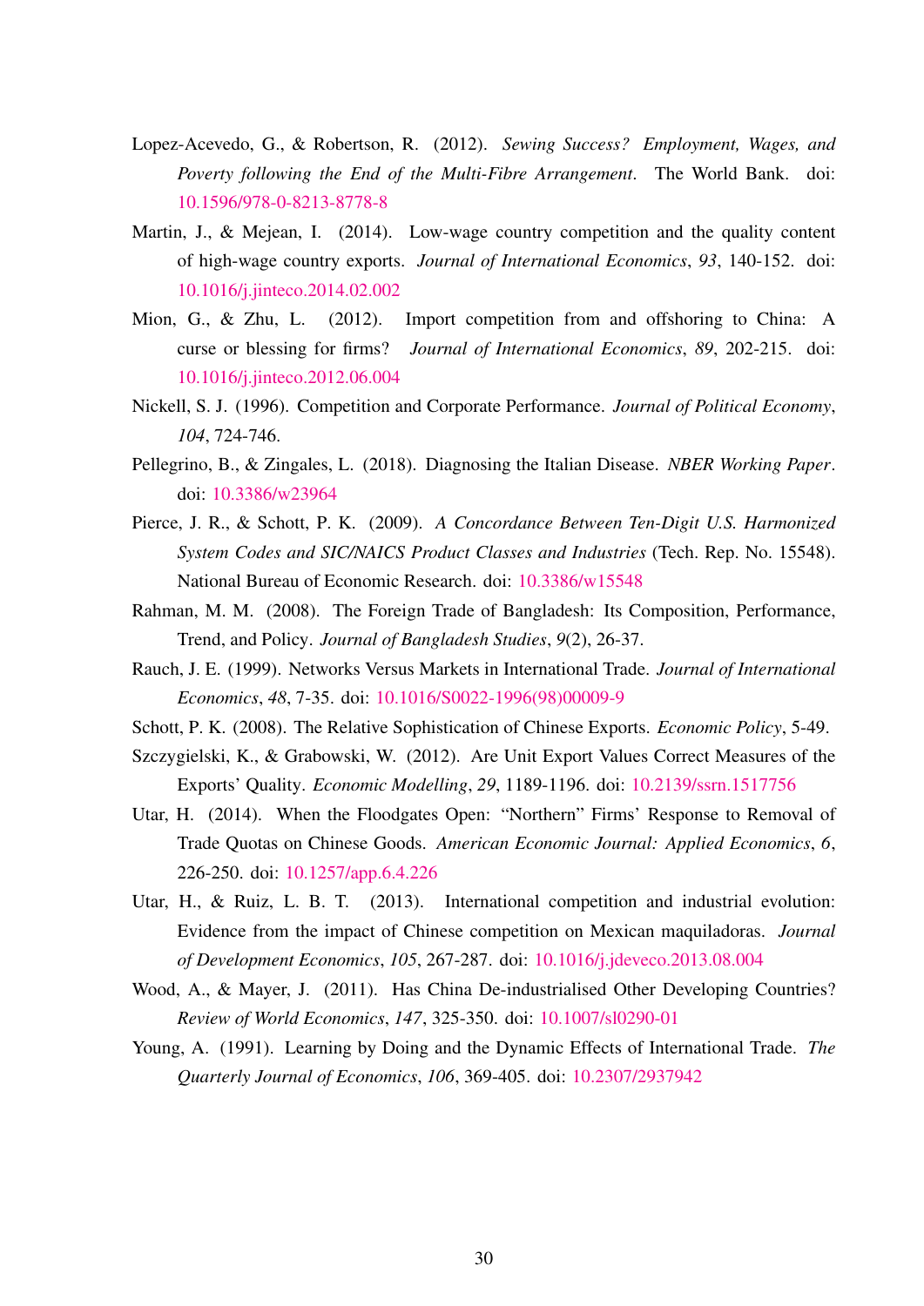Lopez-Acevedo, G., & Robertson, R. (2012). *Sewing Success? Employment, Wages, and Poverty following the End of the Multi-Fibre Arrangement*. The World Bank. doi: 10.1596/978-0-8213-8778-8

Martin, J., & Mejean, I. (2014). Low-wage country competition and the quality content of high-wage country exports. *Journal of International Economics*, *93*, 140-152. doi: 10.1016/j.jinteco.2014.02.002

Mion, G., & Zhu, L. (2012). Import competition from and offshoring to China: A curse or blessing for firms? *Journal of International Economics*, *89*, 202-215. doi: 10.1016/j.jinteco.2012.06.004

Nickell, S. J. (1996). Competition and Corporate Performance. *Journal of Political Economy*, *104*, 724-746.

Pellegrino, B., & Zingales, L. (2018). Diagnosing the Italian Disease. *NBER Working Paper*. doi: 10.3386/w23964

Pierce, J. R., & Schott, P. K. (2009). *A Concordance Between Ten-Digit U.S. Harmonized System Codes and SIC/NAICS Product Classes and Industries* (Tech. Rep. No. 15548). National Bureau of Economic Research. doi: 10.3386/w15548

Rahman, M. M. (2008). The Foreign Trade of Bangladesh: Its Composition, Performance, Trend, and Policy. *Journal of Bangladesh Studies*, *9*(2), 26-37.

Rauch, J. E. (1999). Networks Versus Markets in International Trade. *Journal of International Economics*, *48*, 7-35. doi: 10.1016/S0022-1996(98)00009-9

Schott, P. K. (2008). The Relative Sophistication of Chinese Exports. *Economic Policy*, 5-49.

Szczygielski, K., & Grabowski, W. (2012). Are Unit Export Values Correct Measures of the Exports' Quality. *Economic Modelling*, *29*, 1189-1196. doi: 10.2139/ssrn.1517756

Utar, H. (2014). When the Floodgates Open: "Northern" Firms' Response to Removal of Trade Quotas on Chinese Goods. *American Economic Journal: Applied Economics*, *6*, 226-250. doi: 10.1257/app.6.4.226

Utar, H., & Ruiz, L. B. T. (2013). International competition and industrial evolution: Evidence from the impact of Chinese competition on Mexican maquiladoras. *Journal of Development Economics*, *105*, 267-287. doi: 10.1016/j.jdeveco.2013.08.004

Wood, A., & Mayer, J. (2011). Has China De-industrialised Other Developing Countries? *Review of World Economics*, *147*, 325-350. doi: 10.1007/sl0290-01

Young, A. (1991). Learning by Doing and the Dynamic Effects of International Trade. *The Quarterly Journal of Economics*, *106*, 369-405. doi: 10.2307/2937942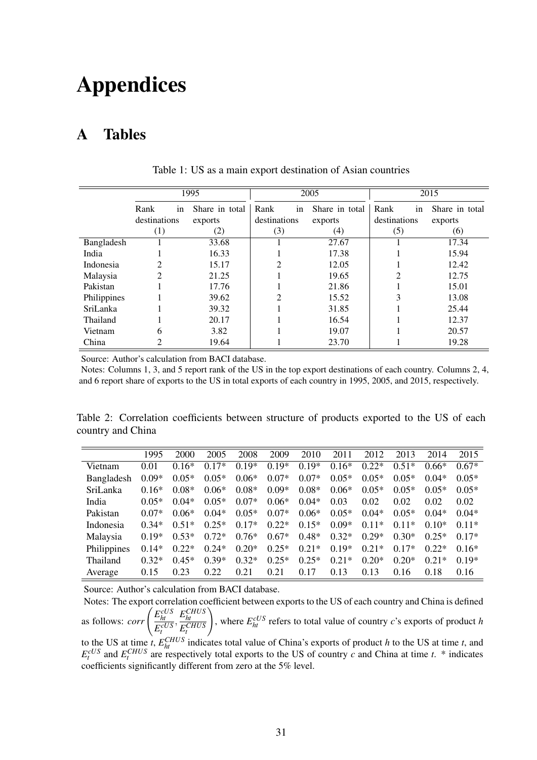# Appendices

## A Tables

Table 1: US as a main export destination of Asian countries

| | 1995 | | 2005 | | 2015 | |
|---|---|---|---|---|---|---|
| | Rank in destinations | Share in total exports | Rank in destinations | Share in total exports | Rank in destinations | Share in total exports |
| | (1) | (2) | (3) | (4) | (5) | (6) |
| Bangladesh | 1 | 33.68 | 1 | 27.67 | 1 | 17.34 |
| India | 1 | 16.33 | 1 | 17.38 | 1 | 15.94 |
| Indonesia | 2 | 15.17 | 2 | 12.05 | 1 | 12.42 |
| Malaysia | 2 | 21.25 | 1 | 19.65 | 2 | 12.75 |
| Pakistan | 1 | 17.76 | 1 | 21.86 | 1 | 15.01 |
| Philippines | 1 | 39.62 | 2 | 15.52 | 3 | 13.08 |
| SriLanka | 1 | 39.32 | 1 | 31.85 | 1 | 25.44 |
| Thailand | 1 | 20.17 | 1 | 16.54 | 1 | 12.37 |
| Vietnam | 6 | 3.82 | 1 | 19.07 | 1 | 20.57 |
| China | 2 | 19.64 | 1 | 23.70 | 1 | 19.28 |

Source: Author's calculation from BACI database.

Notes: Columns 1, 3, and 5 report rank of the US in the top export destinations of each country. Columns 2, 4, and 6 report share of exports to the US in total exports of each country in 1995, 2005, and 2015, respectively.

Table 2: Correlation coefficients between structure of products exported to the US of each country and China

| | 1995 | 2000 | 2005 | 2008 | 2009 | 2010 | 2011 | 2012 | 2013 | 2014 | 2015 |
|---|---|---|---|---|---|---|---|---|---|---|---|
| Vietnam | 0.01 | 0.16* | 0.17* | 0.19* | 0.19* | 0.19* | 0.16* | 0.22* | 0.51* | 0.66* | 0.67* |
| Bangladesh | 0.09* | 0.05* | 0.05* | 0.06* | 0.07* | 0.07* | 0.05* | 0.05* | 0.05* | 0.04* | 0.05* |
| SriLanka | 0.16* | 0.08* | 0.06* | 0.08* | 0.09* | 0.08* | 0.06* | 0.05* | 0.05* | 0.05* | 0.05* |
| India | 0.05* | 0.04* | 0.05* | 0.07* | 0.06* | 0.04* | 0.03 | 0.02 | 0.02 | 0.02 | 0.02 |
| Pakistan | 0.07* | 0.06* | 0.04* | 0.05* | 0.07* | 0.06* | 0.05* | 0.04* | 0.05* | 0.04* | 0.04* |
| Indonesia | 0.34* | 0.51* | 0.25* | 0.17* | 0.22* | 0.15* | 0.09* | 0.11* | 0.11* | 0.10* | 0.11* |
| Malaysia | 0.19* | 0.53* | 0.72* | 0.76* | 0.67* | 0.48* | 0.32* | 0.29* | 0.30* | 0.25* | 0.17* |
| Philippines | 0.14* | 0.22* | 0.24* | 0.20* | 0.25* | 0.21* | 0.19* | 0.21* | 0.17* | 0.22* | 0.16* |
| Thailand | 0.32* | 0.45* | 0.39* | 0.32* | 0.25* | 0.25* | 0.21* | 0.20* | 0.20* | 0.21* | 0.19* |
| Average | 0.15 | 0.23 | 0.22 | 0.21 | 0.21 | 0.17 | 0.13 | 0.13 | 0.16 | 0.18 | 0.16 |

Source: Author's calculation from BACI database.

Notes: The export correlation coefficient between exports to the US of each country and China is defined as follows: $corr\left(\frac{E_{ht}^{cUS}}{E_{t}^{cUS}}, \frac{E_{ht}^{CHUS}}{E_{t}^{CHUS}}\right)$, where $E_{ht}^{cUS}$ refers to total value of country $c$'s exports of product $h$ to the US at time $t$, $E_{ht}^{CHUS}$ indicates total value of China's exports of product $h$ to the US at time $t$, and $E_{t}^{cUS}$ and $E_{t}^{CHUS}$ are respectively total exports to the US of country $c$ and China at time $t$. * indicates coefficients significantly different from zero at the 5% level.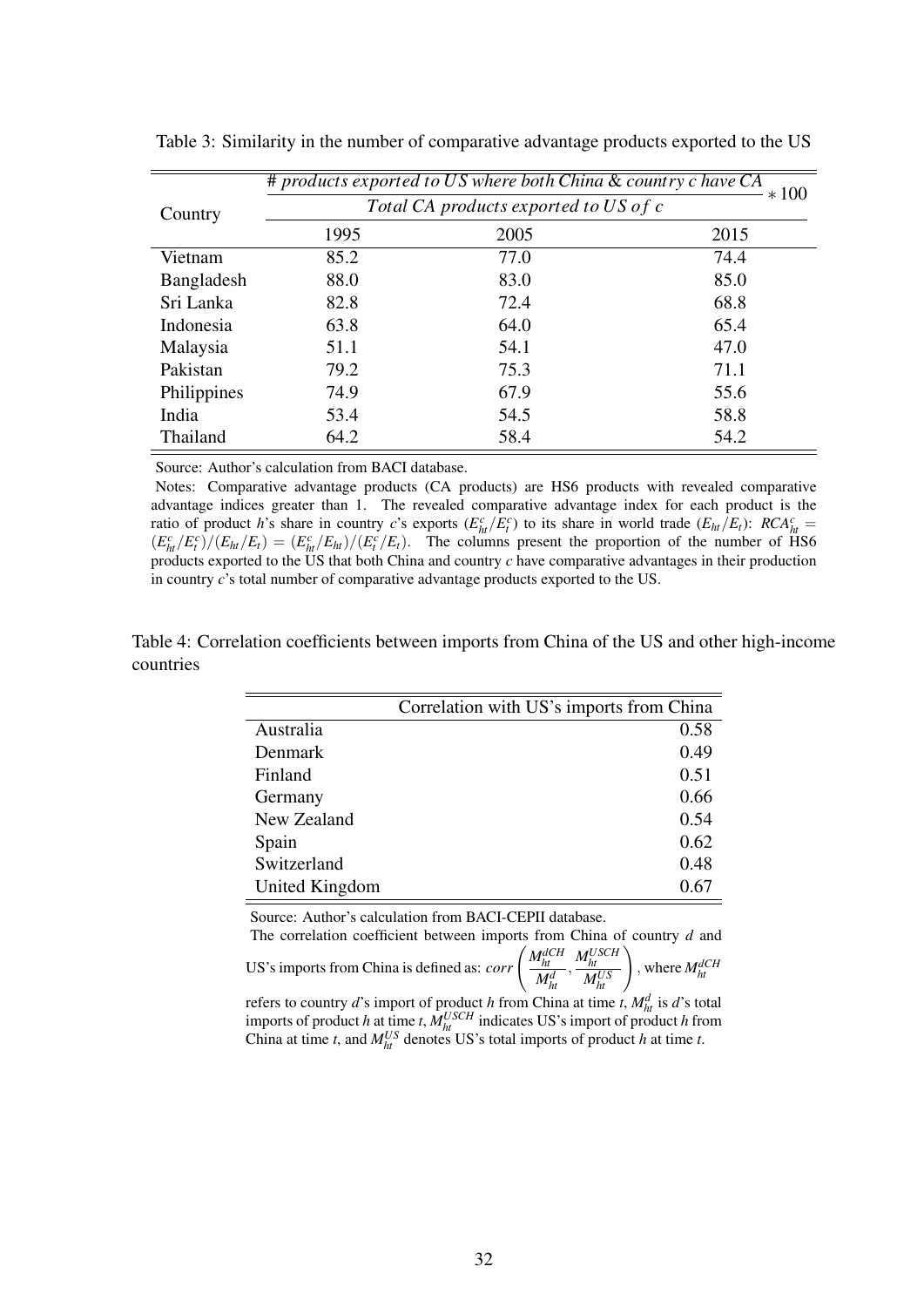Table 3: Similarity in the number of comparative advantage products exported to the US

| Country | $\frac{\text{\# products exported to US where both China \& country c have CA}}{\text{Total CA products exported to US of c}} * 100$ | | |
|---|---|---|---|
| | 1995 | 2005 | 2015 |
| Vietnam | 85.2 | 77.0 | 74.4 |
| Bangladesh | 88.0 | 83.0 | 85.0 |
| Sri Lanka | 82.8 | 72.4 | 68.8 |
| Indonesia | 63.8 | 64.0 | 65.4 |
| Malaysia | 51.1 | 54.1 | 47.0 |
| Pakistan | 79.2 | 75.3 | 71.1 |
| Philippines | 74.9 | 67.9 | 55.6 |
| India | 53.4 | 54.5 | 58.8 |
| Thailand | 64.2 | 58.4 | 54.2 |

Source: Author's calculation from BACI database.

Notes: Comparative advantage products (CA products) are HS6 products with revealed comparative advantage indices greater than 1. The revealed comparative advantage index for each product is the ratio of product $h$'s share in country $c$'s exports ($E^c_{ht}/E^c_t$) to its share in world trade ($E_{ht}/E_t$): $RCA^c_{ht} = (E^c_{ht}/E^c_t)/(E_{ht}/E_t) = (E^c_{ht}/E_{ht})/(E^c_t/E_t)$. The columns present the proportion of the number of HS6 products exported to the US that both China and country $c$ have comparative advantages in their production in country $c$'s total number of comparative advantage products exported to the US.

Table 4: Correlation coefficients between imports from China of the US and other high-income countries

| | Correlation with US's imports from China |
|---|---|
| Australia | 0.58 |
| Denmark | 0.49 |
| Finland | 0.51 |
| Germany | 0.66 |
| New Zealand | 0.54 |
| Spain | 0.62 |
| Switzerland | 0.48 |
| United Kingdom | 0.67 |

Source: Author's calculation from BACI-CEPII database.

The correlation coefficient between imports from China of country $d$ and US's imports from China is defined as: $corr\left(\frac{M^{dCH}_{ht}}{M^d_{ht}}, \frac{M^{USCH}_{ht}}{M^{US}_{ht}}\right)$, where $M^{dCH}_{ht}$ refers to country $d$'s import of product $h$ from China at time $t$, $M^d_{ht}$ is $d$'s total imports of product $h$ at time $t$, $M^{USCH}_{ht}$ indicates US's import of product $h$ from China at time $t$, and $M^{US}_{ht}$ denotes US's total imports of product $h$ at time $t$.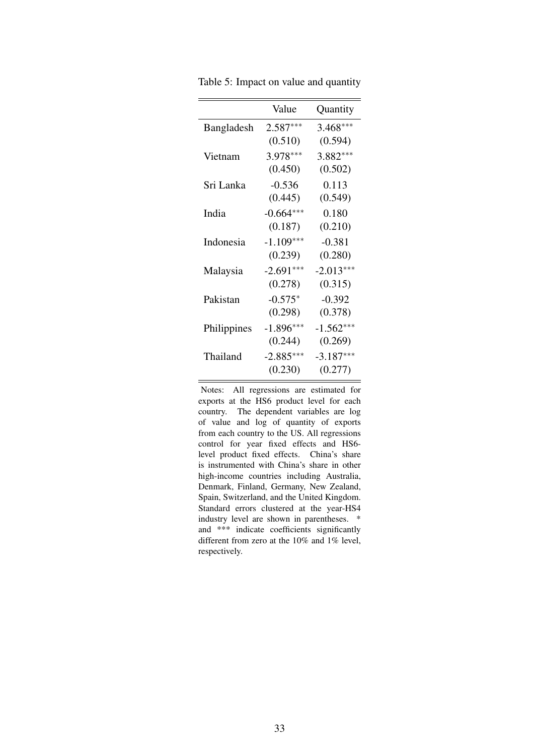Table 5: Impact on value and quantity

| | Value | Quantity |
|---|---|---|
| Bangladesh | 2.587*** | 3.468*** |
| | (0.510) | (0.594) |
| Vietnam | 3.978*** | 3.882*** |
| | (0.450) | (0.502) |
| Sri Lanka | -0.536 | 0.113 |
| | (0.445) | (0.549) |
| India | -0.664*** | 0.180 |
| | (0.187) | (0.210) |
| Indonesia | -1.109*** | -0.381 |
| | (0.239) | (0.280) |
| Malaysia | -2.691*** | -2.013*** |
| | (0.278) | (0.315) |
| Pakistan | -0.575* | -0.392 |
| | (0.298) | (0.378) |
| Philippines | -1.896*** | -1.562*** |
| | (0.244) | (0.269) |
| Thailand | -2.885*** | -3.187*** |
| | (0.230) | (0.277) |

Notes: All regressions are estimated for exports at the HS6 product level for each country. The dependent variables are log of value and log of quantity of exports from each country to the US. All regressions control for year fixed effects and HS6-level product fixed effects. China's share is instrumented with China's share in other high-income countries including Australia, Denmark, Finland, Germany, New Zealand, Spain, Switzerland, and the United Kingdom. Standard errors clustered at the year-HS4 industry level are shown in parentheses. * and *** indicate coefficients significantly different from zero at the 10% and 1% level, respectively.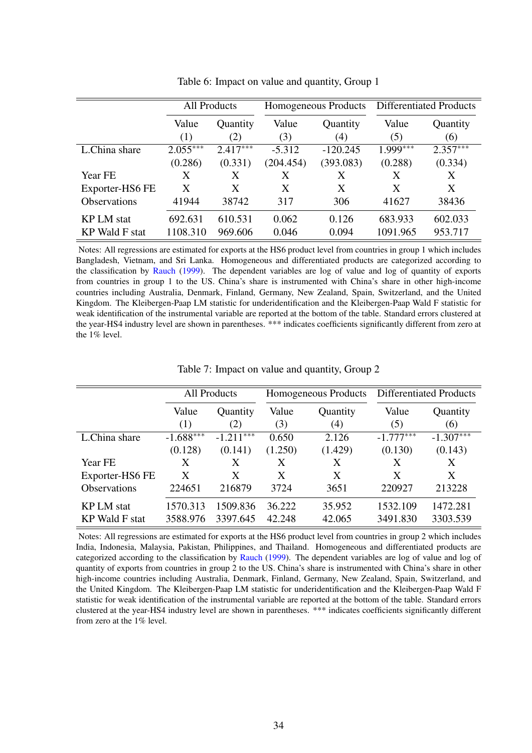Table 6: Impact on value and quantity, Group 1

| | All Products | | Homogeneous Products | | Differentiated Products | |
|---|---|---|---|---|---|---|
| | Value | Quantity | Value | Quantity | Value | Quantity |
| | (1) | (2) | (3) | (4) | (5) | (6) |
| L.China share | 2.055*** | 2.417*** | -5.312 | -120.245 | 1.999*** | 2.357*** |
| | (0.286) | (0.331) | (204.454) | (393.083) | (0.288) | (0.334) |
| Year FE | X | X | X | X | X | X |
| Exporter-HS6 FE | X | X | X | X | X | X |
| Observations | 41944 | 38742 | 317 | 306 | 41627 | 38436 |
| KP LM stat | 692.631 | 610.531 | 0.062 | 0.126 | 683.933 | 602.033 |
| KP Wald F stat | 1108.310 | 969.606 | 0.046 | 0.094 | 1091.965 | 953.717 |

Notes: All regressions are estimated for exports at the HS6 product level from countries in group 1 which includes Bangladesh, Vietnam, and Sri Lanka. Homogeneous and differentiated products are categorized according to the classification by Rauch (1999). The dependent variables are log of value and log of quantity of exports from countries in group 1 to the US. China's share is instrumented with China's share in other high-income countries including Australia, Denmark, Finland, Germany, New Zealand, Spain, Switzerland, and the United Kingdom. The Kleibergen-Paap LM statistic for underidentification and the Kleibergen-Paap Wald F statistic for weak identification of the instrumental variable are reported at the bottom of the table. Standard errors clustered at the year-HS4 industry level are shown in parentheses. *** indicates coefficients significantly different from zero at the 1% level.

Table 7: Impact on value and quantity, Group 2

| | All Products | | Homogeneous Products | | Differentiated Products | |
|---|---|---|---|---|---|---|
| | Value | Quantity | Value | Quantity | Value | Quantity |
| | (1) | (2) | (3) | (4) | (5) | (6) |
| L.China share | -1.688*** | -1.211*** | 0.650 | 2.126 | -1.777*** | -1.307*** |
| | (0.128) | (0.141) | (1.250) | (1.429) | (0.130) | (0.143) |
| Year FE | X | X | X | X | X | X |
| Exporter-HS6 FE | X | X | X | X | X | X |
| Observations | 224651 | 216879 | 3724 | 3651 | 220927 | 213228 |
| KP LM stat | 1570.313 | 1509.836 | 36.222 | 35.952 | 1532.109 | 1472.281 |
| KP Wald F stat | 3588.976 | 3397.645 | 42.248 | 42.065 | 3491.830 | 3303.539 |

Notes: All regressions are estimated for exports at the HS6 product level from countries in group 2 which includes India, Indonesia, Malaysia, Pakistan, Philippines, and Thailand. Homogeneous and differentiated products are categorized according to the classification by Rauch (1999). The dependent variables are log of value and log of quantity of exports from countries in group 2 to the US. China's share is instrumented with China's share in other high-income countries including Australia, Denmark, Finland, Germany, New Zealand, Spain, Switzerland, and the United Kingdom. The Kleibergen-Paap LM statistic for underidentification and the Kleibergen-Paap Wald F statistic for weak identification of the instrumental variable are reported at the bottom of the table. Standard errors clustered at the year-HS4 industry level are shown in parentheses. *** indicates coefficients significantly different from zero at the 1% level.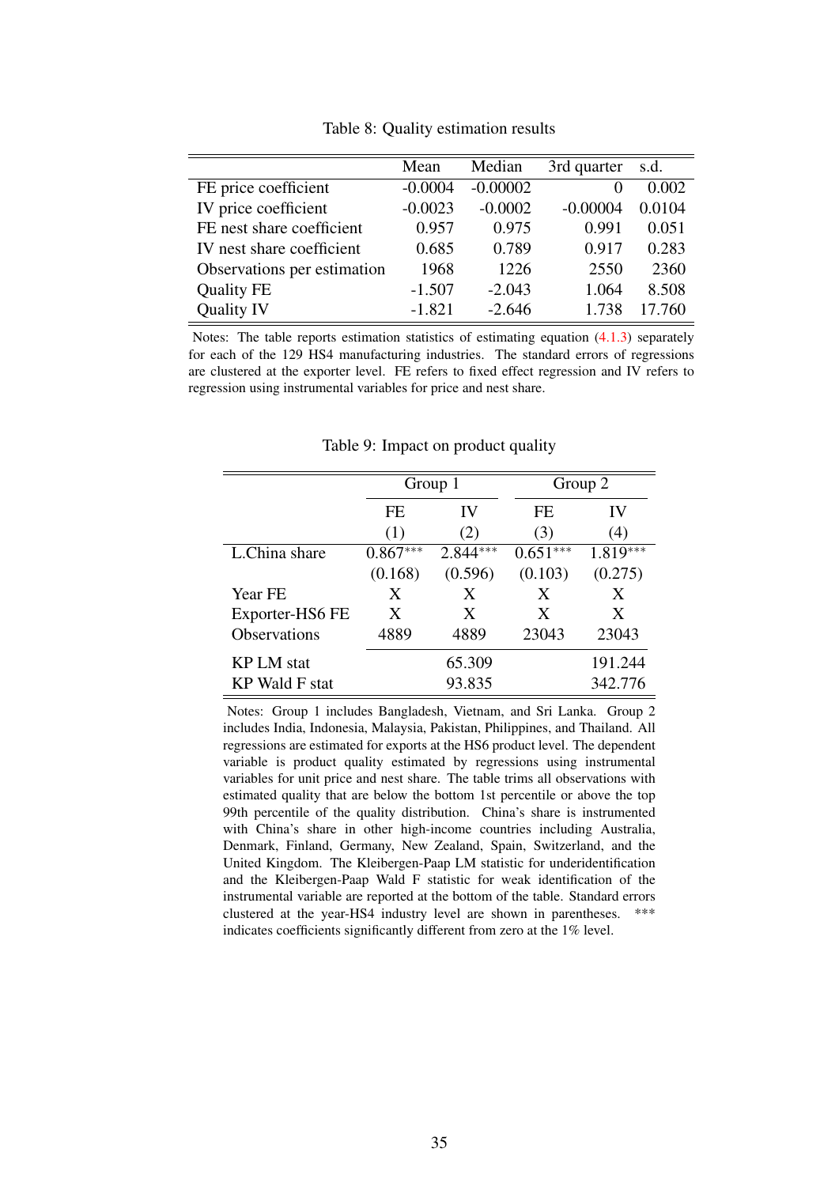Table 8: Quality estimation results

| | Mean | Median | 3rd quarter | s.d. |
|---|---|---|---|---|
| FE price coefficient | -0.0004 | -0.00002 | 0 | 0.002 |
| IV price coefficient | -0.0023 | -0.0002 | -0.00004 | 0.0104 |
| FE nest share coefficient | 0.957 | 0.975 | 0.991 | 0.051 |
| IV nest share coefficient | 0.685 | 0.789 | 0.917 | 0.283 |
| Observations per estimation | 1968 | 1226 | 2550 | 2360 |
| Quality FE | -1.507 | -2.043 | 1.064 | 8.508 |
| Quality IV | -1.821 | -2.646 | 1.738 | 17.760 |

Notes: The table reports estimation statistics of estimating equation (4.1.3) separately for each of the 129 HS4 manufacturing industries. The standard errors of regressions are clustered at the exporter level. FE refers to fixed effect regression and IV refers to regression using instrumental variables for price and nest share.

Table 9: Impact on product quality

| | Group 1 | | Group 2 | |
|---|---|---|---|---|
| | FE | IV | FE | IV |
| | (1) | (2) | (3) | (4) |
| L.China share | $0.867^{***}$ | $2.844^{***}$ | $0.651^{***}$ | $1.819^{***}$ |
| | (0.168) | (0.596) | (0.103) | (0.275) |
| Year FE | X | X | X | X |
| Exporter-HS6 FE | X | X | X | X |
| Observations | 4889 | 4889 | 23043 | 23043 |
| KP LM stat | | 65.309 | | 191.244 |
| KP Wald F stat | | 93.835 | | 342.776 |

Notes: Group 1 includes Bangladesh, Vietnam, and Sri Lanka. Group 2 includes India, Indonesia, Malaysia, Pakistan, Philippines, and Thailand. All regressions are estimated for exports at the HS6 product level. The dependent variable is product quality estimated by regressions using instrumental variables for unit price and nest share. The table trims all observations with estimated quality that are below the bottom 1st percentile or above the top 99th percentile of the quality distribution. China's share is instrumented with China's share in other high-income countries including Australia, Denmark, Finland, Germany, New Zealand, Spain, Switzerland, and the United Kingdom. The Kleibergen-Paap LM statistic for underidentification and the Kleibergen-Paap Wald F statistic for weak identification of the instrumental variable are reported at the bottom of the table. Standard errors clustered at the year-HS4 industry level are shown in parentheses. *** indicates coefficients significantly different from zero at the 1% level.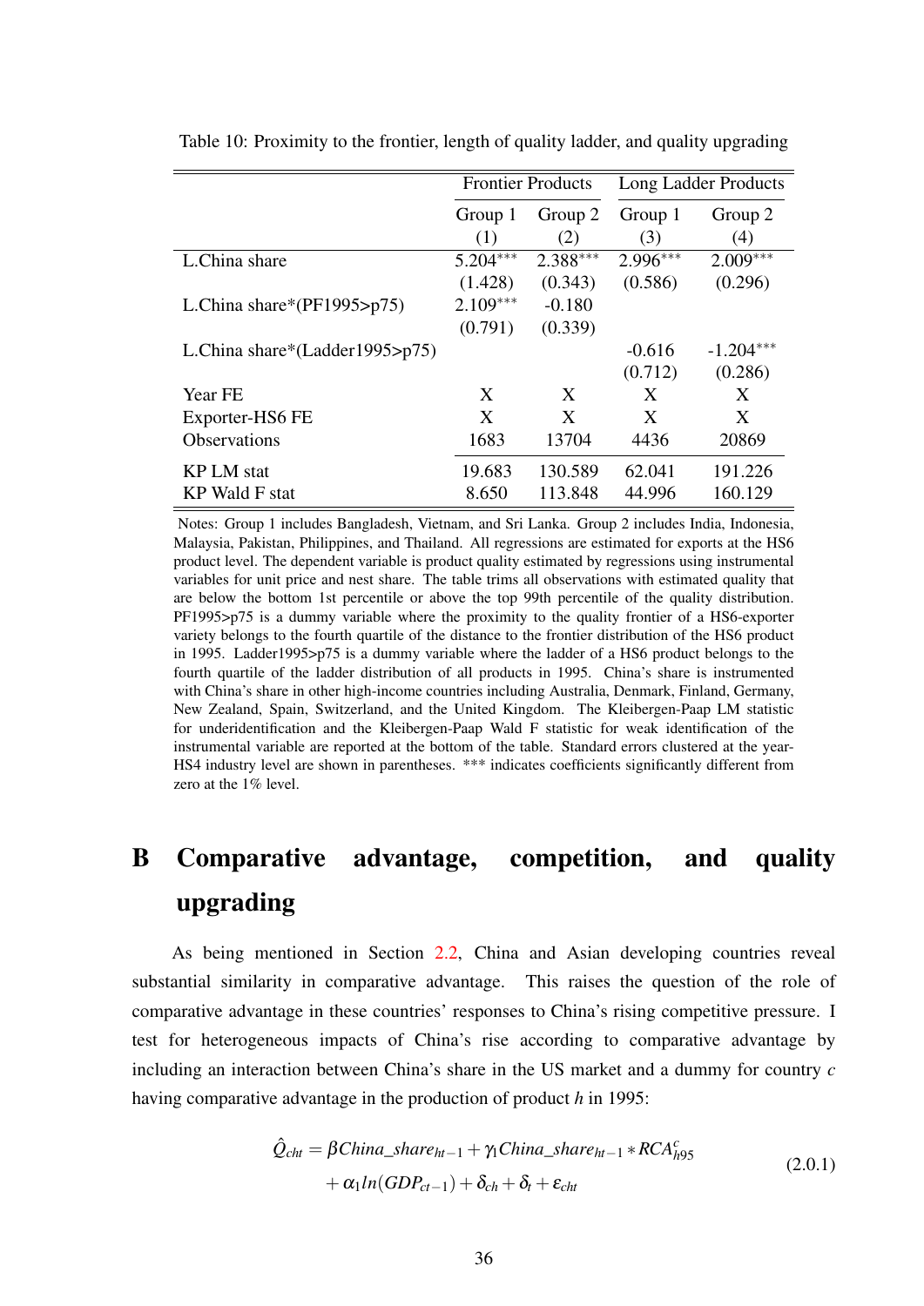Table 10: Proximity to the frontier, length of quality ladder, and quality upgrading

| | Frontier Products | | Long Ladder Products | |
|---|---|---|---|---|
| | Group 1 | Group 2 | Group 1 | Group 2 |
| | (1) | (2) | (3) | (4) |
| L.China share | 5.204*** | 2.388*** | 2.996*** | 2.009*** |
| | (1.428) | (0.343) | (0.586) | (0.296) |
| L.China share*(PF1995>p75) | 2.109*** | -0.180 | | |
| | (0.791) | (0.339) | | |
| L.China share*(Ladder1995>p75) | | | -0.616 | -1.204*** |
| | | | (0.712) | (0.286) |
| Year FE | X | X | X | X |
| Exporter-HS6 FE | X | X | X | X |
| Observations | 1683 | 13704 | 4436 | 20869 |
| KP LM stat | 19.683 | 130.589 | 62.041 | 191.226 |
| KP Wald F stat | 8.650 | 113.848 | 44.996 | 160.129 |

Notes: Group 1 includes Bangladesh, Vietnam, and Sri Lanka. Group 2 includes India, Indonesia, Malaysia, Pakistan, Philippines, and Thailand. All regressions are estimated for exports at the HS6 product level. The dependent variable is product quality estimated by regressions using instrumental variables for unit price and nest share. The table trims all observations with estimated quality that are below the bottom 1st percentile or above the top 99th percentile of the quality distribution. PF1995>p75 is a dummy variable where the proximity to the quality frontier of a HS6-exporter variety belongs to the fourth quartile of the distance to the frontier distribution of the HS6 product in 1995. Ladder1995>p75 is a dummy variable where the ladder of a HS6 product belongs to the fourth quartile of the ladder distribution of all products in 1995. China's share is instrumented with China's share in other high-income countries including Australia, Denmark, Finland, Germany, New Zealand, Spain, Switzerland, and the United Kingdom. The Kleibergen-Paap LM statistic for underidentification and the Kleibergen-Paap Wald F statistic for weak identification of the instrumental variable are reported at the bottom of the table. Standard errors clustered at the year-HS4 industry level are shown in parentheses. *** indicates coefficients significantly different from zero at the 1% level.

# B Comparative advantage, competition, and quality upgrading

As being mentioned in Section 2.2, China and Asian developing countries reveal substantial similarity in comparative advantage. This raises the question of the role of comparative advantage in these countries' responses to China's rising competitive pressure. I test for heterogeneous impacts of China's rise according to comparative advantage by including an interaction between China's share in the US market and a dummy for country $c$ having comparative advantage in the production of product $h$ in 1995:

$$\hat{Q}_{cht} = \beta China\_share_{ht-1} + \gamma_1 China\_share_{ht-1} * RCA^c_{h95} + \alpha_1 ln(GDP_{ct-1}) + \delta_{ch} + \delta_t + \varepsilon_{cht} \tag{2.0.1}$$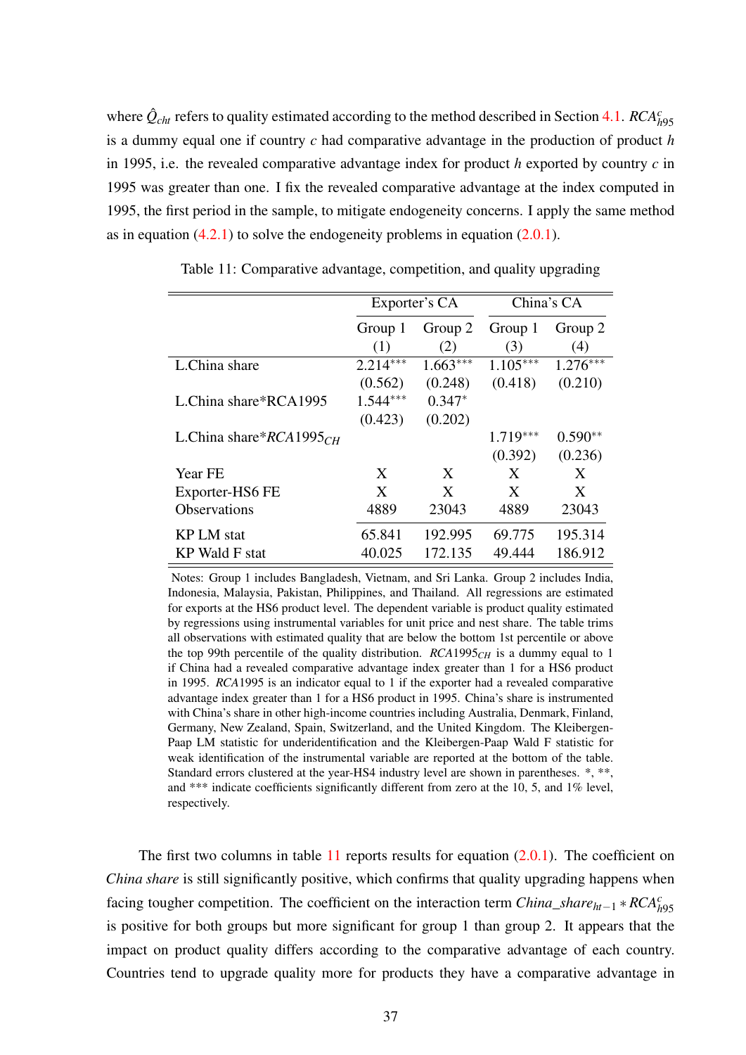where $\hat{Q}_{cht}$ refers to quality estimated according to the method described in Section 4.1. $RCA^c_{h95}$ is a dummy equal one if country $c$ had comparative advantage in the production of product $h$ in 1995, i.e. the revealed comparative advantage index for product $h$ exported by country $c$ in 1995 was greater than one. I fix the revealed comparative advantage at the index computed in 1995, the first period in the sample, to mitigate endogeneity concerns. I apply the same method as in equation (4.2.1) to solve the endogeneity problems in equation (2.0.1).

Table 11: Comparative advantage, competition, and quality upgrading

| | Exporter's CA | | China's CA | |
|---|---|---|---|---|
| | Group 1 | Group 2 | Group 1 | Group 2 |
| | (1) | (2) | (3) | (4) |
| L.China share | 2.214*** | 1.663*** | 1.105*** | 1.276*** |
| | (0.562) | (0.248) | (0.418) | (0.210) |
| L.China share*RCA1995 | 1.544*** | 0.347* | | |
| | (0.423) | (0.202) | | |
| L.China share*$RCA1995_{CH}$ | | | 1.719*** | 0.590** |
| | | | (0.392) | (0.236) |
| Year FE | X | X | X | X |
| Exporter-HS6 FE | X | X | X | X |
| Observations | 4889 | 23043 | 4889 | 23043 |
| KP LM stat | 65.841 | 192.995 | 69.775 | 195.314 |
| KP Wald F stat | 40.025 | 172.135 | 49.444 | 186.912 |

Notes: Group 1 includes Bangladesh, Vietnam, and Sri Lanka. Group 2 includes India, Indonesia, Malaysia, Pakistan, Philippines, and Thailand. All regressions are estimated for exports at the HS6 product level. The dependent variable is product quality estimated by regressions using instrumental variables for unit price and nest share. The table trims all observations with estimated quality that are below the bottom 1st percentile or above the top 99th percentile of the quality distribution. $RCA1995_{CH}$ is a dummy equal to 1 if China had a revealed comparative advantage index greater than 1 for a HS6 product in 1995. $RCA1995$ is an indicator equal to 1 if the exporter had a revealed comparative advantage index greater than 1 for a HS6 product in 1995. China's share is instrumented with China's share in other high-income countries including Australia, Denmark, Finland, Germany, New Zealand, Spain, Switzerland, and the United Kingdom. The Kleibergen-Paap LM statistic for underidentification and the Kleibergen-Paap Wald F statistic for weak identification of the instrumental variable are reported at the bottom of the table. Standard errors clustered at the year-HS4 industry level are shown in parentheses. *, **, and *** indicate coefficients significantly different from zero at the 10, 5, and 1% level, respectively.

The first two columns in table 11 reports results for equation (2.0.1). The coefficient on *China share* is still significantly positive, which confirms that quality upgrading happens when facing tougher competition. The coefficient on the interaction term $China\_share_{ht-1} * RCA^c_{h95}$ is positive for both groups but more significant for group 1 than group 2. It appears that the impact on product quality differs according to the comparative advantage of each country. Countries tend to upgrade quality more for products they have a comparative advantage in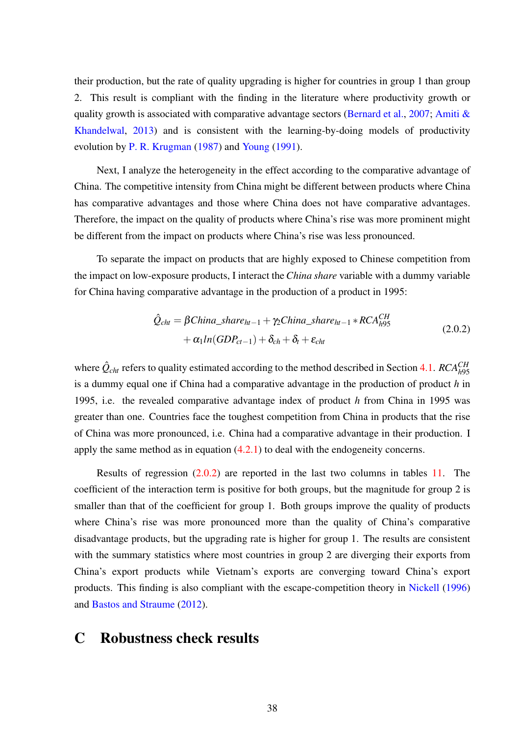their production, but the rate of quality upgrading is higher for countries in group 1 than group 2. This result is compliant with the finding in the literature where productivity growth or quality growth is associated with comparative advantage sectors (Bernard et al., 2007; Amiti & Khandelwal, 2013) and is consistent with the learning-by-doing models of productivity evolution by P. R. Krugman (1987) and Young (1991).

Next, I analyze the heterogeneity in the effect according to the comparative advantage of China. The competitive intensity from China might be different between products where China has comparative advantages and those where China does not have comparative advantages. Therefore, the impact on the quality of products where China's rise was more prominent might be different from the impact on products where China's rise was less pronounced.

To separate the impact on products that are highly exposed to Chinese competition from the impact on low-exposure products, I interact the *China share* variable with a dummy variable for China having comparative advantage in the production of a product in 1995:

$$\hat{Q}_{cht} = \beta China\_share_{ht-1} + \gamma_2 China\_share_{ht-1} * RCA^{CH}_{h95} + \alpha_1 ln(GDP_{ct-1}) + \delta_{ch} + \delta_t + \varepsilon_{cht} \tag{2.0.2}$$

where $\hat{Q}_{cht}$ refers to quality estimated according to the method described in Section 4.1. $RCA^{CH}_{h95}$ is a dummy equal one if China had a comparative advantage in the production of product $h$ in 1995, i.e. the revealed comparative advantage index of product $h$ from China in 1995 was greater than one. Countries face the toughest competition from China in products that the rise of China was more pronounced, i.e. China had a comparative advantage in their production. I apply the same method as in equation (4.2.1) to deal with the endogeneity concerns.

Results of regression (2.0.2) are reported in the last two columns in tables 11. The coefficient of the interaction term is positive for both groups, but the magnitude for group 2 is smaller than that of the coefficient for group 1. Both groups improve the quality of products where China's rise was more pronounced more than the quality of China's comparative disadvantage products, but the upgrading rate is higher for group 1. The results are consistent with the summary statistics where most countries in group 2 are diverging their exports from China's export products while Vietnam's exports are converging toward China's export products. This finding is also compliant with the escape-competition theory in Nickell (1996) and Bastos and Straume (2012).

# C Robustness check results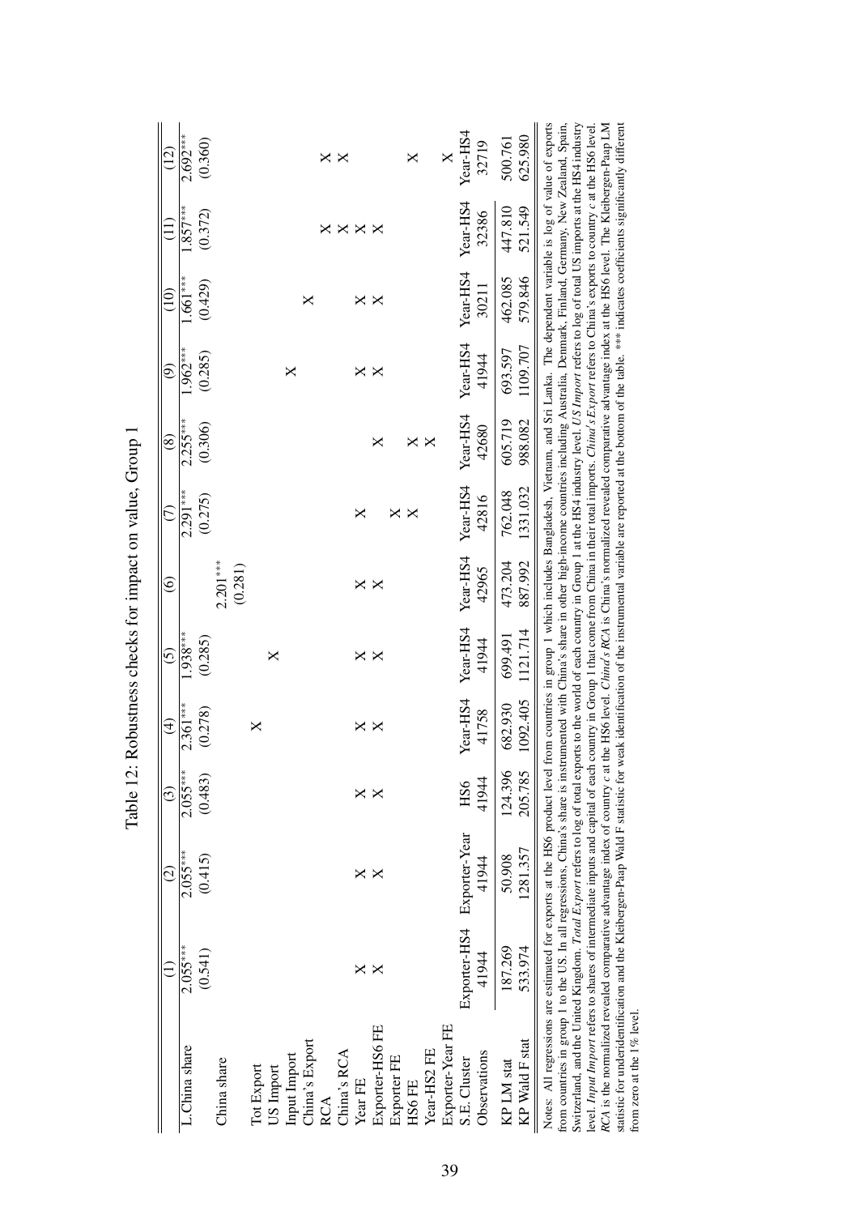Table 12: Robustness checks for impact on value, Group 1

| | (1) | (2) | (3) | (4) | (5) | (6) | (7) | (8) | (9) | (10) | (11) | (12) |
|---|---|---|---|---|---|---|---|---|---|---|---|---|
| L.China share | 2.055*** | 2.055*** | 2.055*** | 2.361*** | 1.938*** | | 2.291*** | 2.255*** | 1.962*** | 1.661*** | 1.857*** | 2.692*** |
| | (0.541) | (0.415) | (0.483) | (0.278) | (0.285) | | (0.275) | (0.306) | (0.285) | (0.429) | (0.372) | (0.360) |
| China share | | | | | | 2.201*** | | | | | | |
| | | | | | | (0.281) | | | | | | |
| Tot Export | | | | X | | | | | | | | |
| US Import | | | | | X | | | | | | | |
| Input Import | | | | | | | | | X | | | |
| China's Export | | | | | | | | | | X | | |
| RCA | | | | | | | | | | | X | X |
| China's RCA | | | | | | | | | | | X | X |
| Year FE | X | X | X | X | X | X | X | | X | X | X | |
| Exporter-HS6 FE | X | X | X | X | X | X | | X | X | X | X | |
| Exporter FE | | | | | | | X | | | | | |
| HS6 FE | | | | | | | X | X | | | | X |
| Year-HS2 FE | | | | | | | | X | | | | |
| Exporter-Year FE | | | | | | | | | | | | X |
| S.E. Cluster | Exporter-HS4 | Exporter-Year | HS6 | Year-HS4 | Year-HS4 | Year-HS4 | Year-HS4 | Year-HS4 | Year-HS4 | Year-HS4 | Year-HS4 | Year-HS4 |
| Observations | 41944 | 41944 | 41944 | 41758 | 41944 | 42965 | 42816 | 42680 | 41944 | 30211 | 32386 | 32719 |
| KP LM stat | 187.269 | 50.908 | 124.396 | 682.930 | 699.491 | 473.204 | 762.048 | 605.719 | 693.597 | 462.085 | 447.810 | 500.761 |
| KP Wald F stat | 533.974 | 1281.357 | 205.785 | 1092.405 | 1121.714 | 887.992 | 1331.032 | 988.082 | 1109.707 | 579.846 | 521.549 | 625.980 |

Notes: All regressions are estimated for exports at the HS6 product level from countries in group 1 which includes Bangladesh, Vietnam, and Sri Lanka. The dependent variable is log of value of exports from countries in group 1 to the US. In all regressions, China's share is instrumented with China's share in other high-income countries including Australia, Denmark, Finland, Germany, New Zealand, Spain, Switzerland, and the United Kingdom. *Total Export* refers to log of total exports to the world of each country in Group 1 at the HS4 industry level. *US Import* refers to log of total US imports at the HS4 industry level. *Input Import* refers to shares of intermediate inputs and capital of each country in Group 1 that come from China in their total imports. *China's Export* refers to China's exports to country $c$ at the HS6 level. *RCA* is the normalized revealed comparative advantage index of country $c$ at the HS6 level. *China's RCA* is China's normalized revealed comparative advantage index at the HS6 level. The Kleibergen-Paap LM statistic for underidentification and the Kleibergen-Paap Wald F statistic for weak identification of the instrumental variable are reported at the bottom of the table. *** indicates coefficients significantly different from zero at the 1% level.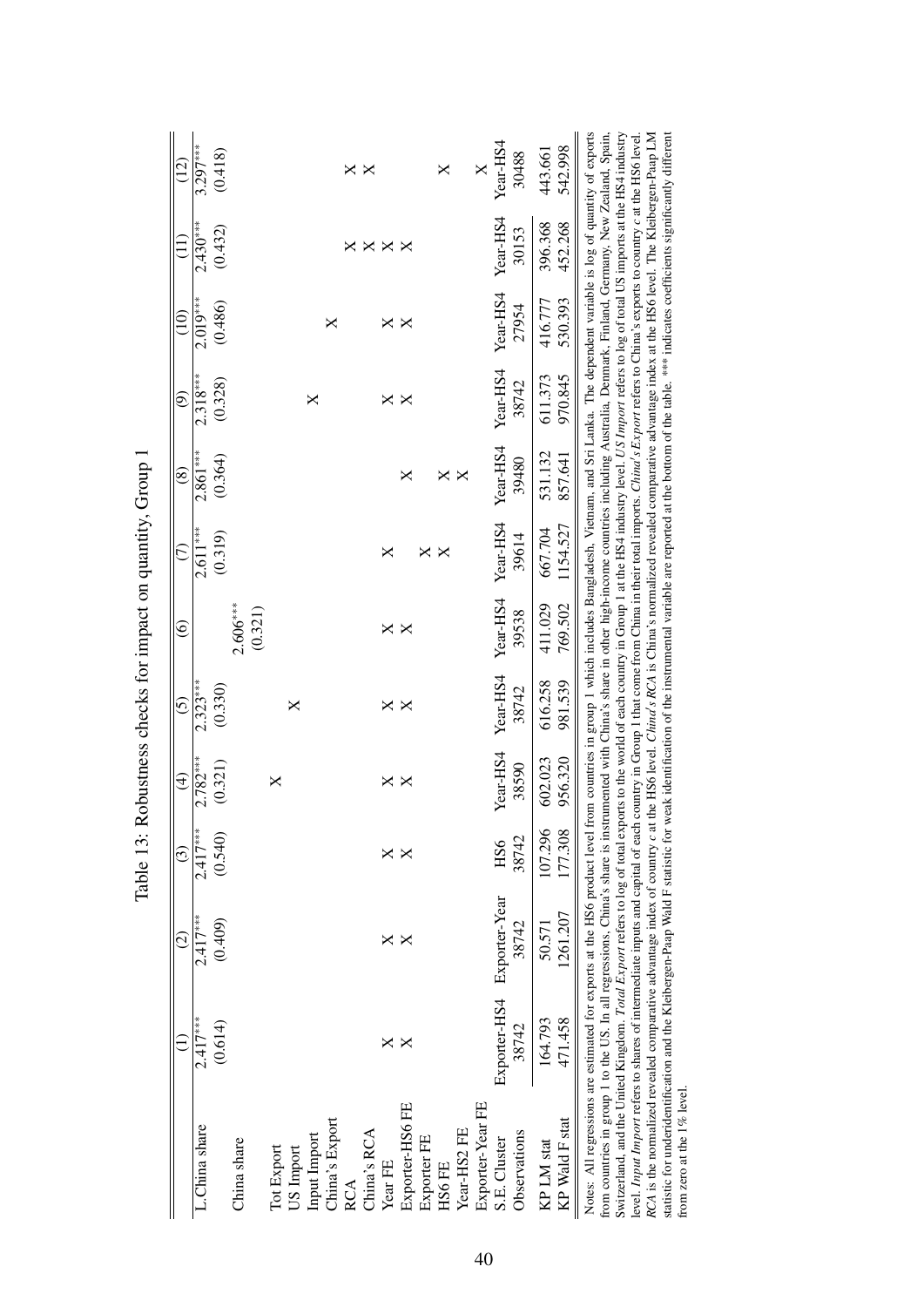Table 13: Robustness checks for impact on quantity, Group 1

| | (1) | (2) | (3) | (4) | (5) | (6) | (7) | (8) | (9) | (10) | (11) | (12) |
|---|---|---|---|---|---|---|---|---|---|---|---|---|
| L.China share | 2.417*** | 2.417*** | 2.417*** | 2.782*** | 2.323*** | | 2.611*** | 2.861*** | 2.318*** | 2.019*** | 2.430*** | 3.297*** |
| | (0.614) | (0.409) | (0.540) | (0.321) | (0.330) | | (0.319) | (0.364) | (0.328) | (0.486) | (0.432) | (0.418) |
| China share | | | | | | 2.606*** | | | | | | |
| | | | | | | (0.321) | | | | | | |
| Tot Export | | | | X | | | | | | | | |
| US Import | | | | | X | | | | | | | |
| Input Import | | | | | | | | | X | | | |
| China's Export | | | | | | | | | | X | | |
| RCA | | | | | | | | | | | X | X |
| China's RCA | | | | | | | | | | | X | X |
| Year FE | X | X | X | X | X | X | X | | X | X | X | |
| Exporter-HS6 FE | X | X | X | X | X | X | | X | X | X | X | |
| Exporter FE | | | | | | | X | | | | | |
| HS6 FE | | | | | | | X | | | | | |
| Year-HS2 FE | | | | | | | | X | | | | X |
| Exporter-Year FE | | | | | | | | X | | | | X |
| S.E. Cluster | Exporter-HS4 | Exporter-Year | HS6 | Year-HS4 | Year-HS4 | Year-HS4 | Year-HS4 | Year-HS4 | Year-HS4 | Year-HS4 | Year-HS4 | Year-HS4 |
| Observations | 38742 | 38742 | 38742 | 38590 | 38742 | 39538 | 39614 | 39480 | 38742 | 27954 | 30153 | 30488 |
| KP LM stat | 164.793 | 50.571 | 107.296 | 602.023 | 616.258 | 411.029 | 667.704 | 531.132 | 611.373 | 416.777 | 396.368 | 443.661 |
| KP Wald F stat | 471.458 | 1261.207 | 177.308 | 956.320 | 981.539 | 769.502 | 1154.527 | 857.641 | 970.845 | 530.393 | 452.268 | 542.998 |

Notes: All regressions are estimated for exports at the HS6 product level from countries in group 1 which includes Bangladesh, Vietnam, and Sri Lanka. The dependent variable is log of quantity of exports from countries in group 1 to the US. In all regressions, China's share is instrumented with China's share in other high-income countries including Australia, Denmark, Finland, Germany, New Zealand, Spain, Switzerland, and the United Kingdom. *Total Export* refers to log of total exports to the world of each country in Group 1 at the HS4 industry level. *US Import* refers to log of total US imports at the HS4 industry level. *Input Import* refers to shares of intermediate inputs and capital of each country in Group 1 that come from China in their total imports. *China's Export* refers to China's exports to country $c$ at the HS6 level. *RCA* is the normalized revealed comparative advantage index of country $c$ at the HS6 level. *China's RCA* is China's normalized revealed comparative advantage index at the HS6 level. The Kleibergen-Paap LM statistic for underidentification and the Kleibergen-Paap Wald F statistic for weak identification of the instrumental variable are reported at the bottom of the table. *** indicates coefficients significantly different from zero at the 1% level.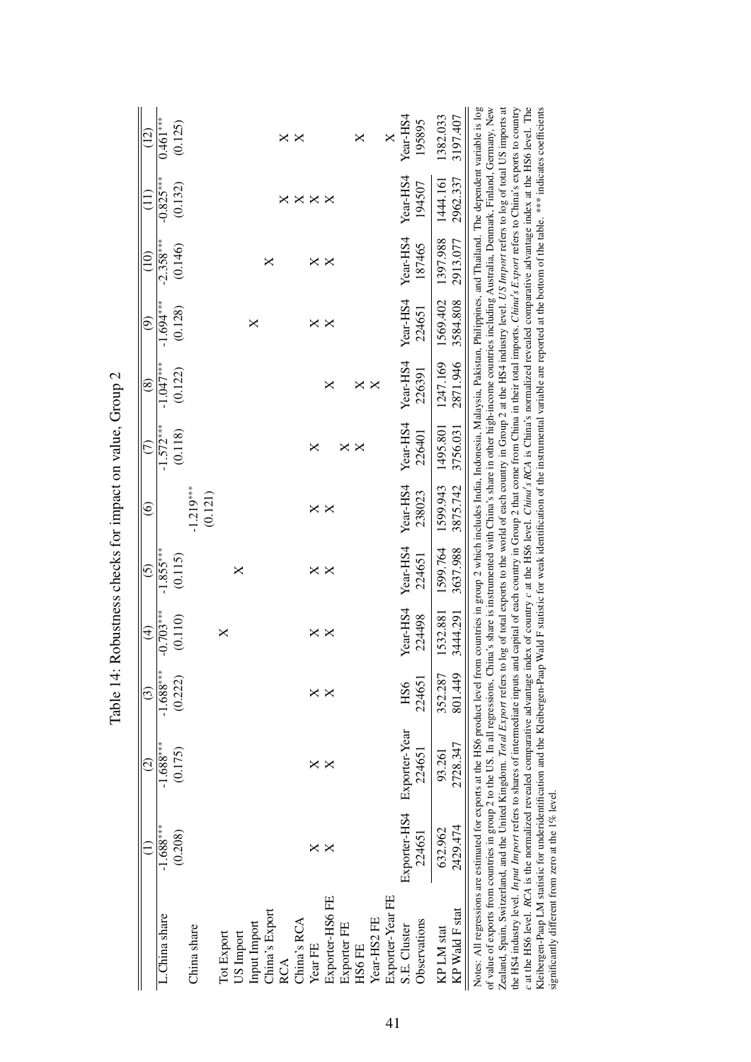Table 14: Robustness checks for impact on value, Group 2

| | (1) | (2) | (3) | (4) | (5) | (6) | (7) | (8) | (9) | (10) | (11) | (12) |
|---|---|---|---|---|---|---|---|---|---|---|---|---|
| L.China share | -1.688*** | -1.688*** | -1.688*** | -0.703*** | -1.855*** | | -1.572*** | -1.047*** | -1.694*** | -2.358*** | -0.825*** | 0.461*** |
| | (0.208) | (0.175) | (0.222) | (0.110) | (0.115) | | (0.118) | (0.122) | (0.128) | (0.146) | (0.132) | (0.125) |
| China share | | | | | | -1.219*** | | | | | | |
| | | | | | | (0.121) | | | | | | |
| Tot Export | | | | X | | | | | | | | |
| US Import | | | | | X | | | | | | | |
| Input Import | | | | | | | | | X | | | |
| China's Export | | | | | | | | | | X | | |
| RCA | | | | | | | | | | | X | X |
| China's RCA | | | | | | | | | | | X | X |
| Year FE | X | X | X | X | X | X | X | | X | X | X | |
| Exporter-HS6 FE | X | X | X | X | X | X | | X | X | X | X | |
| Exporter FE | | | | | | | X | | | | | |
| HS6 FE | | | | | | | X | X | | | | X |
| Year-HS2 FE | | | | | | | | X | | | | |
| Exporter-Year FE | | | | | | | | | | | | X |
| S.E. Cluster | Exporter-HS4 | Exporter-Year | HS6 | Year-HS4 | Year-HS4 | Year-HS4 | Year-HS4 | Year-HS4 | Year-HS4 | Year-HS4 | Year-HS4 | Year-HS4 |
| Observations | 224651 | 224651 | 224651 | 224498 | 224651 | 238023 | 226401 | 226391 | 224651 | 187465 | 194507 | 195895 |
| KP LM stat | 632.962 | 93.261 | 352.287 | 1532.881 | 1599.764 | 1599.943 | 1495.801 | 1247.169 | 1569.402 | 1397.988 | 1444.161 | 1382.033 |
| KP Wald F stat | 2429.474 | 2728.347 | 801.449 | 3444.291 | 3637.988 | 3875.742 | 3756.031 | 2871.946 | 3584.808 | 2913.077 | 2962.337 | 3197.407 |

Notes: All regressions are estimated for exports at the HS6 product level from countries in group 2 which includes India, Indonesia, Malaysia, Pakistan, Philippines, and Thailand. The dependent variable is log of value of exports from countries in group 2 to the US. In all regressions, China's share is instrumented with China's share in other high-income countries including Australia, Denmark, Finland, Germany, New Zealand, Spain, Switzerland, and the United Kingdom. *Total Export* refers to log of total exports to the world of each country in Group 2 at the HS4 industry level. *US Import* refers to log of total US imports at the HS4 industry level. *Input Import* refers to shares of intermediate inputs and capital of each country in Group 2 that come from China in their total imports. *China's Export* refers to China's exports to country *c* at the HS6 level. *RCA* is the normalized revealed comparative advantage index of country *c* at the HS6 level. *China's RCA* is China's normalized revealed comparative advantage index at the HS6 level. The Kleibergen-Paap LM statistic for underidentification and the Kleibergen-Paap Wald F statistic for weak identification of the instrumental variable are reported at the bottom of the table. *** indicates coefficients significantly different from zero at the 1% level.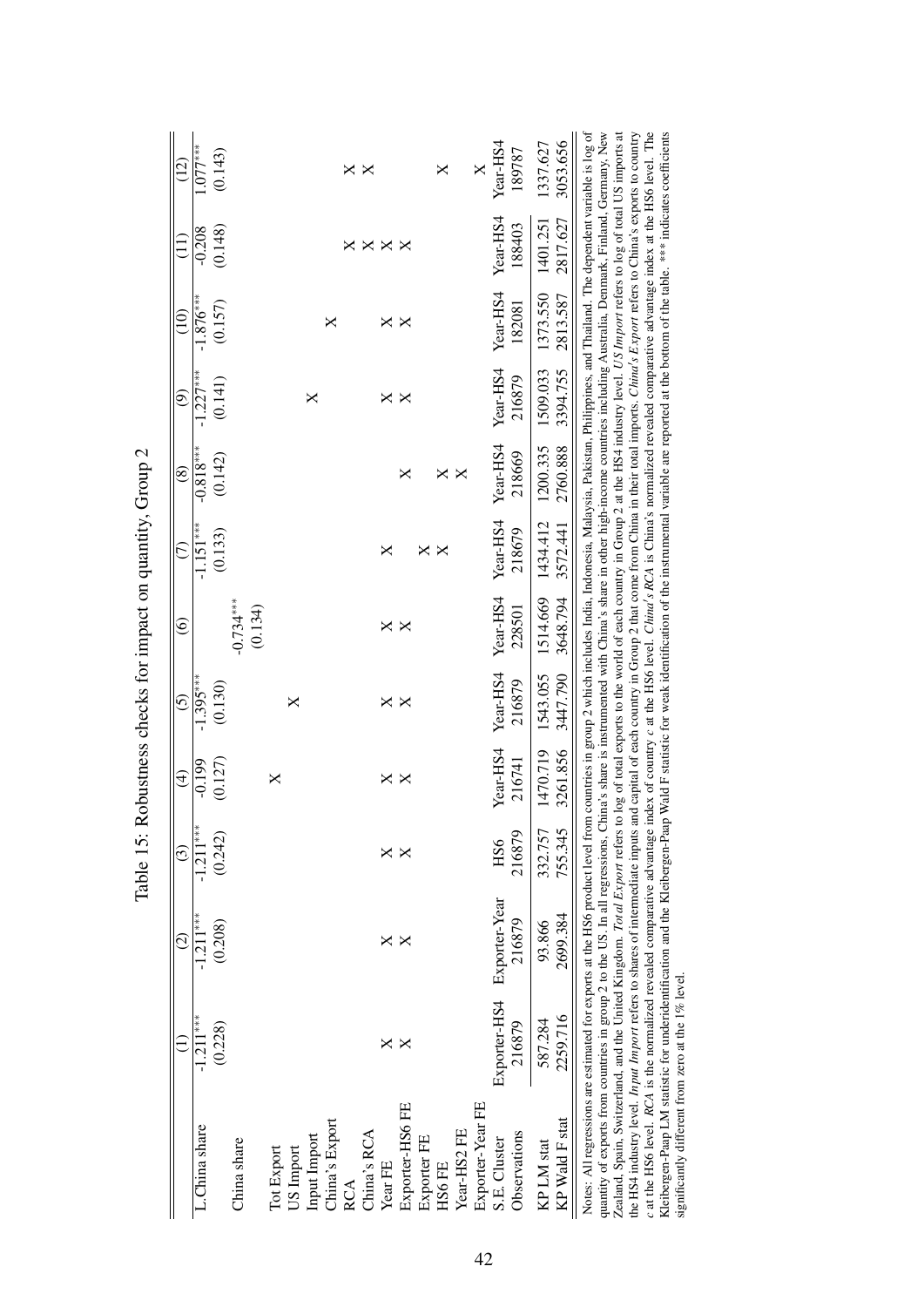Table 15: Robustness checks for impact on quantity, Group 2

| | (1) | (2) | (3) | (4) | (5) | (6) | (7) | (8) | (9) | (10) | (11) | (12) |
|---|---|---|---|---|---|---|---|---|---|---|---|---|
| L.China share | -1.211*** | -1.211*** | -1.211*** | -0.199 | -1.395*** | | -1.151*** | -0.818*** | -1.227*** | -1.876*** | -0.208 | 1.077*** |
| | (0.228) | (0.208) | (0.242) | (0.127) | (0.130) | | (0.133) | (0.142) | (0.141) | (0.157) | (0.148) | (0.143) |
| China share | | | | | | -0.734*** | | | | | | |
| | | | | | | (0.134) | | | | | | |
| Tot Export | | | | X | | | | | | | | |
| US Import | | | | | X | | | | | | | |
| Input Import | | | | | | | | | X | | | |
| China's Export | | | | | | | | | | X | | |
| RCA | | | | | | | | | | | X | X |
| China's RCA | | | | | | | | | | | X | X |
| Year FE | X | X | X | X | X | X | X | | X | X | X | |
| Exporter-HS6 FE | X | X | X | X | X | X | | X | X | X | X | |
| Exporter FE | | | | | | | X | | | | | |
| HS6 FE | | | | | | | X | X | | | | X |
| Year-HS2 FE | | | | | | | | X | | | | |
| Exporter-Year FE | | | | | | | | | | | | X |
| S.E. Cluster | Exporter-HS4 | Exporter-Year | HS6 | Year-HS4 | Year-HS4 | Year-HS4 | Year-HS4 | Year-HS4 | Year-HS4 | Year-HS4 | Year-HS4 | Year-HS4 |
| Observations | 216879 | 216879 | 216879 | 216741 | 216879 | 228501 | 218679 | 218669 | 216879 | 182081 | 188403 | 189787 |
| KP LM stat | 587.284 | 93.866 | 332.757 | 1470.719 | 1543.055 | 1514.669 | 1434.412 | 1200.335 | 1509.033 | 1373.550 | 1401.251 | 1337.627 |
| KP Wald F stat | 2259.716 | 2699.384 | 755.345 | 3261.856 | 3447.790 | 3648.794 | 3572.441 | 2760.888 | 3394.755 | 2813.587 | 2817.627 | 3053.656 |

Notes: All regressions are estimated for exports at the HS6 product level from countries in group 2 which includes India, Indonesia, Malaysia, Pakistan, Philippines, and Thailand. The dependent variable is log of quantity of exports from countries in group 2 to the US. In all regressions, China's share is instrumented with China's share in other high-income countries including Australia, Denmark, Finland, Germany, New Zealand, Spain, Switzerland, and the United Kingdom. *Total Export* refers to log of total exports to the world of each country in Group 2 at the HS4 industry level. *US Import* refers to log of total US imports at the HS4 industry level. *Input Import* refers to shares of intermediate inputs and capital of each country in Group 2 that come from China in their total imports. *China's Export* refers to China's exports to country $c$ at the HS6 level. *RCA* is the normalized revealed comparative advantage index of country $c$ at the HS6 level. *China's RCA* is China's normalized revealed comparative advantage index at the HS6 level. The Kleibergen-Paap LM statistic for underidentification and the Kleibergen-Paap Wald F statistic for weak identification of the instrumental variable are reported at the bottom of the table. *** indicates coefficients significantly different from zero at the 1% level.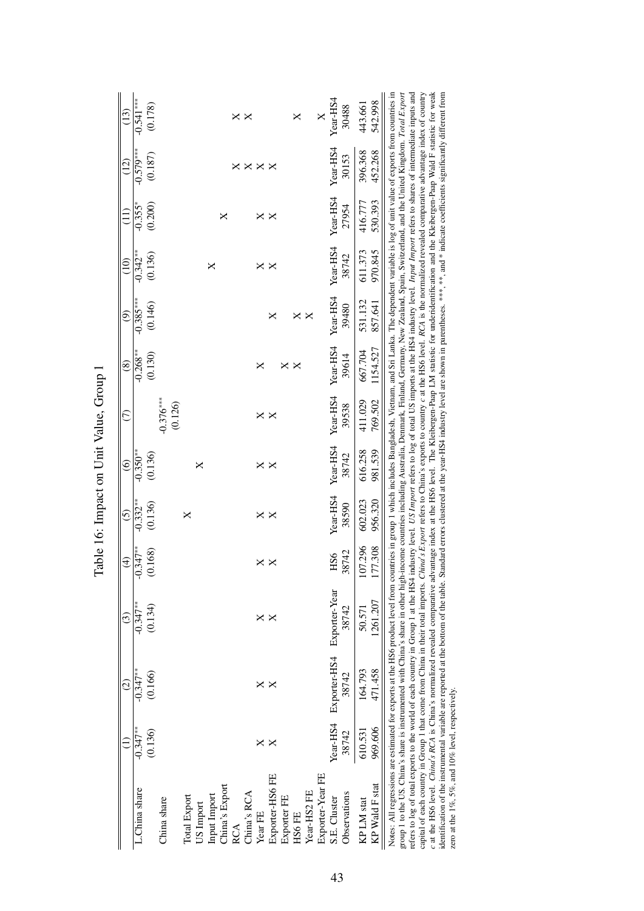Table 16: Impact on Unit Value, Group 1

| | (1) | (2) | (3) | (4) | (5) | (6) | (7) | (8) | (9) | (10) | (11) | (12) | (13) |
|---|---|---|---|---|---|---|---|---|---|---|---|---|---|
| L.China share | -0.347** | -0.347** | -0.347** | -0.347** | -0.332** | -0.350** | | -0.268** | -0.385*** | -0.342** | -0.355* | -0.579*** | -0.541*** |
| | (0.136) | (0.166) | (0.134) | (0.168) | (0.136) | (0.136) | | (0.130) | (0.146) | (0.136) | (0.200) | (0.187) | (0.178) |
| China share | | | | | | | -0.376*** | | | | | | |
| | | | | | | | (0.126) | | | | | | |
| Total Export | | | | | X | | | | | | | | |
| US Import | | | | | | X | | | | | | | |
| Input Import | | | | | | | | | | X | | | |
| China's Export | | | | | | | | | | | X | | |
| RCA | | | | | | | | | | | | X | X |
| China's RCA | | | | | | | | | | | | X | X |
| Year FE | X | X | X | X | X | X | X | X | | X | X | X | |
| Exporter-HS6 FE | X | X | X | X | X | X | X | | X | X | X | X | |
| Exporter FE | | | | | | | | X | | | | | |
| HS6 FE | | | | | | | | X | X | | | | X |
| Year-HS2 FE | | | | | | | | | X | | | | |
| Exporter-Year FE | | | | | | | | | | | | | X |
| S.E. Cluster | Year-HS4 | Exporter-HS4 | Exporter-Year | HS6 | Year-HS4 | Year-HS4 | Year-HS4 | Year-HS4 | Year-HS4 | Year-HS4 | Year-HS4 | Year-HS4 | Year-HS4 |
| Observations | 38742 | 38742 | 38742 | 38742 | 38590 | 38742 | 39538 | 39614 | 39480 | 38742 | 27954 | 30153 | 30488 |
| KP LM stat | 610.531 | 164.793 | 50.571 | 107.296 | 602.023 | 616.258 | 411.029 | 667.704 | 531.132 | 611.373 | 416.777 | 396.368 | 443.661 |
| KP Wald F stat | 969.606 | 471.458 | 1261.207 | 177.308 | 956.320 | 981.539 | 769.502 | 1154.527 | 857.641 | 970.845 | 530.393 | 452.268 | 542.998 |

Notes: All regressions are estimated for exports at the HS6 product level from countries in group 1 which includes Bangladesh, Vietnam, and Sri Lanka. The dependent variable is log of unit value of exports from countries in group 1 to the US. China's share is instrumented with China's share in other high-income countries including Australia, Denmark, Finland, Germany, New Zealand, Spain, Switzerland, and the United Kingdom. *Total Export* refers to log of total exports to the world of each country in Group 1 at the HS4 industry level. *US Import* refers to log of total US imports at the HS4 industry level. *Input Import* refers to shares of intermediate inputs and capital of each country in Group 1 that come from China in their total imports. *China's Export* refers to China's exports to country $c$ at the HS6 level. *RCA* is the normalized revealed comparative advantage index of country $c$ at the HS6 level. *China's RCA* is China's normalized revealed comparative advantage index at the HS6 level. The Kleibergen-Paap LM statistic for underidentification and the Kleibergen-Paap Wald F statistic for weak identification of the instrumental variable are reported at the bottom of the table. Standard errors clustered at the year-HS4 industry level are shown in parentheses. ***, **, and * indicate coefficients significantly different from zero at the 1%, 5%, and 10% level, respectively.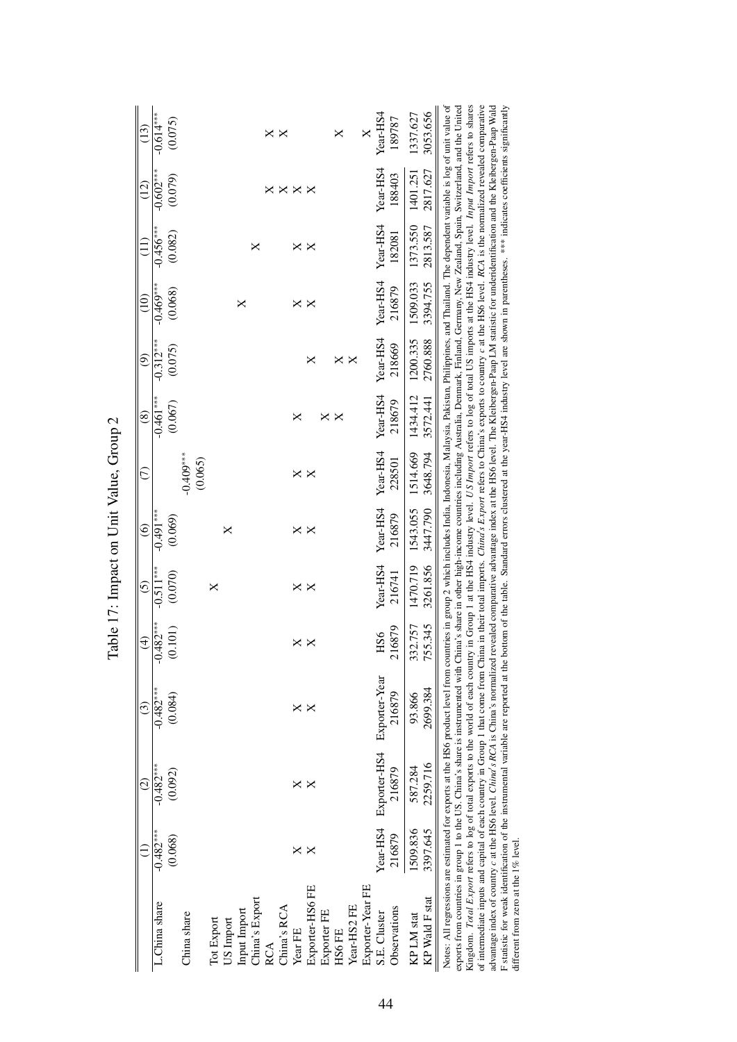# Table 17: Impact on Unit Value, Group 2

| | (1) | (2) | (3) | (4) | (5) | (6) | (7) | (8) | (9) | (10) | (11) | (12) | (13) |
|---|---|---|---|---|---|---|---|---|---|---|---|---|---|
| L.China share | -0.482*** | -0.482*** | -0.482*** | -0.482*** | -0.511*** | -0.491*** | | -0.461*** | -0.312*** | -0.469*** | -0.456*** | -0.602*** | -0.614*** |
| | (0.068) | (0.092) | (0.084) | (0.101) | (0.070) | (0.069) | | (0.067) | (0.075) | (0.068) | (0.082) | (0.079) | (0.075) |
| China share | | | | | | | -0.409** | | | | | | |
| | | | | | | | (0.065) | | | | | | |
| Tot Export | | | | | X | | | | | | | | |
| US Import | | | | | | X | | | | | | | |
| Input Import | | | | | | | | | | X | | | |
| China's Export | | | | | | | | | | | X | | |
| RCA | | | | | | | | | | | | X | X |
| China's RCA | | | | | | | | | | | | X | X |
| Year FE | X | X | X | X | X | X | X | X | | X | X | X | |
| Exporter-HS6 FE | X | X | X | X | X | X | X | | X | X | X | X | |
| Exporter FE | | | | | | | | X | | | | | |
| HS6 FE | | | | | | | | X | X | | | | X |
| Year-HS2 FE | | | | | | | | | X | | | | |
| Exporter-Year FE | | | | | | | | | | | | | X |
| S.E. Cluster | Year-HS4 | Exporter-HS4 | Exporter-Year | HS6 | Year-HS4 | Year-HS4 | Year-HS4 | Year-HS4 | Year-HS4 | Year-HS4 | Year-HS4 | Year-HS4 | Year-HS4 |
| Observations | 216879 | 216879 | 216879 | 216879 | 216741 | 216879 | 228501 | 218679 | 218669 | 216879 | 182081 | 188403 | 189787 |
| KP LM stat | 1509.836 | 587.284 | 93.866 | 332.757 | 1470.719 | 1543.055 | 1514.669 | 1434.412 | 1200.335 | 1509.033 | 1373.550 | 1401.251 | 1337.627 |
| KP Wald F stat | 3397.645 | 2259.716 | 2699.384 | 755.345 | 3261.856 | 3447.790 | 3648.794 | 3572.441 | 2760.888 | 3394.755 | 2813.587 | 2817.627 | 3053.656 |

Notes: All regressions are estimated for exports at the HS6 product level from countries in group 2 which includes India, Indonesia, Malaysia, Pakistan, Philippines, and Thailand. The dependent variable is log of unit value of exports from countries in group 1 to the US. China's share is instrumented with China's share in other high-income countries including Australia, Denmark, Finland, Germany, New Zealand, Spain, Switzerland, and the United Kingdom. *Total Export* refers to log of total exports to the world of each country in Group 1 at the HS4 industry level. *US Import* refers to log of total US imports at the HS4 industry level. *Input Import* refers to shares of intermediate inputs and capital of each country in Group 1 that come from China in their total imports. *China's Export* refers to China's exports to country $c$ at the HS6 level. *RCA* is the normalized revealed comparative advantage index of country $c$ at the HS6 level. *China's RCA* is China's normalized revealed comparative advantage index at the HS6 level. The Kleibergen-Paap LM statistic for underidentification and the Kleibergen-Paap Wald F statistic for weak identification of the instrumental variable are reported at the bottom of the table. Standard errors clustered at the year-HS4 industry level are shown in parentheses. *** indicates coefficients significantly different from zero at the 1% level.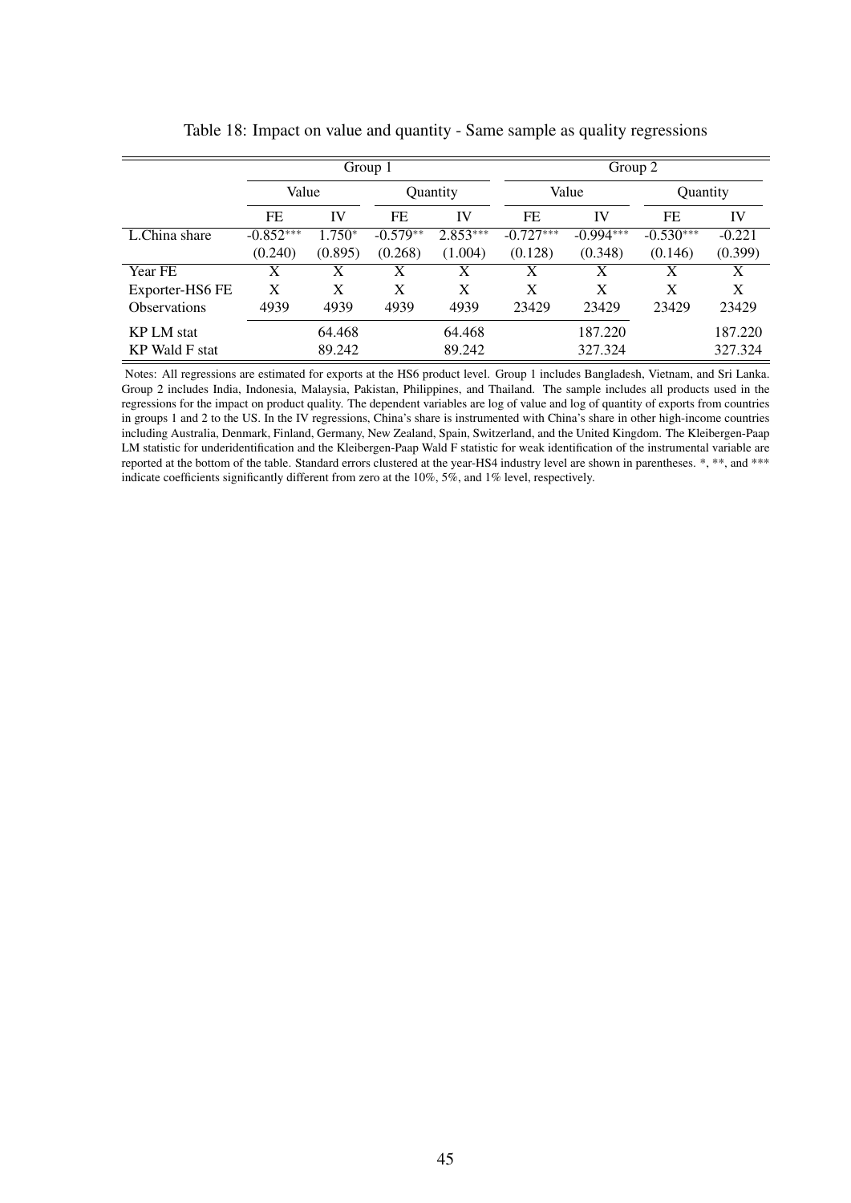Table 18: Impact on value and quantity - Same sample as quality regressions

| | Group 1 | | | | Group 2 | | | |
|---|---|---|---|---|---|---|---|---|
| | Value | | Quantity | | Value | | Quantity | |
| | FE | IV | FE | IV | FE | IV | FE | IV |
| L.China share | -0.852*** | 1.750* | -0.579** | 2.853*** | -0.727*** | -0.994*** | -0.530*** | -0.221 |
| | (0.240) | (0.895) | (0.268) | (1.004) | (0.128) | (0.348) | (0.146) | (0.399) |
| Year FE | X | X | X | X | X | X | X | X |
| Exporter-HS6 FE | X | X | X | X | X | X | X | X |
| Observations | 4939 | 4939 | 4939 | 4939 | 23429 | 23429 | 23429 | 23429 |
| KP LM stat | | 64.468 | | 64.468 | | 187.220 | | 187.220 |
| KP Wald F stat | | 89.242 | | 89.242 | | 327.324 | | 327.324 |

Notes: All regressions are estimated for exports at the HS6 product level. Group 1 includes Bangladesh, Vietnam, and Sri Lanka. Group 2 includes India, Indonesia, Malaysia, Pakistan, Philippines, and Thailand. The sample includes all products used in the regressions for the impact on product quality. The dependent variables are log of value and log of quantity of exports from countries in groups 1 and 2 to the US. In the IV regressions, China's share is instrumented with China's share in other high-income countries including Australia, Denmark, Finland, Germany, New Zealand, Spain, Switzerland, and the United Kingdom. The Kleibergen-Paap LM statistic for underidentification and the Kleibergen-Paap Wald F statistic for weak identification of the instrumental variable are reported at the bottom of the table. Standard errors clustered at the year-HS4 industry level are shown in parentheses. *, **, and *** indicate coefficients significantly different from zero at the 10%, 5%, and 1% level, respectively.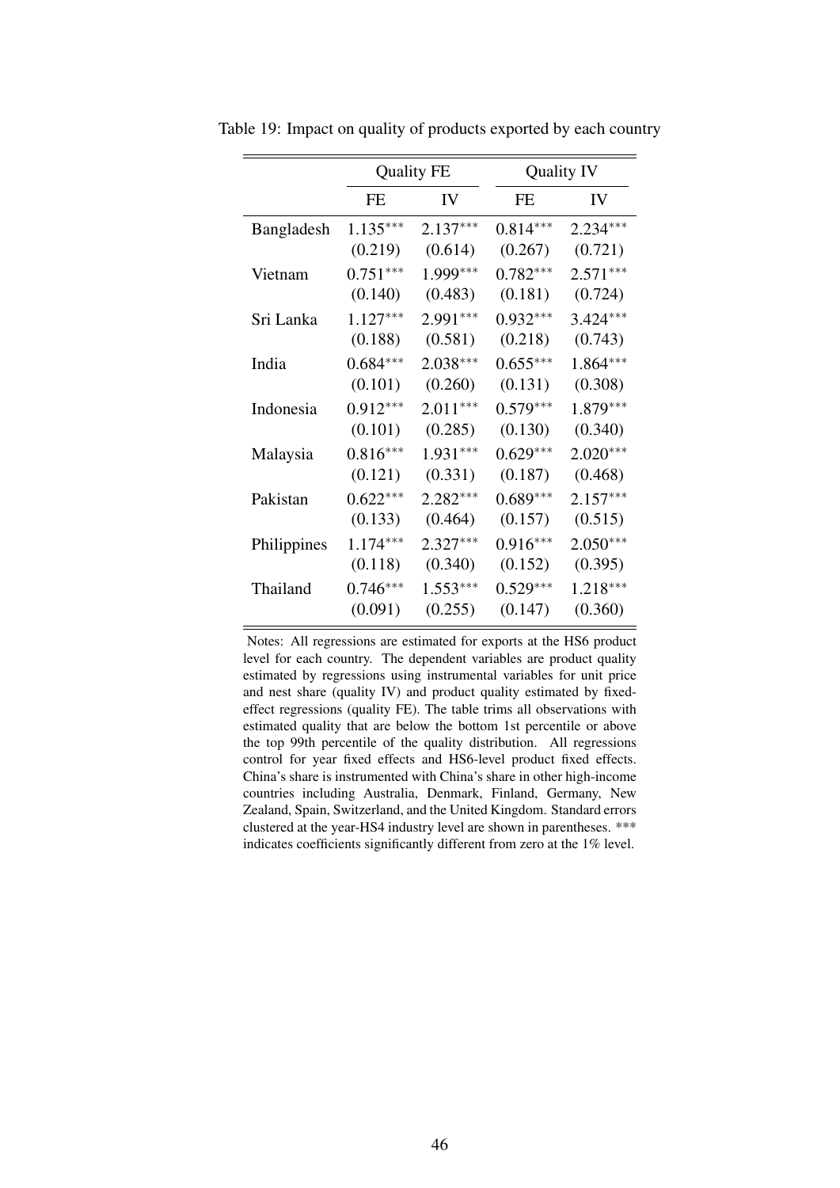Table 19: Impact on quality of products exported by each country

| | Quality FE | | Quality IV | |
|---|---|---|---|---|
| | FE | IV | FE | IV |
| Bangladesh | $1.135^{***}$ | $2.137^{***}$ | $0.814^{***}$ | $2.234^{***}$ |
| | (0.219) | (0.614) | (0.267) | (0.721) |
| Vietnam | $0.751^{***}$ | $1.999^{***}$ | $0.782^{***}$ | $2.571^{***}$ |
| | (0.140) | (0.483) | (0.181) | (0.724) |
| Sri Lanka | $1.127^{***}$ | $2.991^{***}$ | $0.932^{***}$ | $3.424^{***}$ |
| | (0.188) | (0.581) | (0.218) | (0.743) |
| India | $0.684^{***}$ | $2.038^{***}$ | $0.655^{***}$ | $1.864^{***}$ |
| | (0.101) | (0.260) | (0.131) | (0.308) |
| Indonesia | $0.912^{***}$ | $2.011^{***}$ | $0.579^{***}$ | $1.879^{***}$ |
| | (0.101) | (0.285) | (0.130) | (0.340) |
| Malaysia | $0.816^{***}$ | $1.931^{***}$ | $0.629^{***}$ | $2.020^{***}$ |
| | (0.121) | (0.331) | (0.187) | (0.468) |
| Pakistan | $0.622^{***}$ | $2.282^{***}$ | $0.689^{***}$ | $2.157^{***}$ |
| | (0.133) | (0.464) | (0.157) | (0.515) |
| Philippines | $1.174^{***}$ | $2.327^{***}$ | $0.916^{***}$ | $2.050^{***}$ |
| | (0.118) | (0.340) | (0.152) | (0.395) |
| Thailand | $0.746^{***}$ | $1.553^{***}$ | $0.529^{***}$ | $1.218^{***}$ |
| | (0.091) | (0.255) | (0.147) | (0.360) |

Notes: All regressions are estimated for exports at the HS6 product level for each country. The dependent variables are product quality estimated by regressions using instrumental variables for unit price and nest share (quality IV) and product quality estimated by fixed-effect regressions (quality FE). The table trims all observations with estimated quality that are below the bottom 1st percentile or above the top 99th percentile of the quality distribution. All regressions control for year fixed effects and HS6-level product fixed effects. China's share is instrumented with China's share in other high-income countries including Australia, Denmark, Finland, Germany, New Zealand, Spain, Switzerland, and the United Kingdom. Standard errors clustered at the year-HS4 industry level are shown in parentheses. *** indicates coefficients significantly different from zero at the 1% level.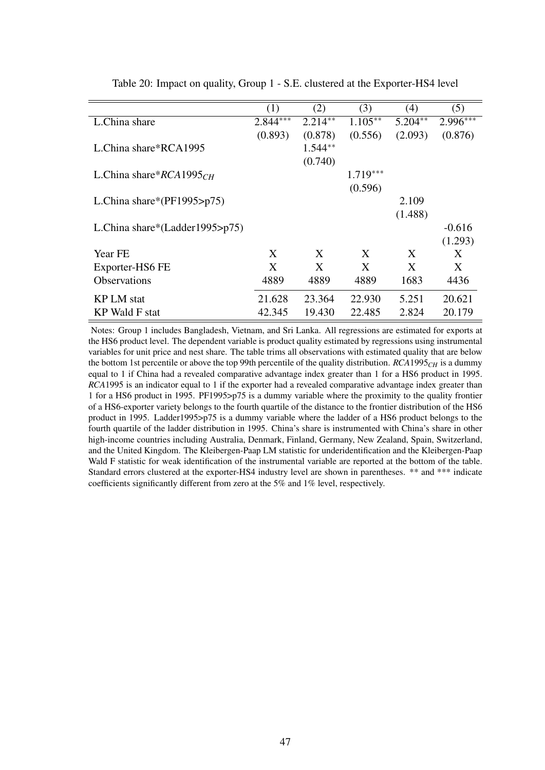Table 20: Impact on quality, Group 1 - S.E. clustered at the Exporter-HS4 level

| | (1) | (2) | (3) | (4) | (5) |
|---|---|---|---|---|---|
| L.China share | 2.844*** | 2.214** | 1.105** | 5.204** | 2.996*** |
| | (0.893) | (0.878) | (0.556) | (2.093) | (0.876) |
| L.China share*RCA1995 | | 1.544** | | | |
| | | (0.740) | | | |
| L.China share*$RCA1995_{CH}$ | | | 1.719*** | | |
| | | | (0.596) | | |
| L.China share*(PF1995>p75) | | | | 2.109 | |
| | | | | (1.488) | |
| L.China share*(Ladder1995>p75) | | | | | -0.616 |
| | | | | | (1.293) |
| Year FE | X | X | X | X | X |
| Exporter-HS6 FE | X | X | X | X | X |
| Observations | 4889 | 4889 | 4889 | 1683 | 4436 |
| KP LM stat | 21.628 | 23.364 | 22.930 | 5.251 | 20.621 |
| KP Wald F stat | 42.345 | 19.430 | 22.485 | 2.824 | 20.179 |

Notes: Group 1 includes Bangladesh, Vietnam, and Sri Lanka. All regressions are estimated for exports at the HS6 product level. The dependent variable is product quality estimated by regressions using instrumental variables for unit price and nest share. The table trims all observations with estimated quality that are below the bottom 1st percentile or above the top 99th percentile of the quality distribution. $RCA1995_{CH}$ is a dummy equal to 1 if China had a revealed comparative advantage index greater than 1 for a HS6 product in 1995. *RCA*1995 is an indicator equal to 1 if the exporter had a revealed comparative advantage index greater than 1 for a HS6 product in 1995. PF1995>p75 is a dummy variable where the proximity to the quality frontier of a HS6-exporter variety belongs to the fourth quartile of the distance to the frontier distribution of the HS6 product in 1995. Ladder1995>p75 is a dummy variable where the ladder of a HS6 product belongs to the fourth quartile of the ladder distribution in 1995. China's share is instrumented with China's share in other high-income countries including Australia, Denmark, Finland, Germany, New Zealand, Spain, Switzerland, and the United Kingdom. The Kleibergen-Paap LM statistic for underidentification and the Kleibergen-Paap Wald F statistic for weak identification of the instrumental variable are reported at the bottom of the table. Standard errors clustered at the exporter-HS4 industry level are shown in parentheses. ** and *** indicate coefficients significantly different from zero at the 5% and 1% level, respectively.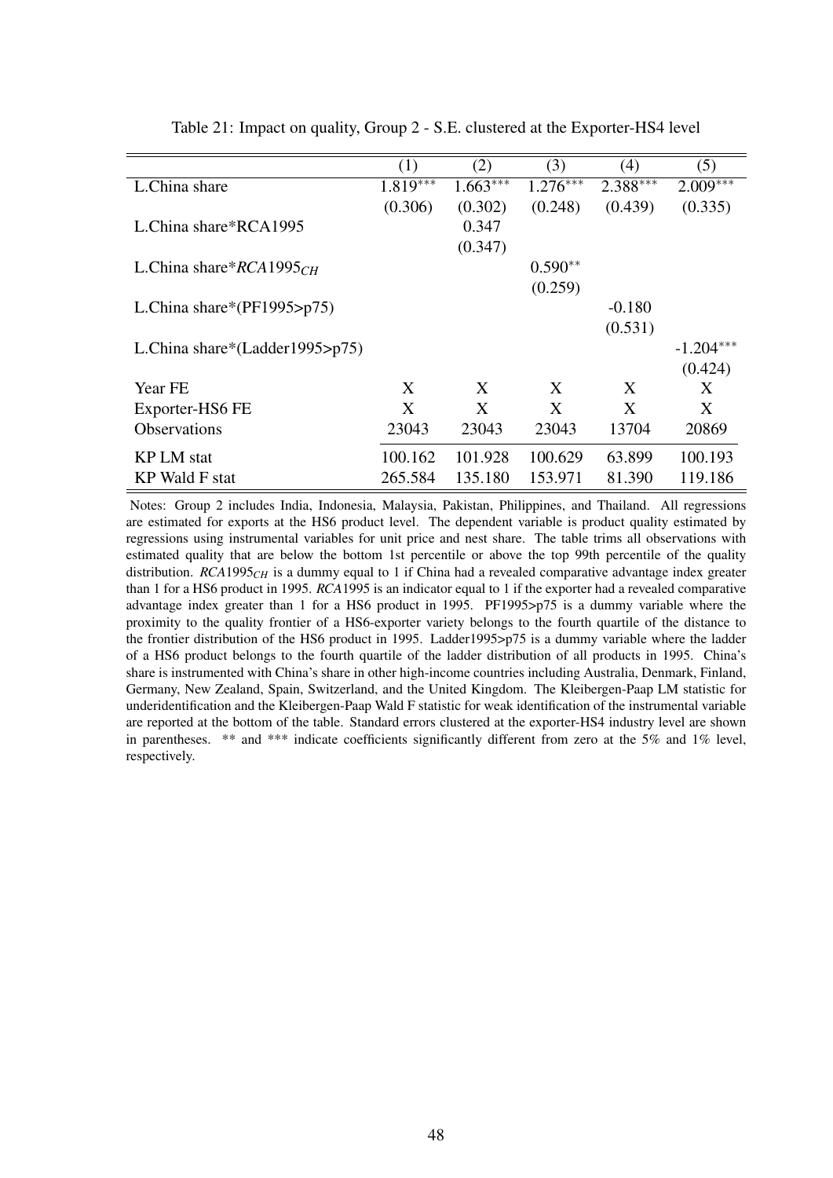Table 21: Impact on quality, Group 2 - S.E. clustered at the Exporter-HS4 level

| | (1) | (2) | (3) | (4) | (5) |
|---|---|---|---|---|---|
| L.China share | 1.819*** | 1.663*** | 1.276*** | 2.388*** | 2.009*** |
| | (0.306) | (0.302) | (0.248) | (0.439) | (0.335) |
| L.China share*RCA1995 | | 0.347 | | | |
| | | (0.347) | | | |
| L.China share*$RCA1995_{CH}$ | | | 0.590** | | |
| | | | (0.259) | | |
| L.China share*(PF1995>p75) | | | | -0.180 | |
| | | | | (0.531) | |
| L.China share*(Ladder1995>p75) | | | | | -1.204*** |
| | | | | | (0.424) |
| Year FE | X | X | X | X | X |
| Exporter-HS6 FE | X | X | X | X | X |
| Observations | 23043 | 23043 | 23043 | 13704 | 20869 |
| KP LM stat | 100.162 | 101.928 | 100.629 | 63.899 | 100.193 |
| KP Wald F stat | 265.584 | 135.180 | 153.971 | 81.390 | 119.186 |

Notes: Group 2 includes India, Indonesia, Malaysia, Pakistan, Philippines, and Thailand. All regressions are estimated for exports at the HS6 product level. The dependent variable is product quality estimated by regressions using instrumental variables for unit price and nest share. The table trims all observations with estimated quality that are below the bottom 1st percentile or above the top 99th percentile of the quality distribution. $RCA1995_{CH}$ is a dummy equal to 1 if China had a revealed comparative advantage index greater than 1 for a HS6 product in 1995. *RCA*1995 is an indicator equal to 1 if the exporter had a revealed comparative advantage index greater than 1 for a HS6 product in 1995. PF1995>p75 is a dummy variable where the proximity to the quality frontier of a HS6-exporter variety belongs to the fourth quartile of the distance to the frontier distribution of the HS6 product in 1995. Ladder1995>p75 is a dummy variable where the ladder of a HS6 product belongs to the fourth quartile of the ladder distribution of all products in 1995. China's share is instrumented with China's share in other high-income countries including Australia, Denmark, Finland, Germany, New Zealand, Spain, Switzerland, and the United Kingdom. The Kleibergen-Paap LM statistic for underidentification and the Kleibergen-Paap Wald F statistic for weak identification of the instrumental variable are reported at the bottom of the table. Standard errors clustered at the exporter-HS4 industry level are shown in parentheses. ** and *** indicate coefficients significantly different from zero at the 5% and 1% level, respectively.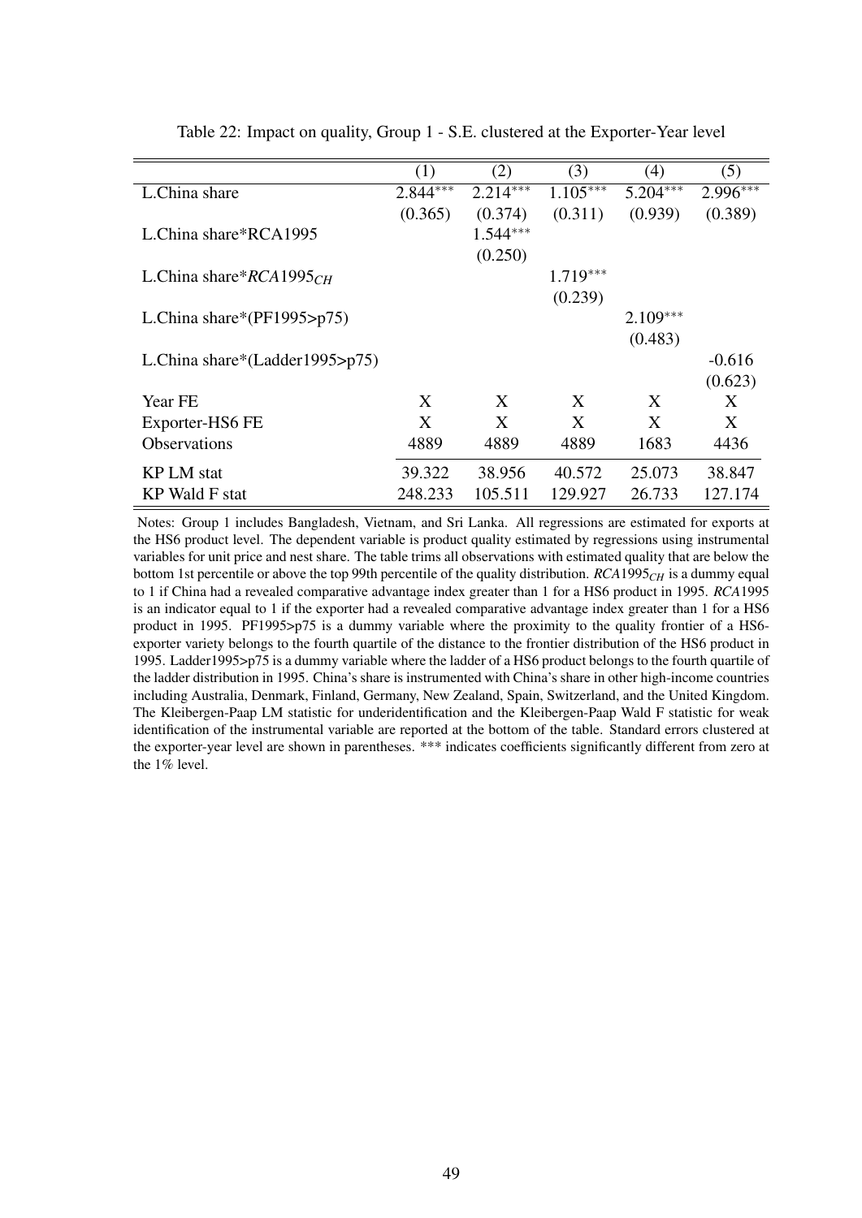Table 22: Impact on quality, Group 1 - S.E. clustered at the Exporter-Year level

| | (1) | (2) | (3) | (4) | (5) |
|---|---|---|---|---|---|
| L.China share | 2.844*** | 2.214*** | 1.105*** | 5.204*** | 2.996*** |
| | (0.365) | (0.374) | (0.311) | (0.939) | (0.389) |
| L.China share*RCA1995 | | 1.544*** | | | |
| | | (0.250) | | | |
| L.China share*$RCA1995_{CH}$ | | | 1.719*** | | |
| | | | (0.239) | | |
| L.China share*(PF1995>p75) | | | | 2.109*** | |
| | | | | (0.483) | |
| L.China share*(Ladder1995>p75) | | | | | -0.616 |
| | | | | | (0.623) |
| Year FE | X | X | X | X | X |
| Exporter-HS6 FE | X | X | X | X | X |
| Observations | 4889 | 4889 | 4889 | 1683 | 4436 |
| KP LM stat | 39.322 | 38.956 | 40.572 | 25.073 | 38.847 |
| KP Wald F stat | 248.233 | 105.511 | 129.927 | 26.733 | 127.174 |

Notes: Group 1 includes Bangladesh, Vietnam, and Sri Lanka. All regressions are estimated for exports at the HS6 product level. The dependent variable is product quality estimated by regressions using instrumental variables for unit price and nest share. The table trims all observations with estimated quality that are below the bottom 1st percentile or above the top 99th percentile of the quality distribution. $RCA1995_{CH}$ is a dummy equal to 1 if China had a revealed comparative advantage index greater than 1 for a HS6 product in 1995. *RCA*1995 is an indicator equal to 1 if the exporter had a revealed comparative advantage index greater than 1 for a HS6 product in 1995. PF1995>p75 is a dummy variable where the proximity to the quality frontier of a HS6-exporter variety belongs to the fourth quartile of the distance to the frontier distribution of the HS6 product in 1995. Ladder1995>p75 is a dummy variable where the ladder of a HS6 product belongs to the fourth quartile of the ladder distribution in 1995. China's share is instrumented with China's share in other high-income countries including Australia, Denmark, Finland, Germany, New Zealand, Spain, Switzerland, and the United Kingdom. The Kleibergen-Paap LM statistic for underidentification and the Kleibergen-Paap Wald F statistic for weak identification of the instrumental variable are reported at the bottom of the table. Standard errors clustered at the exporter-year level are shown in parentheses. *** indicates coefficients significantly different from zero at the 1% level.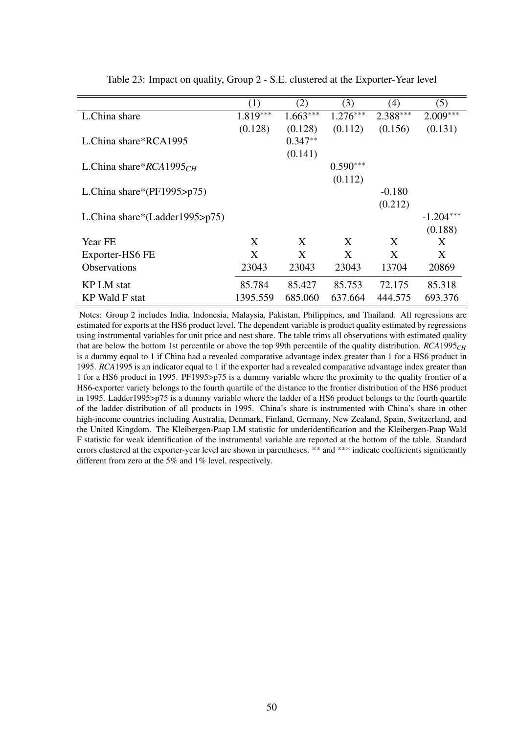Table 23: Impact on quality, Group 2 - S.E. clustered at the Exporter-Year level

| | (1) | (2) | (3) | (4) | (5) |
|---|---|---|---|---|---|
| L.China share | 1.819*** | 1.663*** | 1.276*** | 2.388*** | 2.009*** |
| | (0.128) | (0.128) | (0.112) | (0.156) | (0.131) |
| L.China share*RCA1995 | | 0.347** | | | |
| | | (0.141) | | | |
| L.China share*$RCA1995_{CH}$ | | | 0.590*** | | |
| | | | (0.112) | | |
| L.China share*(PF1995>p75) | | | | -0.180 | |
| | | | | (0.212) | |
| L.China share*(Ladder1995>p75) | | | | | -1.204*** |
| | | | | | (0.188) |
| Year FE | X | X | X | X | X |
| Exporter-HS6 FE | X | X | X | X | X |
| Observations | 23043 | 23043 | 23043 | 13704 | 20869 |
| KP LM stat | 85.784 | 85.427 | 85.753 | 72.175 | 85.318 |
| KP Wald F stat | 1395.559 | 685.060 | 637.664 | 444.575 | 693.376 |

Notes: Group 2 includes India, Indonesia, Malaysia, Pakistan, Philippines, and Thailand. All regressions are estimated for exports at the HS6 product level. The dependent variable is product quality estimated by regressions using instrumental variables for unit price and nest share. The table trims all observations with estimated quality that are below the bottom 1st percentile or above the top 99th percentile of the quality distribution. $RCA1995_{CH}$ is a dummy equal to 1 if China had a revealed comparative advantage index greater than 1 for a HS6 product in 1995. *RCA*1995 is an indicator equal to 1 if the exporter had a revealed comparative advantage index greater than 1 for a HS6 product in 1995. PF1995>p75 is a dummy variable where the proximity to the quality frontier of a HS6-exporter variety belongs to the fourth quartile of the distance to the frontier distribution of the HS6 product in 1995. Ladder1995>p75 is a dummy variable where the ladder of a HS6 product belongs to the fourth quartile of the ladder distribution of all products in 1995. China's share is instrumented with China's share in other high-income countries including Australia, Denmark, Finland, Germany, New Zealand, Spain, Switzerland, and the United Kingdom. The Kleibergen-Paap LM statistic for underidentification and the Kleibergen-Paap Wald F statistic for weak identification of the instrumental variable are reported at the bottom of the table. Standard errors clustered at the exporter-year level are shown in parentheses. ** and *** indicate coefficients significantly different from zero at the 5% and 1% level, respectively.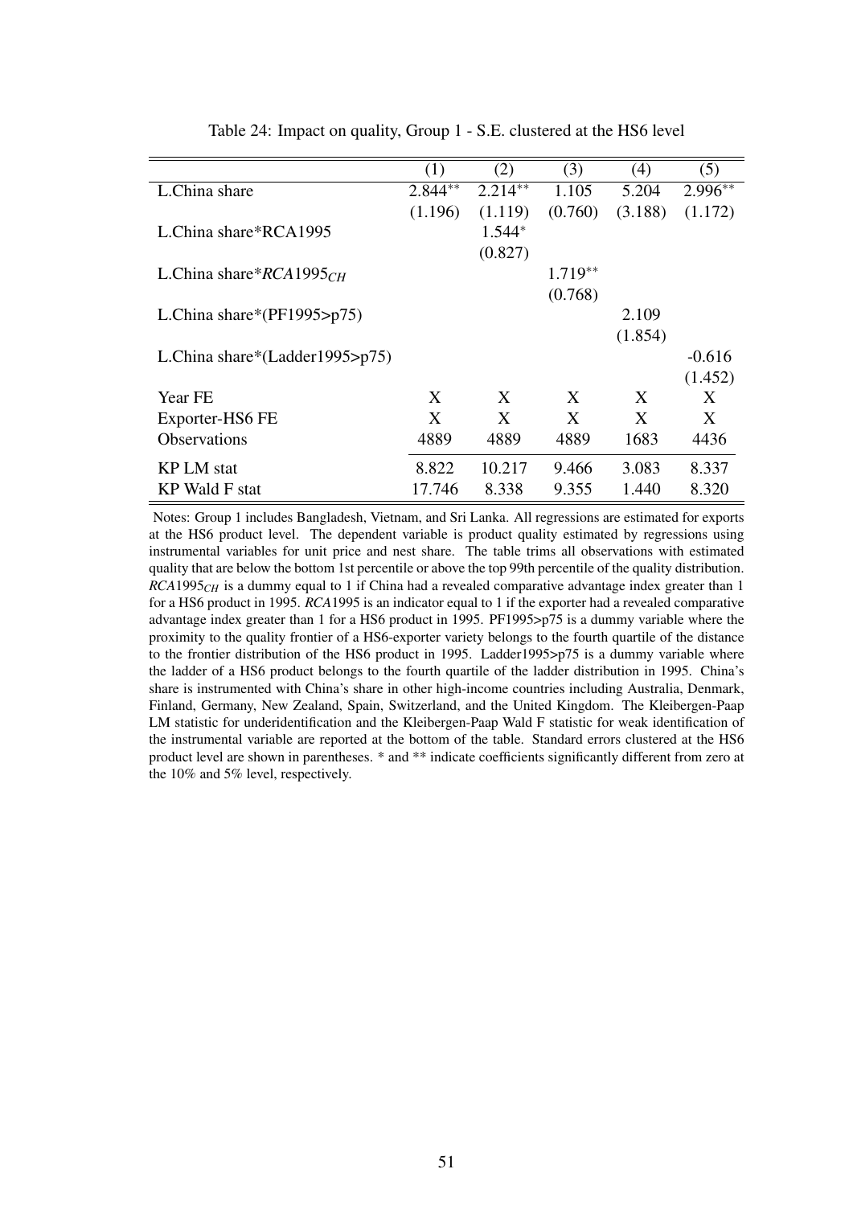Table 24: Impact on quality, Group 1 - S.E. clustered at the HS6 level

| | (1) | (2) | (3) | (4) | (5) |
|---|---|---|---|---|---|
| L.China share | 2.844** | 2.214** | 1.105 | 5.204 | 2.996** |
| | (1.196) | (1.119) | (0.760) | (3.188) | (1.172) |
| L.China share*RCA1995 | | 1.544* | | | |
| | | (0.827) | | | |
| L.China share*$RCA1995_{CH}$ | | | 1.719** | | |
| | | | (0.768) | | |
| L.China share*(PF1995>p75) | | | | 2.109 | |
| | | | | (1.854) | |
| L.China share*(Ladder1995>p75) | | | | | -0.616 |
| | | | | | (1.452) |
| Year FE | X | X | X | X | X |
| Exporter-HS6 FE | X | X | X | X | X |
| Observations | 4889 | 4889 | 4889 | 1683 | 4436 |
| KP LM stat | 8.822 | 10.217 | 9.466 | 3.083 | 8.337 |
| KP Wald F stat | 17.746 | 8.338 | 9.355 | 1.440 | 8.320 |

Notes: Group 1 includes Bangladesh, Vietnam, and Sri Lanka. All regressions are estimated for exports at the HS6 product level. The dependent variable is product quality estimated by regressions using instrumental variables for unit price and nest share. The table trims all observations with estimated quality that are below the bottom 1st percentile or above the top 99th percentile of the quality distribution. $RCA1995_{CH}$ is a dummy equal to 1 if China had a revealed comparative advantage index greater than 1 for a HS6 product in 1995. *RCA*1995 is an indicator equal to 1 if the exporter had a revealed comparative advantage index greater than 1 for a HS6 product in 1995. PF1995>p75 is a dummy variable where the proximity to the quality frontier of a HS6-exporter variety belongs to the fourth quartile of the distance to the frontier distribution of the HS6 product in 1995. Ladder1995>p75 is a dummy variable where the ladder of a HS6 product belongs to the fourth quartile of the ladder distribution in 1995. China's share is instrumented with China's share in other high-income countries including Australia, Denmark, Finland, Germany, New Zealand, Spain, Switzerland, and the United Kingdom. The Kleibergen-Paap LM statistic for underidentification and the Kleibergen-Paap Wald F statistic for weak identification of the instrumental variable are reported at the bottom of the table. Standard errors clustered at the HS6 product level are shown in parentheses. * and ** indicate coefficients significantly different from zero at the 10% and 5% level, respectively.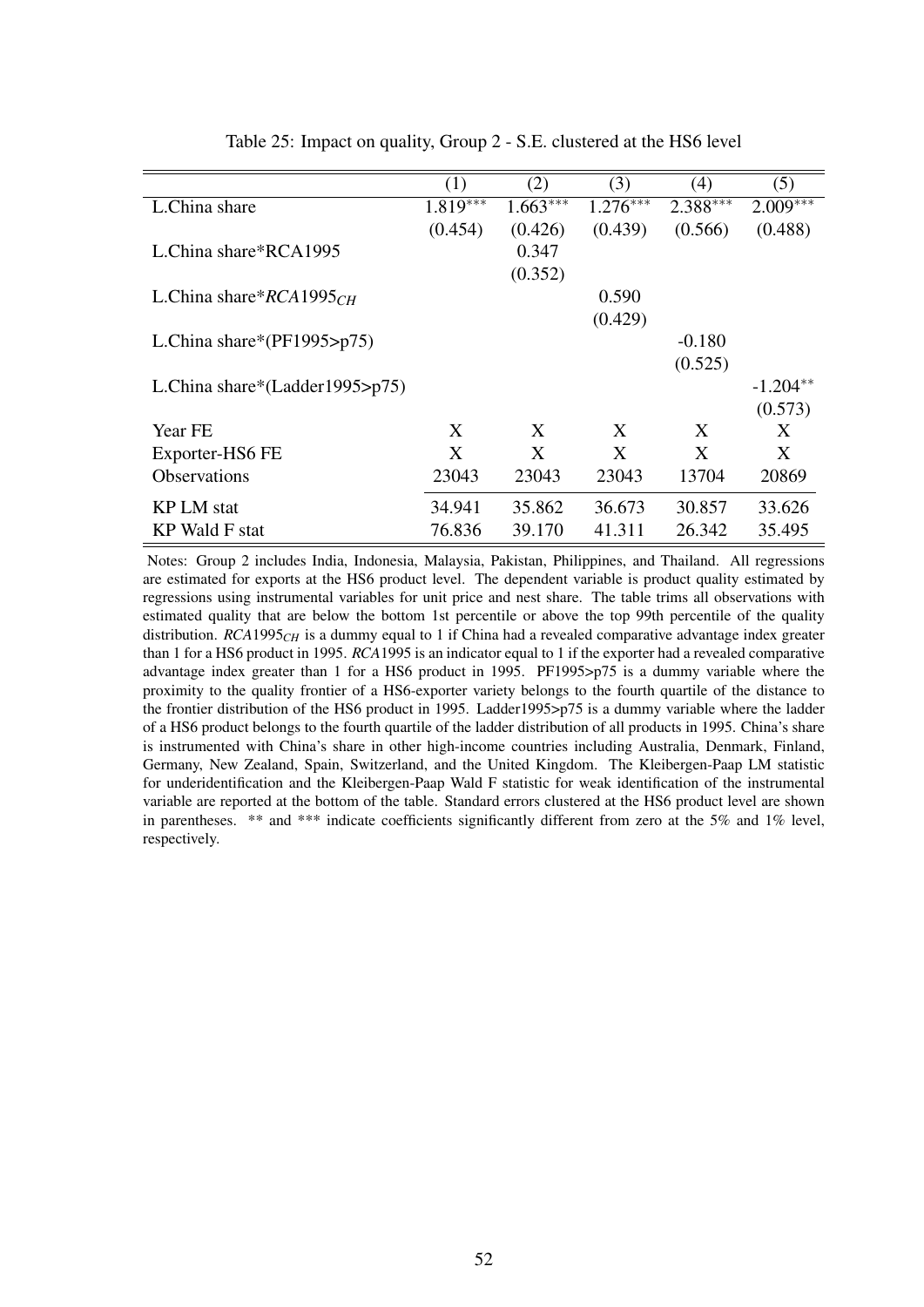Table 25: Impact on quality, Group 2 - S.E. clustered at the HS6 level

| | (1) | (2) | (3) | (4) | (5) |
|---|---|---|---|---|---|
| L.China share | 1.819*** | 1.663*** | 1.276*** | 2.388*** | 2.009*** |
| | (0.454) | (0.426) | (0.439) | (0.566) | (0.488) |
| L.China share*RCA1995 | | 0.347 | | | |
| | | (0.352) | | | |
| L.China share*$RCA1995_{CH}$ | | | 0.590 | | |
| | | | (0.429) | | |
| L.China share*(PF1995>p75) | | | | -0.180 | |
| | | | | (0.525) | |
| L.China share*(Ladder1995>p75) | | | | | -1.204** |
| | | | | | (0.573) |
| Year FE | X | X | X | X | X |
| Exporter-HS6 FE | X | X | X | X | X |
| Observations | 23043 | 23043 | 23043 | 13704 | 20869 |
| KP LM stat | 34.941 | 35.862 | 36.673 | 30.857 | 33.626 |
| KP Wald F stat | 76.836 | 39.170 | 41.311 | 26.342 | 35.495 |

Notes: Group 2 includes India, Indonesia, Malaysia, Pakistan, Philippines, and Thailand. All regressions are estimated for exports at the HS6 product level. The dependent variable is product quality estimated by regressions using instrumental variables for unit price and nest share. The table trims all observations with estimated quality that are below the bottom 1st percentile or above the top 99th percentile of the quality distribution. $RCA1995_{CH}$ is a dummy equal to 1 if China had a revealed comparative advantage index greater than 1 for a HS6 product in 1995. *RCA*1995 is an indicator equal to 1 if the exporter had a revealed comparative advantage index greater than 1 for a HS6 product in 1995. PF1995>p75 is a dummy variable where the proximity to the quality frontier of a HS6-exporter variety belongs to the fourth quartile of the distance to the frontier distribution of the HS6 product in 1995. Ladder1995>p75 is a dummy variable where the ladder of a HS6 product belongs to the fourth quartile of the ladder distribution of all products in 1995. China's share is instrumented with China's share in other high-income countries including Australia, Denmark, Finland, Germany, New Zealand, Spain, Switzerland, and the United Kingdom. The Kleibergen-Paap LM statistic for underidentification and the Kleibergen-Paap Wald F statistic for weak identification of the instrumental variable are reported at the bottom of the table. Standard errors clustered at the HS6 product level are shown in parentheses. ** and *** indicate coefficients significantly different from zero at the 5% and 1% level, respectively.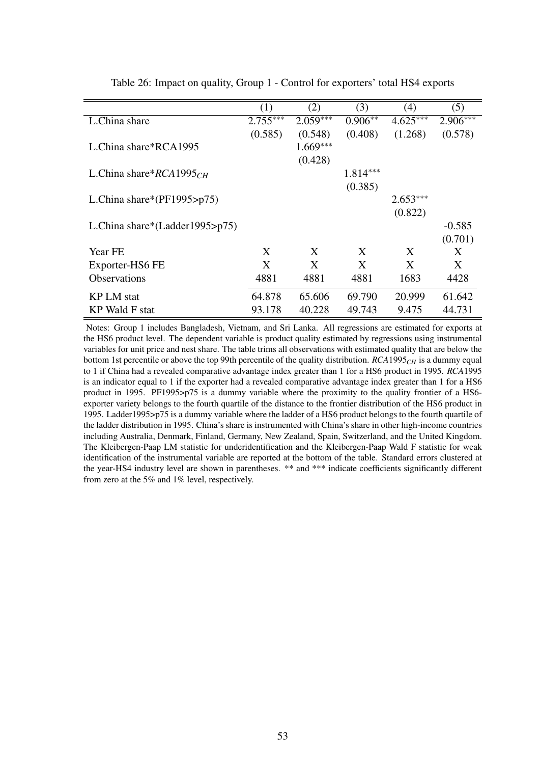Table 26: Impact on quality, Group 1 - Control for exporters' total HS4 exports

| | (1) | (2) | (3) | (4) | (5) |
|---|---|---|---|---|---|
| L.China share | 2.755*** | 2.059*** | 0.906** | 4.625*** | 2.906*** |
| | (0.585) | (0.548) | (0.408) | (1.268) | (0.578) |
| L.China share*RCA1995 | | 1.669*** | | | |
| | | (0.428) | | | |
| L.China share*$RCA1995_{CH}$ | | | 1.814*** | | |
| | | | (0.385) | | |
| L.China share*(PF1995>p75) | | | | 2.653*** | |
| | | | | (0.822) | |
| L.China share*(Ladder1995>p75) | | | | | -0.585 |
| | | | | | (0.701) |
| Year FE | X | X | X | X | X |
| Exporter-HS6 FE | X | X | X | X | X |
| Observations | 4881 | 4881 | 4881 | 1683 | 4428 |
| KP LM stat | 64.878 | 65.606 | 69.790 | 20.999 | 61.642 |
| KP Wald F stat | 93.178 | 40.228 | 49.743 | 9.475 | 44.731 |

Notes: Group 1 includes Bangladesh, Vietnam, and Sri Lanka. All regressions are estimated for exports at the HS6 product level. The dependent variable is product quality estimated by regressions using instrumental variables for unit price and nest share. The table trims all observations with estimated quality that are below the bottom 1st percentile or above the top 99th percentile of the quality distribution. $RCA1995_{CH}$ is a dummy equal to 1 if China had a revealed comparative advantage index greater than 1 for a HS6 product in 1995. $RCA1995$ is an indicator equal to 1 if the exporter had a revealed comparative advantage index greater than 1 for a HS6 product in 1995. PF1995>p75 is a dummy variable where the proximity to the quality frontier of a HS6-exporter variety belongs to the fourth quartile of the distance to the frontier distribution of the HS6 product in 1995. Ladder1995>p75 is a dummy variable where the ladder of a HS6 product belongs to the fourth quartile of the ladder distribution in 1995. China's share is instrumented with China's share in other high-income countries including Australia, Denmark, Finland, Germany, New Zealand, Spain, Switzerland, and the United Kingdom. The Kleibergen-Paap LM statistic for underidentification and the Kleibergen-Paap Wald F statistic for weak identification of the instrumental variable are reported at the bottom of the table. Standard errors clustered at the year-HS4 industry level are shown in parentheses. ** and *** indicate coefficients significantly different from zero at the 5% and 1% level, respectively.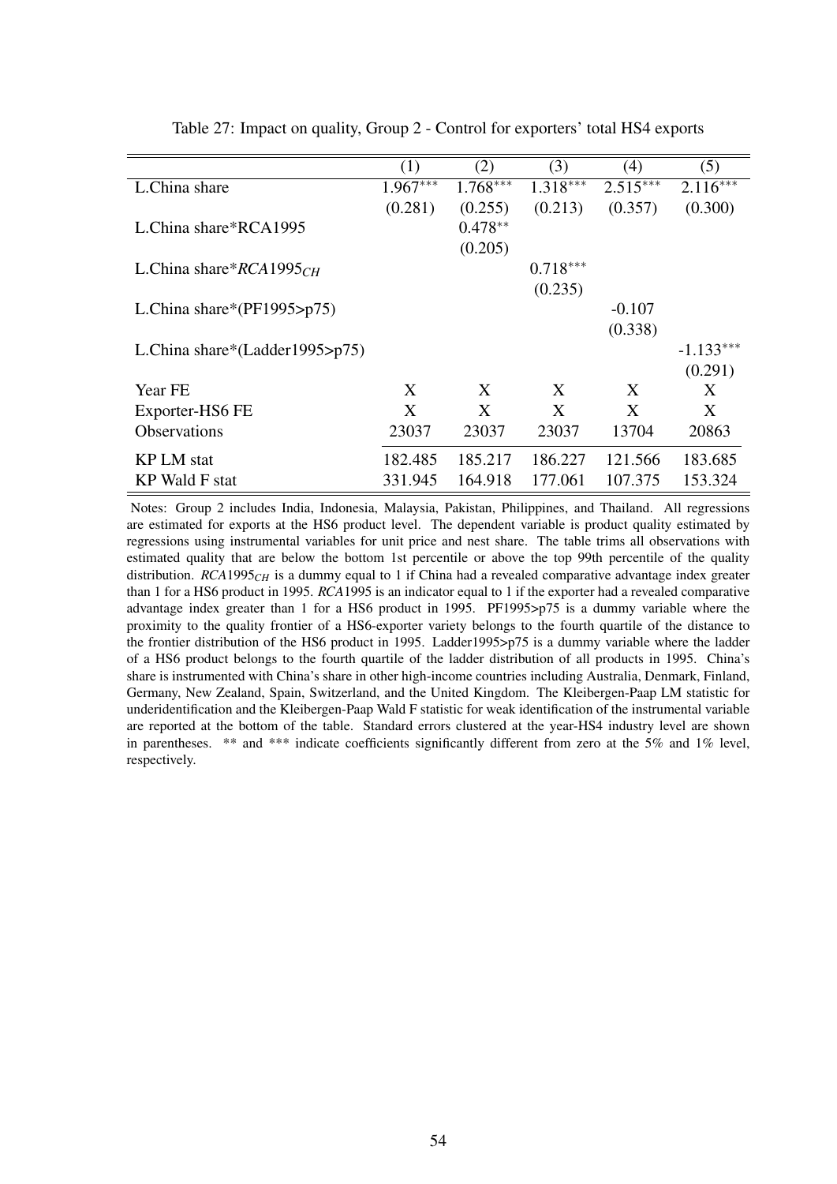Table 27: Impact on quality, Group 2 - Control for exporters' total HS4 exports

| | (1) | (2) | (3) | (4) | (5) |
|---|---|---|---|---|---|
| L.China share | 1.967*** | 1.768*** | 1.318*** | 2.515*** | 2.116*** |
| | (0.281) | (0.255) | (0.213) | (0.357) | (0.300) |
| L.China share*RCA1995 | | 0.478** | | | |
| | | (0.205) | | | |
| L.China share*$RCA1995_{CH}$ | | | 0.718*** | | |
| | | | (0.235) | | |
| L.China share*(PF1995>p75) | | | | -0.107 | |
| | | | | (0.338) | |
| L.China share*(Ladder1995>p75) | | | | | -1.133*** |
| | | | | | (0.291) |
| Year FE | X | X | X | X | X |
| Exporter-HS6 FE | X | X | X | X | X |
| Observations | 23037 | 23037 | 23037 | 13704 | 20863 |
| KP LM stat | 182.485 | 185.217 | 186.227 | 121.566 | 183.685 |
| KP Wald F stat | 331.945 | 164.918 | 177.061 | 107.375 | 153.324 |

Notes: Group 2 includes India, Indonesia, Malaysia, Pakistan, Philippines, and Thailand. All regressions are estimated for exports at the HS6 product level. The dependent variable is product quality estimated by regressions using instrumental variables for unit price and nest share. The table trims all observations with estimated quality that are below the bottom 1st percentile or above the top 99th percentile of the quality distribution. $RCA1995_{CH}$ is a dummy equal to 1 if China had a revealed comparative advantage index greater than 1 for a HS6 product in 1995. *RCA*1995 is an indicator equal to 1 if the exporter had a revealed comparative advantage index greater than 1 for a HS6 product in 1995. PF1995>p75 is a dummy variable where the proximity to the quality frontier of a HS6-exporter variety belongs to the fourth quartile of the distance to the frontier distribution of the HS6 product in 1995. Ladder1995>p75 is a dummy variable where the ladder of a HS6 product belongs to the fourth quartile of the ladder distribution of all products in 1995. China's share is instrumented with China's share in other high-income countries including Australia, Denmark, Finland, Germany, New Zealand, Spain, Switzerland, and the United Kingdom. The Kleibergen-Paap LM statistic for underidentification and the Kleibergen-Paap Wald F statistic for weak identification of the instrumental variable are reported at the bottom of the table. Standard errors clustered at the year-HS4 industry level are shown in parentheses. ** and *** indicate coefficients significantly different from zero at the 5% and 1% level, respectively.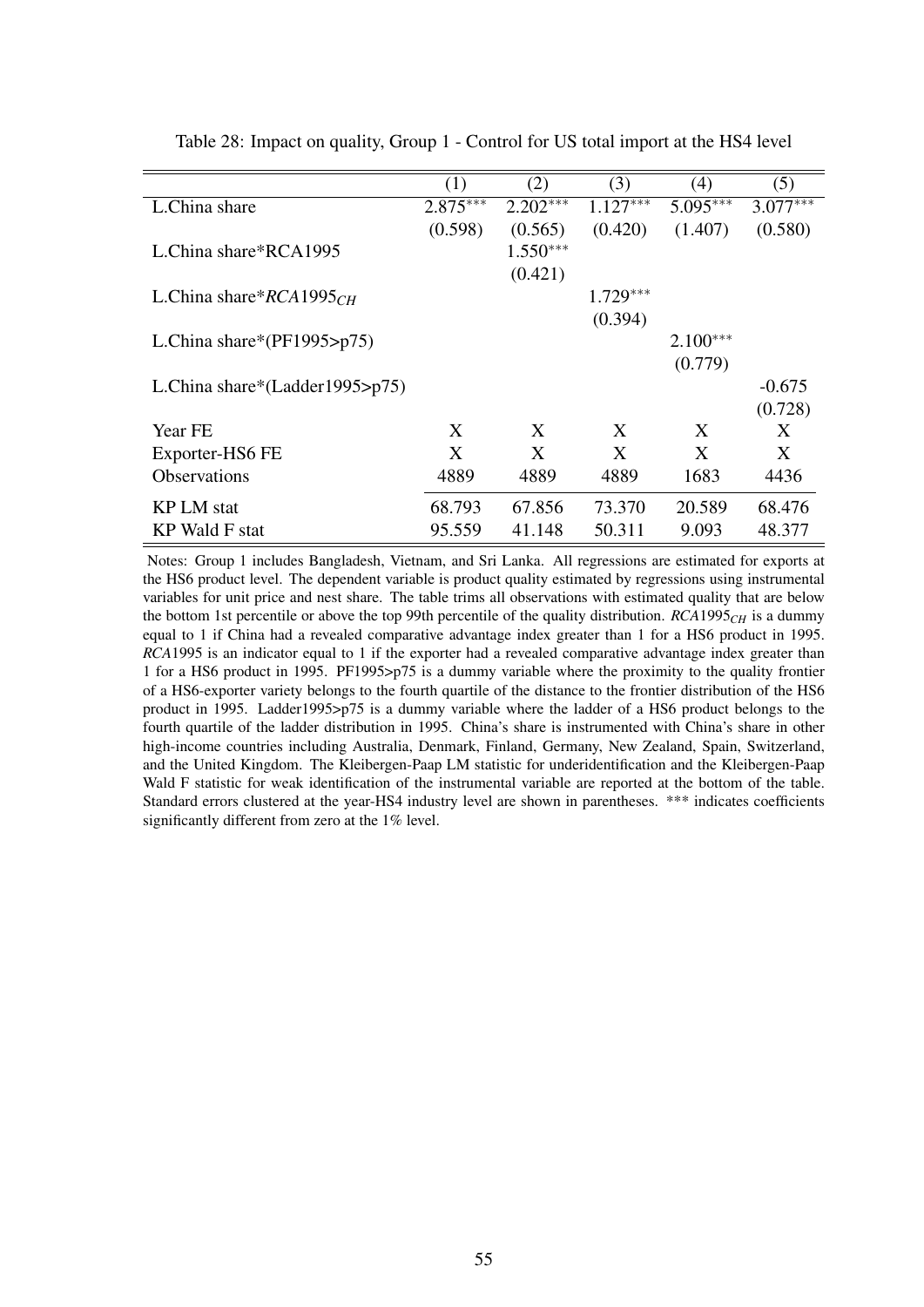Table 28: Impact on quality, Group 1 - Control for US total import at the HS4 level

| | (1) | (2) | (3) | (4) | (5) |
|---|---|---|---|---|---|
| L.China share | 2.875*** | 2.202*** | 1.127*** | 5.095*** | 3.077*** |
| | (0.598) | (0.565) | (0.420) | (1.407) | (0.580) |
| L.China share*RCA1995 | | 1.550*** | | | |
| | | (0.421) | | | |
| L.China share*$RCA1995_{CH}$ | | | 1.729*** | | |
| | | | (0.394) | | |
| L.China share*(PF1995>p75) | | | | 2.100*** | |
| | | | | (0.779) | |
| L.China share*(Ladder1995>p75) | | | | | -0.675 |
| | | | | | (0.728) |
| Year FE | X | X | X | X | X |
| Exporter-HS6 FE | X | X | X | X | X |
| Observations | 4889 | 4889 | 4889 | 1683 | 4436 |
| KP LM stat | 68.793 | 67.856 | 73.370 | 20.589 | 68.476 |
| KP Wald F stat | 95.559 | 41.148 | 50.311 | 9.093 | 48.377 |

Notes: Group 1 includes Bangladesh, Vietnam, and Sri Lanka. All regressions are estimated for exports at the HS6 product level. The dependent variable is product quality estimated by regressions using instrumental variables for unit price and nest share. The table trims all observations with estimated quality that are below the bottom 1st percentile or above the top 99th percentile of the quality distribution. $RCA1995_{CH}$ is a dummy equal to 1 if China had a revealed comparative advantage index greater than 1 for a HS6 product in 1995. *RCA*1995 is an indicator equal to 1 if the exporter had a revealed comparative advantage index greater than 1 for a HS6 product in 1995. PF1995>p75 is a dummy variable where the proximity to the quality frontier of a HS6-exporter variety belongs to the fourth quartile of the distance to the frontier distribution of the HS6 product in 1995. Ladder1995>p75 is a dummy variable where the ladder of a HS6 product belongs to the fourth quartile of the ladder distribution in 1995. China's share is instrumented with China's share in other high-income countries including Australia, Denmark, Finland, Germany, New Zealand, Spain, Switzerland, and the United Kingdom. The Kleibergen-Paap LM statistic for underidentification and the Kleibergen-Paap Wald F statistic for weak identification of the instrumental variable are reported at the bottom of the table. Standard errors clustered at the year-HS4 industry level are shown in parentheses. *** indicates coefficients significantly different from zero at the 1% level.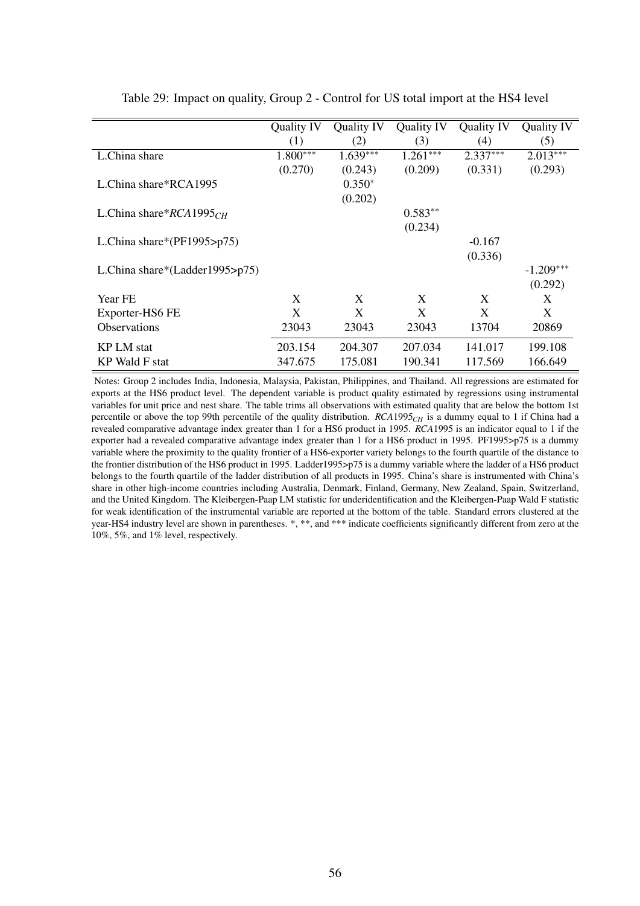Table 29: Impact on quality, Group 2 - Control for US total import at the HS4 level

| | Quality IV | Quality IV | Quality IV | Quality IV | Quality IV |
|---|---|---|---|---|---|
| | (1) | (2) | (3) | (4) | (5) |
| L.China share | 1.800*** | 1.639*** | 1.261*** | 2.337*** | 2.013*** |
| | (0.270) | (0.243) | (0.209) | (0.331) | (0.293) |
| L.China share*RCA1995 | | 0.350* | | | |
| | | (0.202) | | | |
| L.China share*$RCA1995_{CH}$ | | | 0.583** | | |
| | | | (0.234) | | |
| L.China share*(PF1995>p75) | | | | -0.167 | |
| | | | | (0.336) | |
| L.China share*(Ladder1995>p75) | | | | | -1.209*** |
| | | | | | (0.292) |
| Year FE | X | X | X | X | X |
| Exporter-HS6 FE | X | X | X | X | X |
| Observations | 23043 | 23043 | 23043 | 13704 | 20869 |
| KP LM stat | 203.154 | 204.307 | 207.034 | 141.017 | 199.108 |
| KP Wald F stat | 347.675 | 175.081 | 190.341 | 117.569 | 166.649 |

Notes: Group 2 includes India, Indonesia, Malaysia, Pakistan, Philippines, and Thailand. All regressions are estimated for exports at the HS6 product level. The dependent variable is product quality estimated by regressions using instrumental variables for unit price and nest share. The table trims all observations with estimated quality that are below the bottom 1st percentile or above the top 99th percentile of the quality distribution. $RCA1995_{CH}$ is a dummy equal to 1 if China had a revealed comparative advantage index greater than 1 for a HS6 product in 1995. *RCA*1995 is an indicator equal to 1 if the exporter had a revealed comparative advantage index greater than 1 for a HS6 product in 1995. PF1995>p75 is a dummy variable where the proximity to the quality frontier of a HS6-exporter variety belongs to the fourth quartile of the distance to the frontier distribution of the HS6 product in 1995. Ladder1995>p75 is a dummy variable where the ladder of a HS6 product belongs to the fourth quartile of the ladder distribution of all products in 1995. China's share is instrumented with China's share in other high-income countries including Australia, Denmark, Finland, Germany, New Zealand, Spain, Switzerland, and the United Kingdom. The Kleibergen-Paap LM statistic for underidentification and the Kleibergen-Paap Wald F statistic for weak identification of the instrumental variable are reported at the bottom of the table. Standard errors clustered at the year-HS4 industry level are shown in parentheses. *, **, and *** indicate coefficients significantly different from zero at the 10%, 5%, and 1% level, respectively.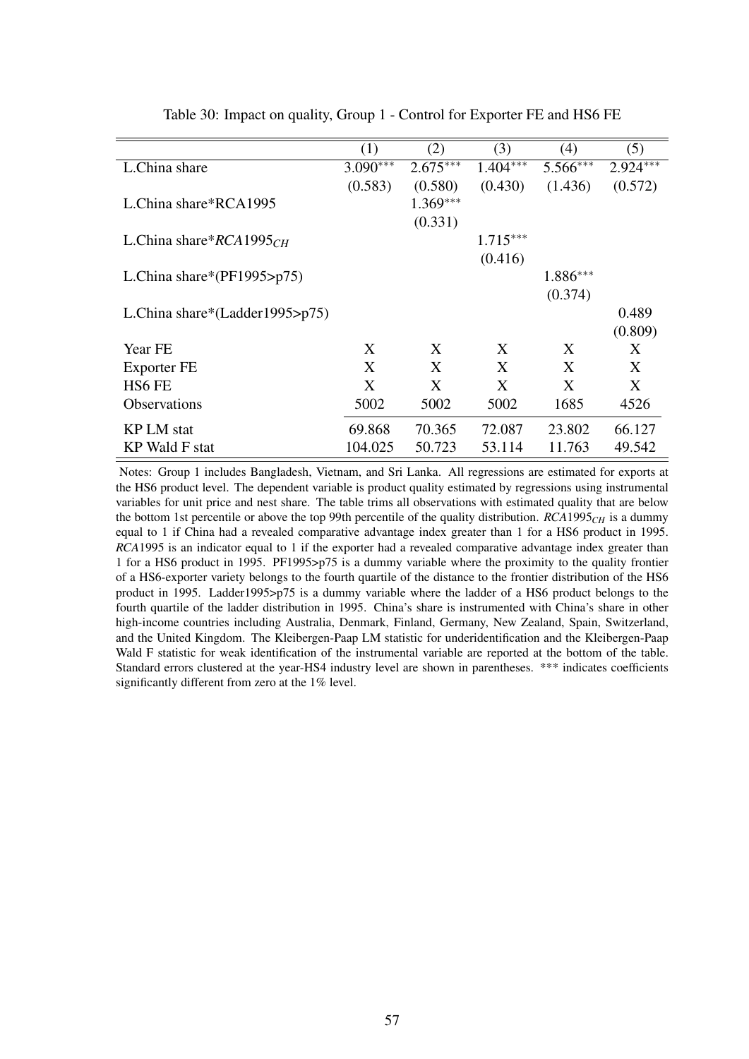Table 30: Impact on quality, Group 1 - Control for Exporter FE and HS6 FE

| | (1) | (2) | (3) | (4) | (5) |
|---|---|---|---|---|---|
| L.China share | 3.090*** | 2.675*** | 1.404*** | 5.566*** | 2.924*** |
| | (0.583) | (0.580) | (0.430) | (1.436) | (0.572) |
| L.China share*RCA1995 | | 1.369*** | | | |
| | | (0.331) | | | |
| L.China share*$RCA1995_{CH}$ | | | 1.715*** | | |
| | | | (0.416) | | |
| L.China share*(PF1995>p75) | | | | 1.886*** | |
| | | | | (0.374) | |
| L.China share*(Ladder1995>p75) | | | | | 0.489 |
| | | | | | (0.809) |
| Year FE | X | X | X | X | X |
| Exporter FE | X | X | X | X | X |
| HS6 FE | X | X | X | X | X |
| Observations | 5002 | 5002 | 5002 | 1685 | 4526 |
| KP LM stat | 69.868 | 70.365 | 72.087 | 23.802 | 66.127 |
| KP Wald F stat | 104.025 | 50.723 | 53.114 | 11.763 | 49.542 |

Notes: Group 1 includes Bangladesh, Vietnam, and Sri Lanka. All regressions are estimated for exports at the HS6 product level. The dependent variable is product quality estimated by regressions using instrumental variables for unit price and nest share. The table trims all observations with estimated quality that are below the bottom 1st percentile or above the top 99th percentile of the quality distribution. $RCA1995_{CH}$ is a dummy equal to 1 if China had a revealed comparative advantage index greater than 1 for a HS6 product in 1995. *RCA*1995 is an indicator equal to 1 if the exporter had a revealed comparative advantage index greater than 1 for a HS6 product in 1995. PF1995>p75 is a dummy variable where the proximity to the quality frontier of a HS6-exporter variety belongs to the fourth quartile of the distance to the frontier distribution of the HS6 product in 1995. Ladder1995>p75 is a dummy variable where the ladder of a HS6 product belongs to the fourth quartile of the ladder distribution in 1995. China's share is instrumented with China's share in other high-income countries including Australia, Denmark, Finland, Germany, New Zealand, Spain, Switzerland, and the United Kingdom. The Kleibergen-Paap LM statistic for underidentification and the Kleibergen-Paap Wald F statistic for weak identification of the instrumental variable are reported at the bottom of the table. Standard errors clustered at the year-HS4 industry level are shown in parentheses. *** indicates coefficients significantly different from zero at the 1% level.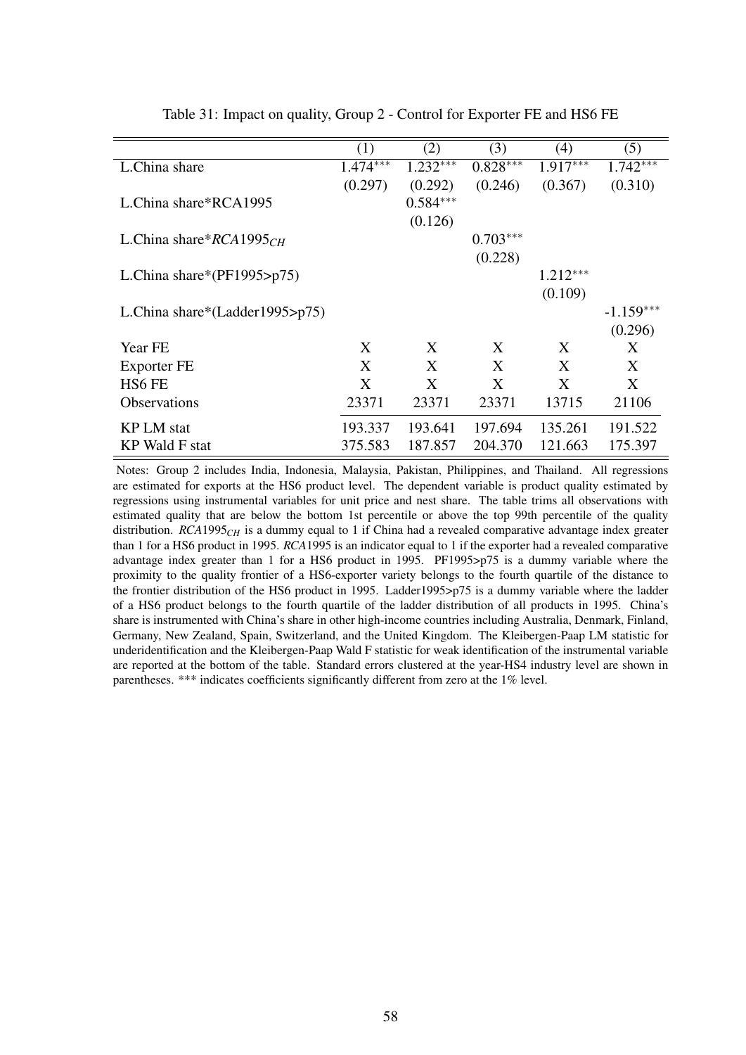Table 31: Impact on quality, Group 2 - Control for Exporter FE and HS6 FE

| | (1) | (2) | (3) | (4) | (5) |
|---|---|---|---|---|---|
| L.China share | 1.474*** | 1.232*** | 0.828*** | 1.917*** | 1.742*** |
| | (0.297) | (0.292) | (0.246) | (0.367) | (0.310) |
| L.China share*RCA1995 | | 0.584*** | | | |
| | | (0.126) | | | |
| L.China share*$RCA1995_{CH}$ | | | 0.703*** | | |
| | | | (0.228) | | |
| L.China share*(PF1995>p75) | | | | 1.212*** | |
| | | | | (0.109) | |
| L.China share*(Ladder1995>p75) | | | | | -1.159*** |
| | | | | | (0.296) |
| Year FE | X | X | X | X | X |
| Exporter FE | X | X | X | X | X |
| HS6 FE | X | X | X | X | X |
| Observations | 23371 | 23371 | 23371 | 13715 | 21106 |
| KP LM stat | 193.337 | 193.641 | 197.694 | 135.261 | 191.522 |
| KP Wald F stat | 375.583 | 187.857 | 204.370 | 121.663 | 175.397 |

Notes: Group 2 includes India, Indonesia, Malaysia, Pakistan, Philippines, and Thailand. All regressions are estimated for exports at the HS6 product level. The dependent variable is product quality estimated by regressions using instrumental variables for unit price and nest share. The table trims all observations with estimated quality that are below the bottom 1st percentile or above the top 99th percentile of the quality distribution. $RCA1995_{CH}$ is a dummy equal to 1 if China had a revealed comparative advantage index greater than 1 for a HS6 product in 1995. *RCA*1995 is an indicator equal to 1 if the exporter had a revealed comparative advantage index greater than 1 for a HS6 product in 1995. PF1995>p75 is a dummy variable where the proximity to the quality frontier of a HS6-exporter variety belongs to the fourth quartile of the distance to the frontier distribution of the HS6 product in 1995. Ladder1995>p75 is a dummy variable where the ladder of a HS6 product belongs to the fourth quartile of the ladder distribution of all products in 1995. China's share is instrumented with China's share in other high-income countries including Australia, Denmark, Finland, Germany, New Zealand, Spain, Switzerland, and the United Kingdom. The Kleibergen-Paap LM statistic for underidentification and the Kleibergen-Paap Wald F statistic for weak identification of the instrumental variable are reported at the bottom of the table. Standard errors clustered at the year-HS4 industry level are shown in parentheses. *** indicates coefficients significantly different from zero at the 1% level.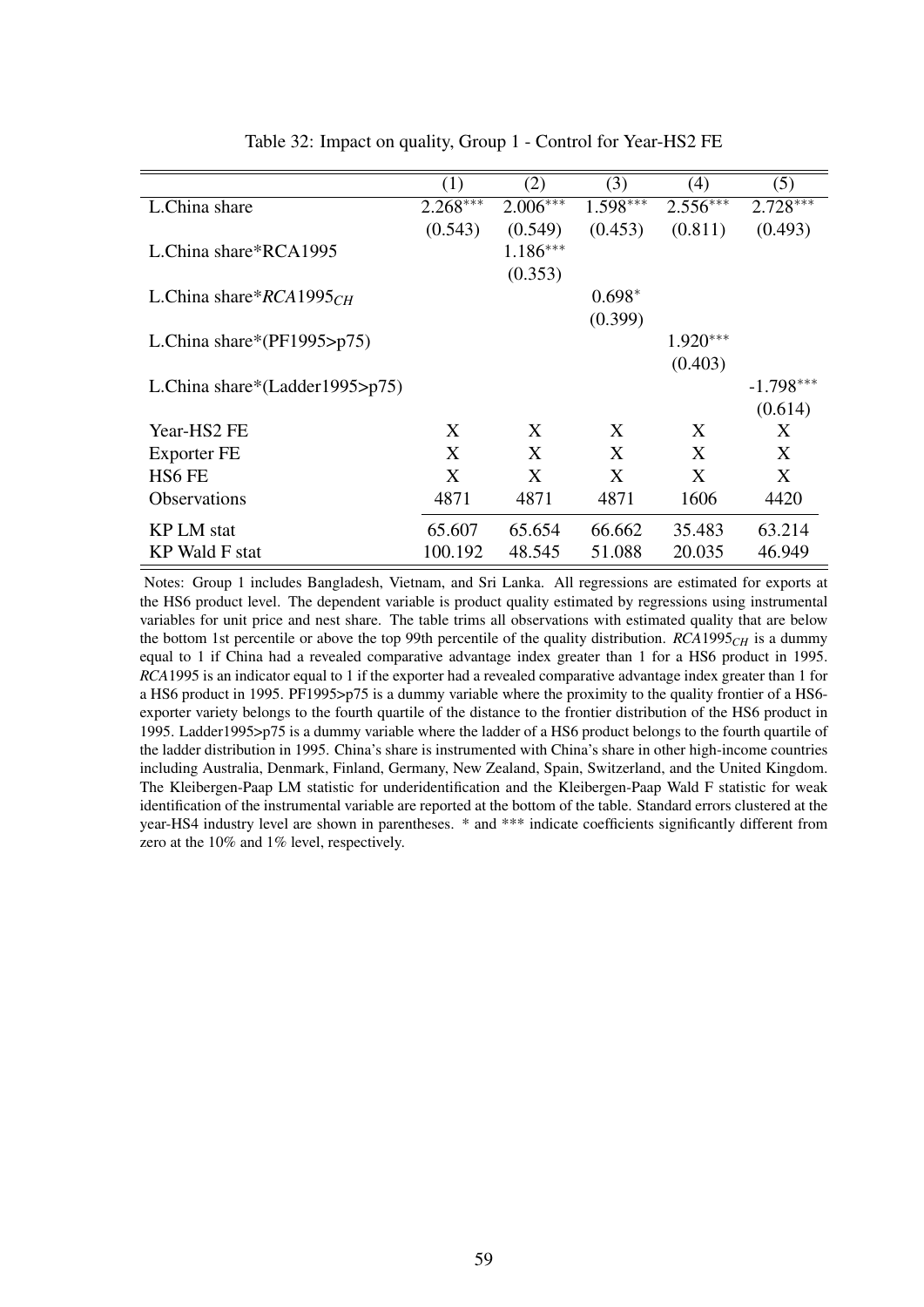Table 32: Impact on quality, Group 1 - Control for Year-HS2 FE

| | (1) | (2) | (3) | (4) | (5) |
|---|---|---|---|---|---|
| L.China share | 2.268*** | 2.006*** | 1.598*** | 2.556*** | 2.728*** |
| | (0.543) | (0.549) | (0.453) | (0.811) | (0.493) |
| L.China share*RCA1995 | | 1.186*** | | | |
| | | (0.353) | | | |
| L.China share*$RCA1995_{CH}$ | | | 0.698* | | |
| | | | (0.399) | | |
| L.China share*(PF1995>p75) | | | | 1.920*** | |
| | | | | (0.403) | |
| L.China share*(Ladder1995>p75) | | | | | -1.798*** |
| | | | | | (0.614) |
| Year-HS2 FE | X | X | X | X | X |
| Exporter FE | X | X | X | X | X |
| HS6 FE | X | X | X | X | X |
| Observations | 4871 | 4871 | 4871 | 1606 | 4420 |
| KP LM stat | 65.607 | 65.654 | 66.662 | 35.483 | 63.214 |
| KP Wald F stat | 100.192 | 48.545 | 51.088 | 20.035 | 46.949 |

Notes: Group 1 includes Bangladesh, Vietnam, and Sri Lanka. All regressions are estimated for exports at the HS6 product level. The dependent variable is product quality estimated by regressions using instrumental variables for unit price and nest share. The table trims all observations with estimated quality that are below the bottom 1st percentile or above the top 99th percentile of the quality distribution. $RCA1995_{CH}$ is a dummy equal to 1 if China had a revealed comparative advantage index greater than 1 for a HS6 product in 1995. $RCA1995$ is an indicator equal to 1 if the exporter had a revealed comparative advantage index greater than 1 for a HS6 product in 1995. PF1995>p75 is a dummy variable where the proximity to the quality frontier of a HS6-exporter variety belongs to the fourth quartile of the distance to the frontier distribution of the HS6 product in 1995. Ladder1995>p75 is a dummy variable where the ladder of a HS6 product belongs to the fourth quartile of the ladder distribution in 1995. China's share is instrumented with China's share in other high-income countries including Australia, Denmark, Finland, Germany, New Zealand, Spain, Switzerland, and the United Kingdom. The Kleibergen-Paap LM statistic for underidentification and the Kleibergen-Paap Wald F statistic for weak identification of the instrumental variable are reported at the bottom of the table. Standard errors clustered at the year-HS4 industry level are shown in parentheses. * and *** indicate coefficients significantly different from zero at the 10% and 1% level, respectively.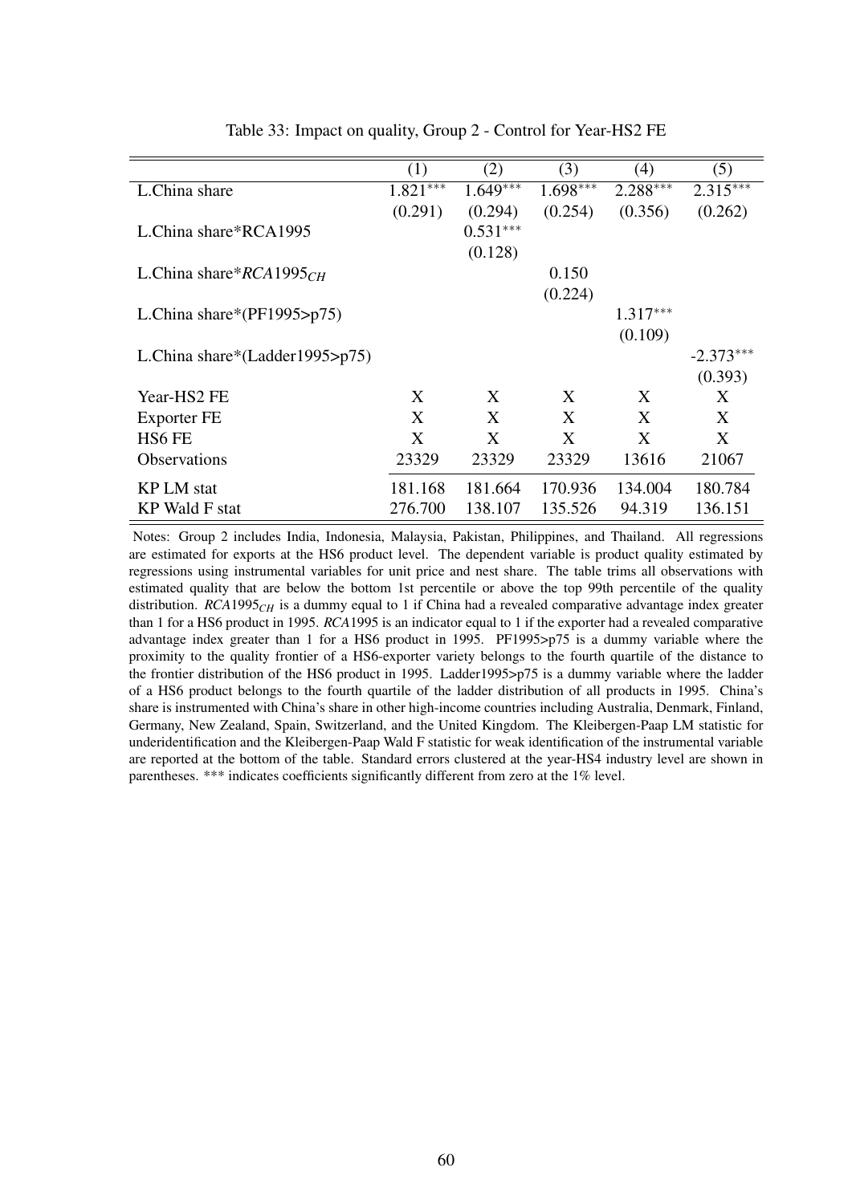Table 33: Impact on quality, Group 2 - Control for Year-HS2 FE

| | (1) | (2) | (3) | (4) | (5) |
|---|---|---|---|---|---|
| L.China share | 1.821$^{***}$ | 1.649$^{***}$ | 1.698$^{***}$ | 2.288$^{***}$ | 2.315$^{***}$ |
| | (0.291) | (0.294) | (0.254) | (0.356) | (0.262) |
| L.China share*RCA1995 | | 0.531$^{***}$ | | | |
| | | (0.128) | | | |
| L.China share*$RCA1995_{CH}$ | | | 0.150 | | |
| | | | (0.224) | | |
| L.China share*(PF1995>p75) | | | | 1.317$^{***}$ | |
| | | | | (0.109) | |
| L.China share*(Ladder1995>p75) | | | | | -2.373$^{***}$ |
| | | | | | (0.393) |
| Year-HS2 FE | X | X | X | X | X |
| Exporter FE | X | X | X | X | X |
| HS6 FE | X | X | X | X | X |
| Observations | 23329 | 23329 | 23329 | 13616 | 21067 |
| KP LM stat | 181.168 | 181.664 | 170.936 | 134.004 | 180.784 |
| KP Wald F stat | 276.700 | 138.107 | 135.526 | 94.319 | 136.151 |

Notes: Group 2 includes India, Indonesia, Malaysia, Pakistan, Philippines, and Thailand. All regressions are estimated for exports at the HS6 product level. The dependent variable is product quality estimated by regressions using instrumental variables for unit price and nest share. The table trims all observations with estimated quality that are below the bottom 1st percentile or above the top 99th percentile of the quality distribution. $RCA1995_{CH}$ is a dummy equal to 1 if China had a revealed comparative advantage index greater than 1 for a HS6 product in 1995. *RCA*1995 is an indicator equal to 1 if the exporter had a revealed comparative advantage index greater than 1 for a HS6 product in 1995. PF1995>p75 is a dummy variable where the proximity to the quality frontier of a HS6-exporter variety belongs to the fourth quartile of the distance to the frontier distribution of the HS6 product in 1995. Ladder1995>p75 is a dummy variable where the ladder of a HS6 product belongs to the fourth quartile of the ladder distribution of all products in 1995. China's share is instrumented with China's share in other high-income countries including Australia, Denmark, Finland, Germany, New Zealand, Spain, Switzerland, and the United Kingdom. The Kleibergen-Paap LM statistic for underidentification and the Kleibergen-Paap Wald F statistic for weak identification of the instrumental variable are reported at the bottom of the table. Standard errors clustered at the year-HS4 industry level are shown in parentheses. *** indicates coefficients significantly different from zero at the 1% level.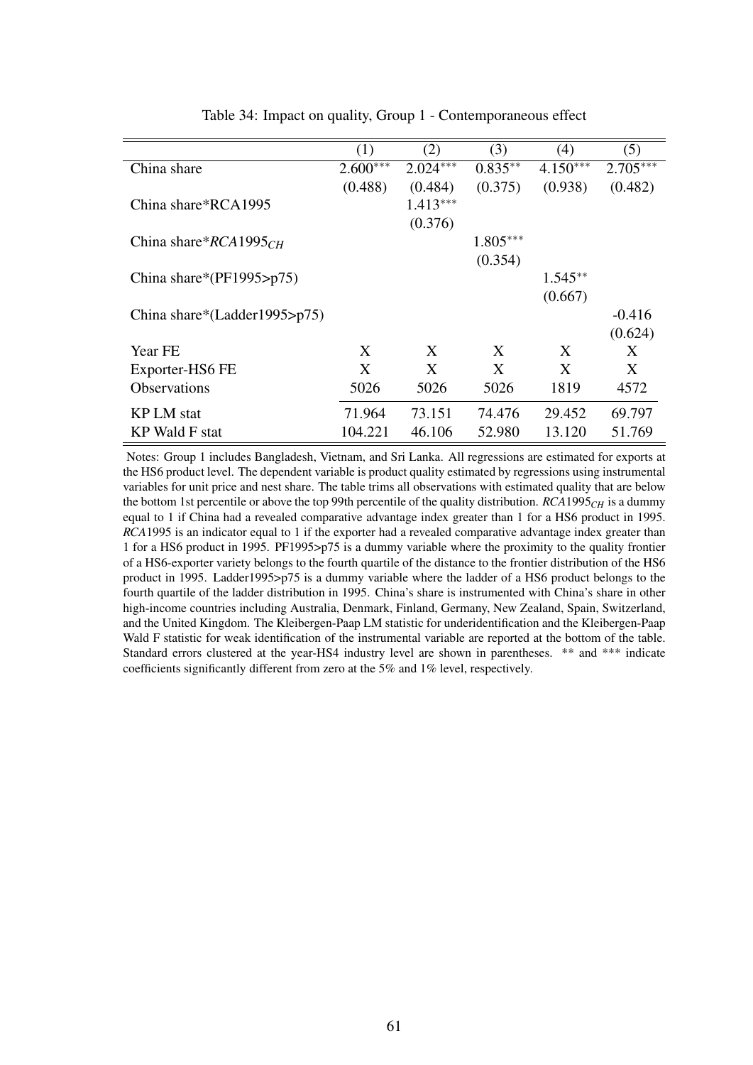Table 34: Impact on quality, Group 1 - Contemporaneous effect

| | (1) | (2) | (3) | (4) | (5) |
|---|---|---|---|---|---|
| China share | 2.600*** | 2.024*** | 0.835** | 4.150*** | 2.705*** |
| | (0.488) | (0.484) | (0.375) | (0.938) | (0.482) |
| China share*RCA1995 | | 1.413*** | | | |
| | | (0.376) | | | |
| China share*$RCA1995_{CH}$ | | | 1.805*** | | |
| | | | (0.354) | | |
| China share*(PF1995>p75) | | | | 1.545** | |
| | | | | (0.667) | |
| China share*(Ladder1995>p75) | | | | | -0.416 |
| | | | | | (0.624) |
| Year FE | X | X | X | X | X |
| Exporter-HS6 FE | X | X | X | X | X |
| Observations | 5026 | 5026 | 5026 | 1819 | 4572 |
| KP LM stat | 71.964 | 73.151 | 74.476 | 29.452 | 69.797 |
| KP Wald F stat | 104.221 | 46.106 | 52.980 | 13.120 | 51.769 |

Notes: Group 1 includes Bangladesh, Vietnam, and Sri Lanka. All regressions are estimated for exports at the HS6 product level. The dependent variable is product quality estimated by regressions using instrumental variables for unit price and nest share. The table trims all observations with estimated quality that are below the bottom 1st percentile or above the top 99th percentile of the quality distribution. $RCA1995_{CH}$ is a dummy equal to 1 if China had a revealed comparative advantage index greater than 1 for a HS6 product in 1995. *RCA*1995 is an indicator equal to 1 if the exporter had a revealed comparative advantage index greater than 1 for a HS6 product in 1995. PF1995>p75 is a dummy variable where the proximity to the quality frontier of a HS6-exporter variety belongs to the fourth quartile of the distance to the frontier distribution of the HS6 product in 1995. Ladder1995>p75 is a dummy variable where the ladder of a HS6 product belongs to the fourth quartile of the ladder distribution in 1995. China's share is instrumented with China's share in other high-income countries including Australia, Denmark, Finland, Germany, New Zealand, Spain, Switzerland, and the United Kingdom. The Kleibergen-Paap LM statistic for underidentification and the Kleibergen-Paap Wald F statistic for weak identification of the instrumental variable are reported at the bottom of the table. Standard errors clustered at the year-HS4 industry level are shown in parentheses. ** and *** indicate coefficients significantly different from zero at the 5% and 1% level, respectively.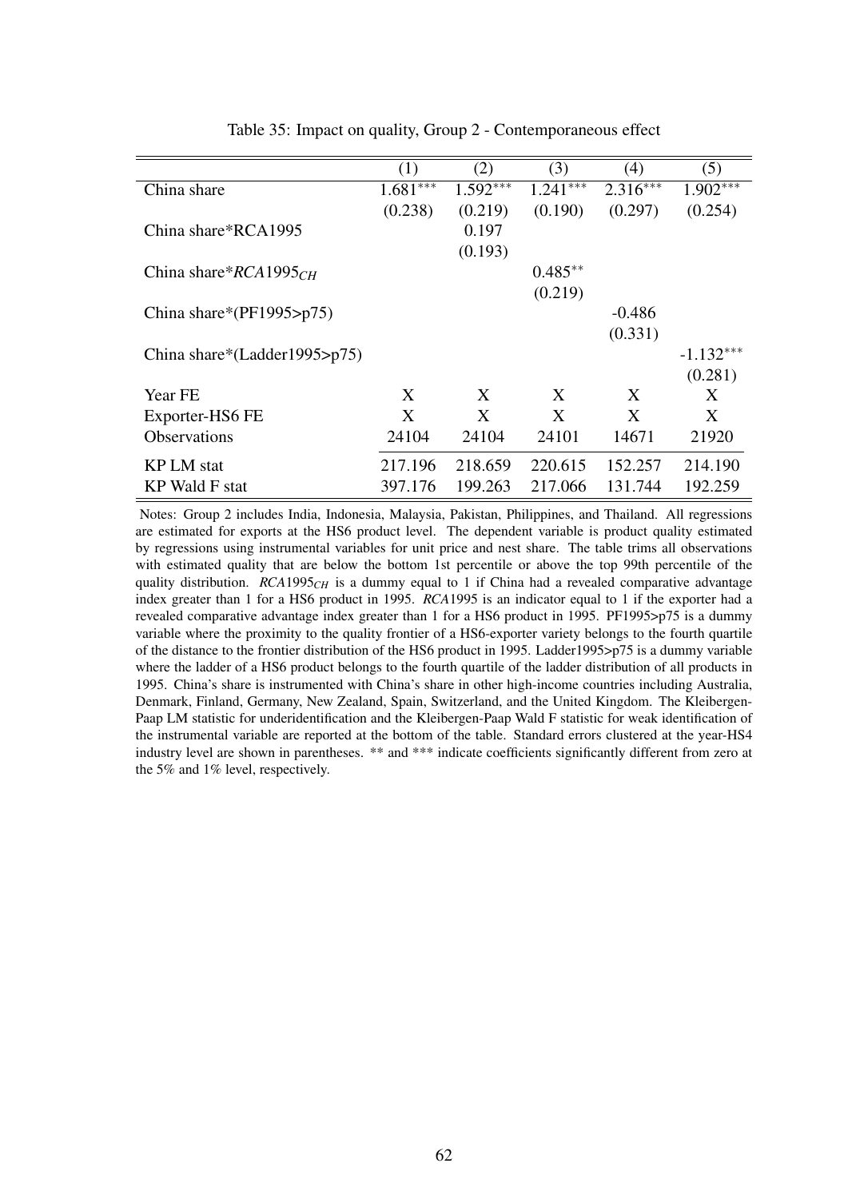Table 35: Impact on quality, Group 2 - Contemporaneous effect

| | (1) | (2) | (3) | (4) | (5) |
|---|---|---|---|---|---|
| China share | 1.681*** | 1.592*** | 1.241*** | 2.316*** | 1.902*** |
| | (0.238) | (0.219) | (0.190) | (0.297) | (0.254) |
| China share*RCA1995 | | 0.197 | | | |
| | | (0.193) | | | |
| China share*$RCA1995_{CH}$ | | | 0.485** | | |
| | | | (0.219) | | |
| China share*(PF1995>p75) | | | | -0.486 | |
| | | | | (0.331) | |
| China share*(Ladder1995>p75) | | | | | -1.132*** |
| | | | | | (0.281) |
| Year FE | X | X | X | X | X |
| Exporter-HS6 FE | X | X | X | X | X |
| Observations | 24104 | 24104 | 24101 | 14671 | 21920 |
| KP LM stat | 217.196 | 218.659 | 220.615 | 152.257 | 214.190 |
| KP Wald F stat | 397.176 | 199.263 | 217.066 | 131.744 | 192.259 |

Notes: Group 2 includes India, Indonesia, Malaysia, Pakistan, Philippines, and Thailand. All regressions are estimated for exports at the HS6 product level. The dependent variable is product quality estimated by regressions using instrumental variables for unit price and nest share. The table trims all observations with estimated quality that are below the bottom 1st percentile or above the top 99th percentile of the quality distribution. $RCA1995_{CH}$ is a dummy equal to 1 if China had a revealed comparative advantage index greater than 1 for a HS6 product in 1995. *RCA*1995 is an indicator equal to 1 if the exporter had a revealed comparative advantage index greater than 1 for a HS6 product in 1995. PF1995>p75 is a dummy variable where the proximity to the quality frontier of a HS6-exporter variety belongs to the fourth quartile of the distance to the frontier distribution of the HS6 product in 1995. Ladder1995>p75 is a dummy variable where the ladder of a HS6 product belongs to the fourth quartile of the ladder distribution of all products in 1995. China's share is instrumented with China's share in other high-income countries including Australia, Denmark, Finland, Germany, New Zealand, Spain, Switzerland, and the United Kingdom. The Kleibergen-Paap LM statistic for underidentification and the Kleibergen-Paap Wald F statistic for weak identification of the instrumental variable are reported at the bottom of the table. Standard errors clustered at the year-HS4 industry level are shown in parentheses. ** and *** indicate coefficients significantly different from zero at the 5% and 1% level, respectively.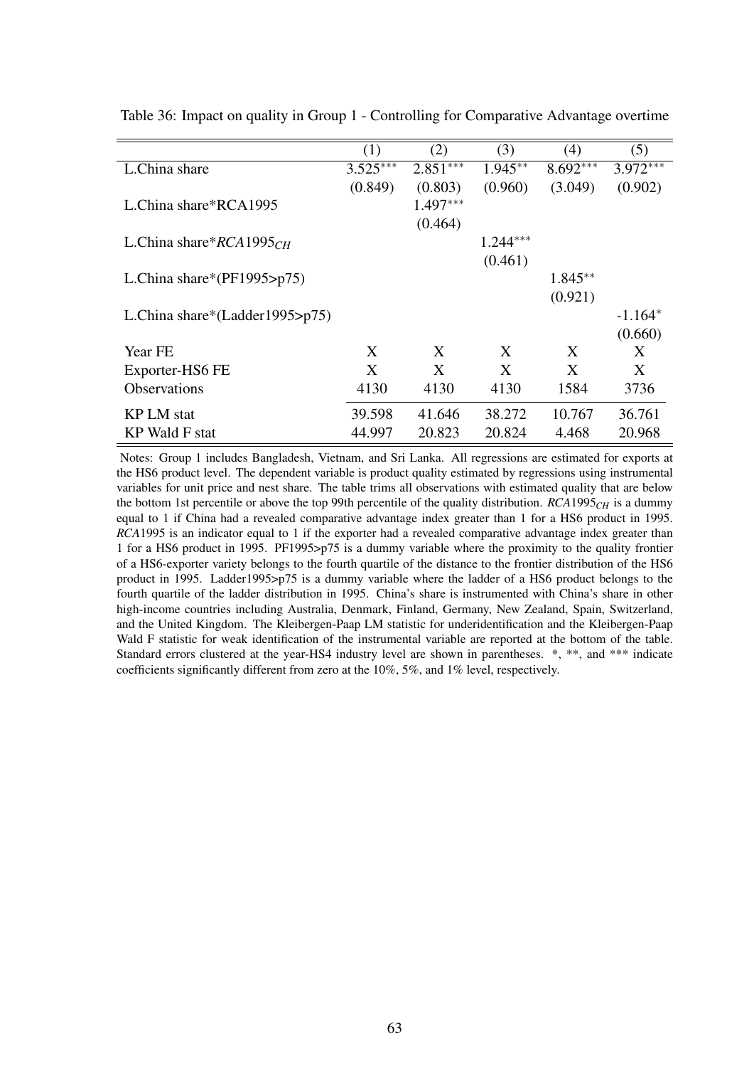Table 36: Impact on quality in Group 1 - Controlling for Comparative Advantage overtime

| | (1) | (2) | (3) | (4) | (5) |
|---|---|---|---|---|---|
| L.China share | 3.525*** | 2.851*** | 1.945** | 8.692*** | 3.972*** |
| | (0.849) | (0.803) | (0.960) | (3.049) | (0.902) |
| L.China share*RCA1995 | | 1.497*** | | | |
| | | (0.464) | | | |
| L.China share*$RCA1995_{CH}$ | | | 1.244*** | | |
| | | | (0.461) | | |
| L.China share*(PF1995>p75) | | | | 1.845** | |
| | | | | (0.921) | |
| L.China share*(Ladder1995>p75) | | | | | -1.164* |
| | | | | | (0.660) |
| Year FE | X | X | X | X | X |
| Exporter-HS6 FE | X | X | X | X | X |
| Observations | 4130 | 4130 | 4130 | 1584 | 3736 |
| KP LM stat | 39.598 | 41.646 | 38.272 | 10.767 | 36.761 |
| KP Wald F stat | 44.997 | 20.823 | 20.824 | 4.468 | 20.968 |

Notes: Group 1 includes Bangladesh, Vietnam, and Sri Lanka. All regressions are estimated for exports at the HS6 product level. The dependent variable is product quality estimated by regressions using instrumental variables for unit price and nest share. The table trims all observations with estimated quality that are below the bottom 1st percentile or above the top 99th percentile of the quality distribution. $RCA1995_{CH}$ is a dummy equal to 1 if China had a revealed comparative advantage index greater than 1 for a HS6 product in 1995. *RCA*1995 is an indicator equal to 1 if the exporter had a revealed comparative advantage index greater than 1 for a HS6 product in 1995. PF1995>p75 is a dummy variable where the proximity to the quality frontier of a HS6-exporter variety belongs to the fourth quartile of the distance to the frontier distribution of the HS6 product in 1995. Ladder1995>p75 is a dummy variable where the ladder of a HS6 product belongs to the fourth quartile of the ladder distribution in 1995. China's share is instrumented with China's share in other high-income countries including Australia, Denmark, Finland, Germany, New Zealand, Spain, Switzerland, and the United Kingdom. The Kleibergen-Paap LM statistic for underidentification and the Kleibergen-Paap Wald F statistic for weak identification of the instrumental variable are reported at the bottom of the table. Standard errors clustered at the year-HS4 industry level are shown in parentheses. *, **, and *** indicate coefficients significantly different from zero at the 10%, 5%, and 1% level, respectively.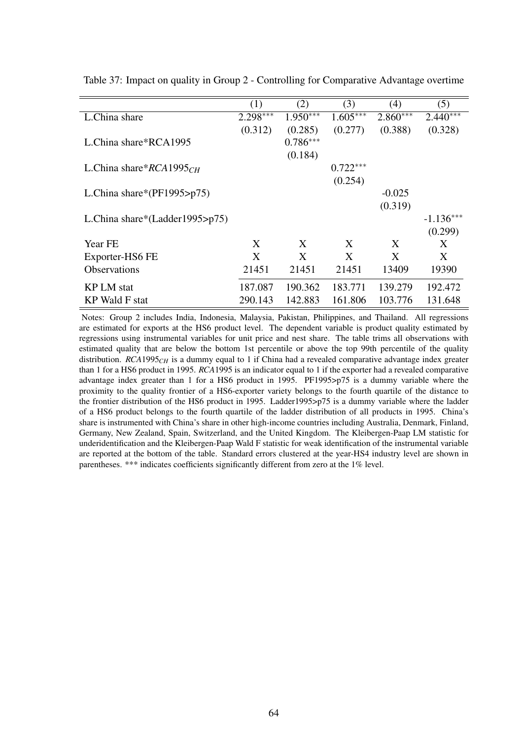Table 37: Impact on quality in Group 2 - Controlling for Comparative Advantage overtime

| | (1) | (2) | (3) | (4) | (5) |
|---|---|---|---|---|---|
| L.China share | 2.298*** | 1.950*** | 1.605*** | 2.860*** | 2.440*** |
| | (0.312) | (0.285) | (0.277) | (0.388) | (0.328) |
| L.China share*RCA1995 | | 0.786*** | | | |
| | | (0.184) | | | |
| L.China share*$RCA1995_{CH}$ | | | 0.722*** | | |
| | | | (0.254) | | |
| L.China share*(PF1995>p75) | | | | -0.025 | |
| | | | | (0.319) | |
| L.China share*(Ladder1995>p75) | | | | | -1.136*** |
| | | | | | (0.299) |
| Year FE | X | X | X | X | X |
| Exporter-HS6 FE | X | X | X | X | X |
| Observations | 21451 | 21451 | 21451 | 13409 | 19390 |
| KP LM stat | 187.087 | 190.362 | 183.771 | 139.279 | 192.472 |
| KP Wald F stat | 290.143 | 142.883 | 161.806 | 103.776 | 131.648 |

Notes: Group 2 includes India, Indonesia, Malaysia, Pakistan, Philippines, and Thailand. All regressions are estimated for exports at the HS6 product level. The dependent variable is product quality estimated by regressions using instrumental variables for unit price and nest share. The table trims all observations with estimated quality that are below the bottom 1st percentile or above the top 99th percentile of the quality distribution. $RCA1995_{CH}$ is a dummy equal to 1 if China had a revealed comparative advantage index greater than 1 for a HS6 product in 1995. *RCA*1995 is an indicator equal to 1 if the exporter had a revealed comparative advantage index greater than 1 for a HS6 product in 1995. PF1995>p75 is a dummy variable where the proximity to the quality frontier of a HS6-exporter variety belongs to the fourth quartile of the distance to the frontier distribution of the HS6 product in 1995. Ladder1995>p75 is a dummy variable where the ladder of a HS6 product belongs to the fourth quartile of the ladder distribution of all products in 1995. China's share is instrumented with China's share in other high-income countries including Australia, Denmark, Finland, Germany, New Zealand, Spain, Switzerland, and the United Kingdom. The Kleibergen-Paap LM statistic for underidentification and the Kleibergen-Paap Wald F statistic for weak identification of the instrumental variable are reported at the bottom of the table. Standard errors clustered at the year-HS4 industry level are shown in parentheses. *** indicates coefficients significantly different from zero at the 1% level.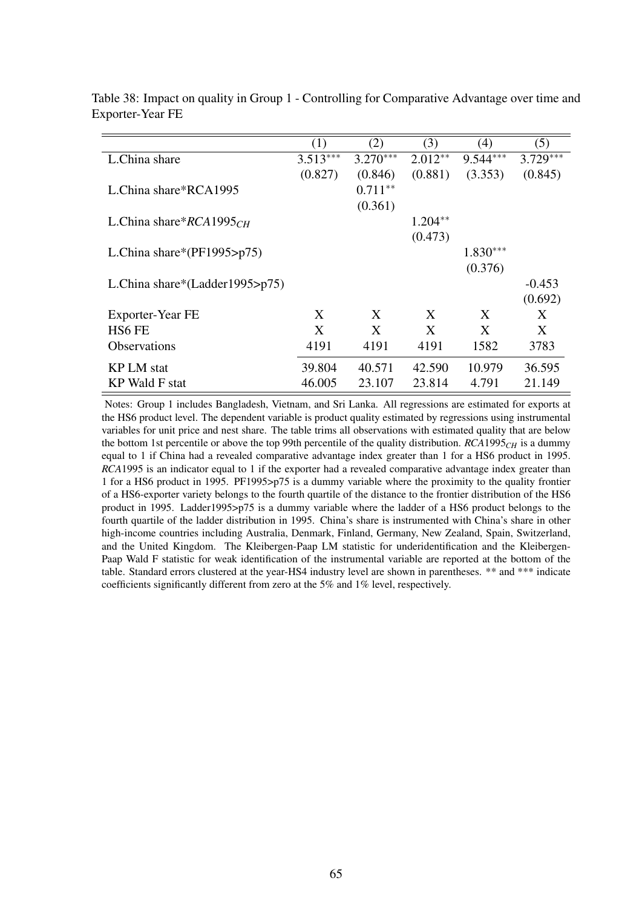Table 38: Impact on quality in Group 1 - Controlling for Comparative Advantage over time and Exporter-Year FE

| | (1) | (2) | (3) | (4) | (5) |
|---|---|---|---|---|---|
| L.China share | 3.513*** | 3.270*** | 2.012** | 9.544*** | 3.729*** |
| | (0.827) | (0.846) | (0.881) | (3.353) | (0.845) |
| L.China share*RCA1995 | | 0.711** | | | |
| | | (0.361) | | | |
| L.China share*$RCA1995_{CH}$ | | | 1.204** | | |
| | | | (0.473) | | |
| L.China share*(PF1995>p75) | | | | 1.830*** | |
| | | | | (0.376) | |
| L.China share*(Ladder1995>p75) | | | | | -0.453 |
| | | | | | (0.692) |
| Exporter-Year FE | X | X | X | X | X |
| HS6 FE | X | X | X | X | X |
| Observations | 4191 | 4191 | 4191 | 1582 | 3783 |
| KP LM stat | 39.804 | 40.571 | 42.590 | 10.979 | 36.595 |
| KP Wald F stat | 46.005 | 23.107 | 23.814 | 4.791 | 21.149 |

Notes: Group 1 includes Bangladesh, Vietnam, and Sri Lanka. All regressions are estimated for exports at the HS6 product level. The dependent variable is product quality estimated by regressions using instrumental variables for unit price and nest share. The table trims all observations with estimated quality that are below the bottom 1st percentile or above the top 99th percentile of the quality distribution. $RCA1995_{CH}$ is a dummy equal to 1 if China had a revealed comparative advantage index greater than 1 for a HS6 product in 1995. *RCA*1995 is an indicator equal to 1 if the exporter had a revealed comparative advantage index greater than 1 for a HS6 product in 1995. PF1995>p75 is a dummy variable where the proximity to the quality frontier of a HS6-exporter variety belongs to the fourth quartile of the distance to the frontier distribution of the HS6 product in 1995. Ladder1995>p75 is a dummy variable where the ladder of a HS6 product belongs to the fourth quartile of the ladder distribution in 1995. China's share is instrumented with China's share in other high-income countries including Australia, Denmark, Finland, Germany, New Zealand, Spain, Switzerland, and the United Kingdom. The Kleibergen-Paap LM statistic for underidentification and the Kleibergen-Paap Wald F statistic for weak identification of the instrumental variable are reported at the bottom of the table. Standard errors clustered at the year-HS4 industry level are shown in parentheses. ** and *** indicate coefficients significantly different from zero at the 5% and 1% level, respectively.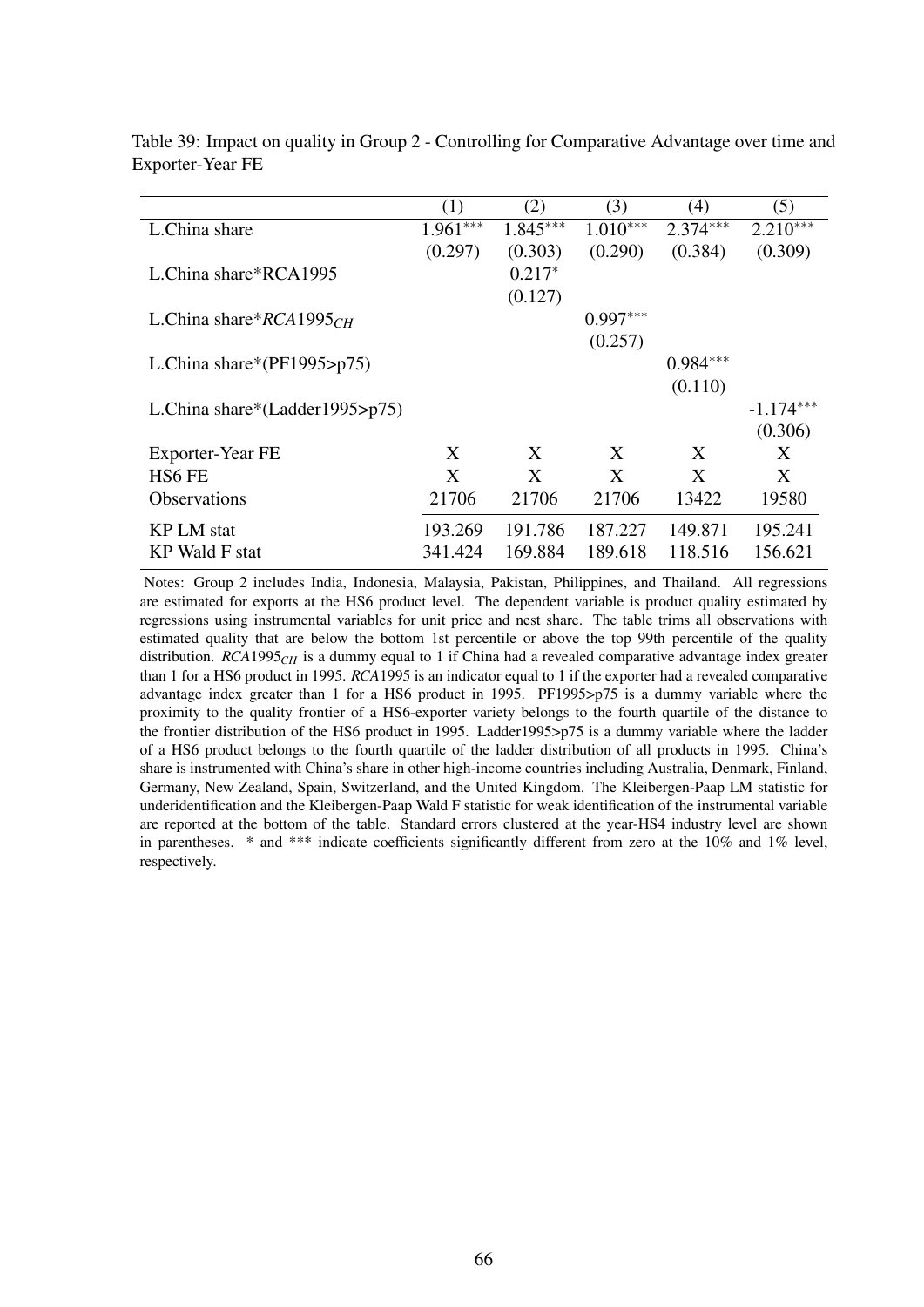Table 39: Impact on quality in Group 2 - Controlling for Comparative Advantage over time and Exporter-Year FE

| | (1) | (2) | (3) | (4) | (5) |
|---|---|---|---|---|---|
| L.China share | $1.961^{***}$ | $1.845^{***}$ | $1.010^{***}$ | $2.374^{***}$ | $2.210^{***}$ |
| | (0.297) | (0.303) | (0.290) | (0.384) | (0.309) |
| L.China share*RCA1995 | | $0.217^{*}$ | | | |
| | | (0.127) | | | |
| L.China share*$RCA1995_{CH}$ | | | $0.997^{***}$ | | |
| | | | (0.257) | | |
| L.China share*(PF1995>p75) | | | | $0.984^{***}$ | |
| | | | | (0.110) | |
| L.China share*(Ladder1995>p75) | | | | | $-1.174^{***}$ |
| | | | | | (0.306) |
| Exporter-Year FE | X | X | X | X | X |
| HS6 FE | X | X | X | X | X |
| Observations | 21706 | 21706 | 21706 | 13422 | 19580 |
| KP LM stat | 193.269 | 191.786 | 187.227 | 149.871 | 195.241 |
| KP Wald F stat | 341.424 | 169.884 | 189.618 | 118.516 | 156.621 |

Notes: Group 2 includes India, Indonesia, Malaysia, Pakistan, Philippines, and Thailand. All regressions are estimated for exports at the HS6 product level. The dependent variable is product quality estimated by regressions using instrumental variables for unit price and nest share. The table trims all observations with estimated quality that are below the bottom 1st percentile or above the top 99th percentile of the quality distribution. $RCA1995_{CH}$ is a dummy equal to 1 if China had a revealed comparative advantage index greater than 1 for a HS6 product in 1995. *RCA*1995 is an indicator equal to 1 if the exporter had a revealed comparative advantage index greater than 1 for a HS6 product in 1995. PF1995>p75 is a dummy variable where the proximity to the quality frontier of a HS6-exporter variety belongs to the fourth quartile of the distance to the frontier distribution of the HS6 product in 1995. Ladder1995>p75 is a dummy variable where the ladder of a HS6 product belongs to the fourth quartile of the ladder distribution of all products in 1995. China's share is instrumented with China's share in other high-income countries including Australia, Denmark, Finland, Germany, New Zealand, Spain, Switzerland, and the United Kingdom. The Kleibergen-Paap LM statistic for underidentification and the Kleibergen-Paap Wald F statistic for weak identification of the instrumental variable are reported at the bottom of the table. Standard errors clustered at the year-HS4 industry level are shown in parentheses. * and *** indicate coefficients significantly different from zero at the 10% and 1% level, respectively.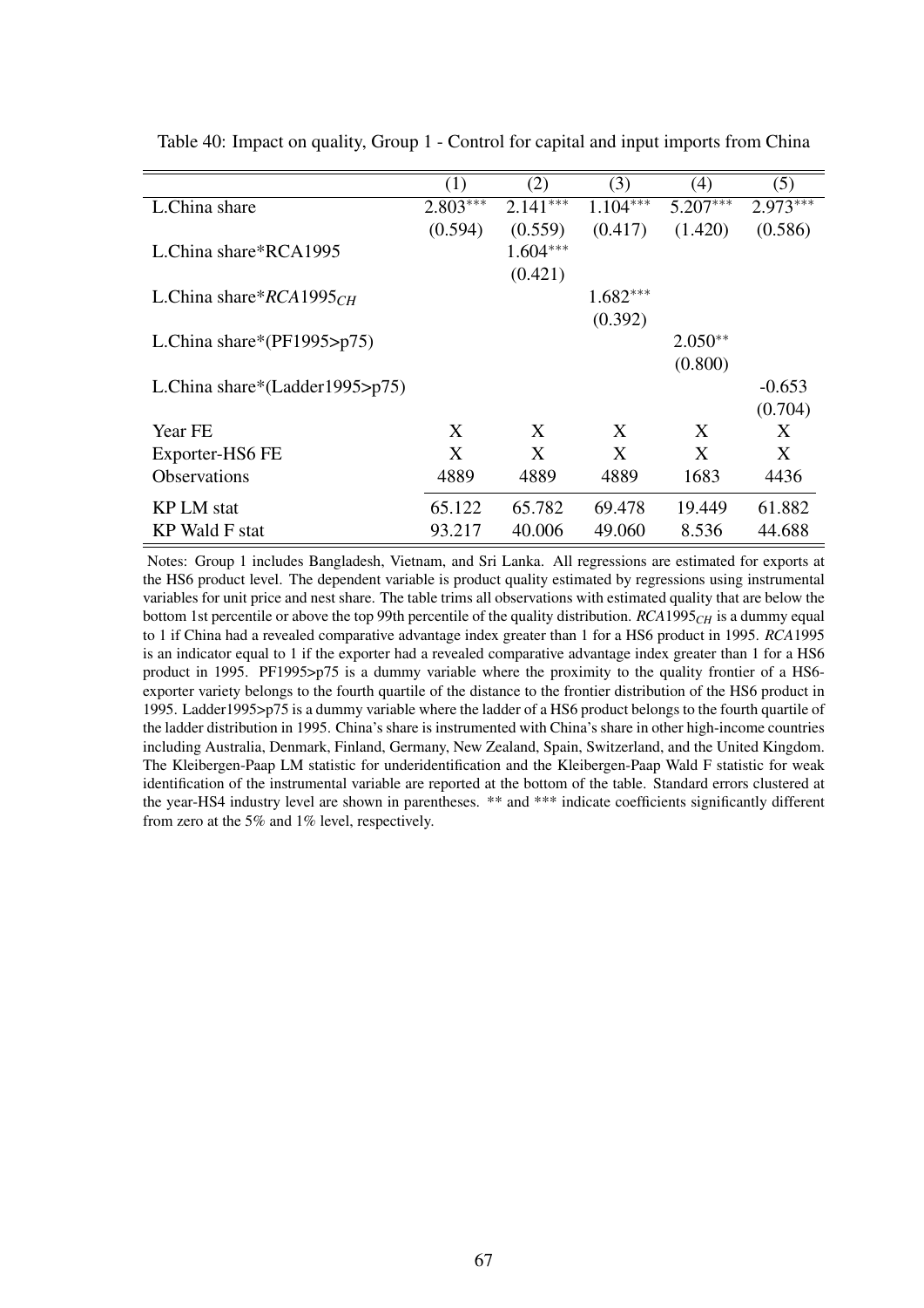Table 40: Impact on quality, Group 1 - Control for capital and input imports from China

| | (1) | (2) | (3) | (4) | (5) |
|---|---|---|---|---|---|
| L.China share | 2.803*** | 2.141*** | 1.104*** | 5.207*** | 2.973*** |
| | (0.594) | (0.559) | (0.417) | (1.420) | (0.586) |
| L.China share*RCA1995 | | 1.604*** | | | |
| | | (0.421) | | | |
| L.China share*$RCA1995_{CH}$ | | | 1.682*** | | |
| | | | (0.392) | | |
| L.China share*(PF1995>p75) | | | | 2.050** | |
| | | | | (0.800) | |
| L.China share*(Ladder1995>p75) | | | | | -0.653 |
| | | | | | (0.704) |
| Year FE | X | X | X | X | X |
| Exporter-HS6 FE | X | X | X | X | X |
| Observations | 4889 | 4889 | 4889 | 1683 | 4436 |
| KP LM stat | 65.122 | 65.782 | 69.478 | 19.449 | 61.882 |
| KP Wald F stat | 93.217 | 40.006 | 49.060 | 8.536 | 44.688 |

Notes: Group 1 includes Bangladesh, Vietnam, and Sri Lanka. All regressions are estimated for exports at the HS6 product level. The dependent variable is product quality estimated by regressions using instrumental variables for unit price and nest share. The table trims all observations with estimated quality that are below the bottom 1st percentile or above the top 99th percentile of the quality distribution. $RCA1995_{CH}$ is a dummy equal to 1 if China had a revealed comparative advantage index greater than 1 for a HS6 product in 1995. *RCA*1995 is an indicator equal to 1 if the exporter had a revealed comparative advantage index greater than 1 for a HS6 product in 1995. PF1995>p75 is a dummy variable where the proximity to the quality frontier of a HS6-exporter variety belongs to the fourth quartile of the distance to the frontier distribution of the HS6 product in 1995. Ladder1995>p75 is a dummy variable where the ladder of a HS6 product belongs to the fourth quartile of the ladder distribution in 1995. China's share is instrumented with China's share in other high-income countries including Australia, Denmark, Finland, Germany, New Zealand, Spain, Switzerland, and the United Kingdom. The Kleibergen-Paap LM statistic for underidentification and the Kleibergen-Paap Wald F statistic for weak identification of the instrumental variable are reported at the bottom of the table. Standard errors clustered at the year-HS4 industry level are shown in parentheses. ** and *** indicate coefficients significantly different from zero at the 5% and 1% level, respectively.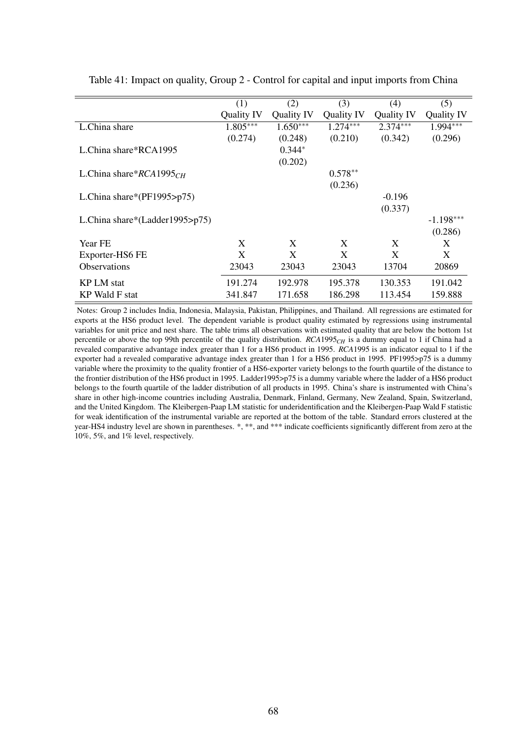Table 41: Impact on quality, Group 2 - Control for capital and input imports from China

| | (1) | (2) | (3) | (4) | (5) |
|---|---|---|---|---|---|
| | Quality IV | Quality IV | Quality IV | Quality IV | Quality IV |
| L.China share | 1.805*** | 1.650*** | 1.274*** | 2.374*** | 1.994*** |
| | (0.274) | (0.248) | (0.210) | (0.342) | (0.296) |
| L.China share*RCA1995 | | 0.344* | | | |
| | | (0.202) | | | |
| L.China share*$RCA1995_{CH}$ | | | 0.578** | | |
| | | | (0.236) | | |
| L.China share*(PF1995>p75) | | | | -0.196 | |
| | | | | (0.337) | |
| L.China share*(Ladder1995>p75) | | | | | -1.198*** |
| | | | | | (0.286) |
| Year FE | X | X | X | X | X |
| Exporter-HS6 FE | X | X | X | X | X |
| Observations | 23043 | 23043 | 23043 | 13704 | 20869 |
| KP LM stat | 191.274 | 192.978 | 195.378 | 130.353 | 191.042 |
| KP Wald F stat | 341.847 | 171.658 | 186.298 | 113.454 | 159.888 |

Notes: Group 2 includes India, Indonesia, Malaysia, Pakistan, Philippines, and Thailand. All regressions are estimated for exports at the HS6 product level. The dependent variable is product quality estimated by regressions using instrumental variables for unit price and nest share. The table trims all observations with estimated quality that are below the bottom 1st percentile or above the top 99th percentile of the quality distribution. $RCA1995_{CH}$ is a dummy equal to 1 if China had a revealed comparative advantage index greater than 1 for a HS6 product in 1995. $RCA1995$ is an indicator equal to 1 if the exporter had a revealed comparative advantage index greater than 1 for a HS6 product in 1995. PF1995>p75 is a dummy variable where the proximity to the quality frontier of a HS6-exporter variety belongs to the fourth quartile of the distance to the frontier distribution of the HS6 product in 1995. Ladder1995>p75 is a dummy variable where the ladder of a HS6 product belongs to the fourth quartile of the ladder distribution of all products in 1995. China's share is instrumented with China's share in other high-income countries including Australia, Denmark, Finland, Germany, New Zealand, Spain, Switzerland, and the United Kingdom. The Kleibergen-Paap LM statistic for underidentification and the Kleibergen-Paap Wald F statistic for weak identification of the instrumental variable are reported at the bottom of the table. Standard errors clustered at the year-HS4 industry level are shown in parentheses. *, **, and *** indicate coefficients significantly different from zero at the 10%, 5%, and 1% level, respectively.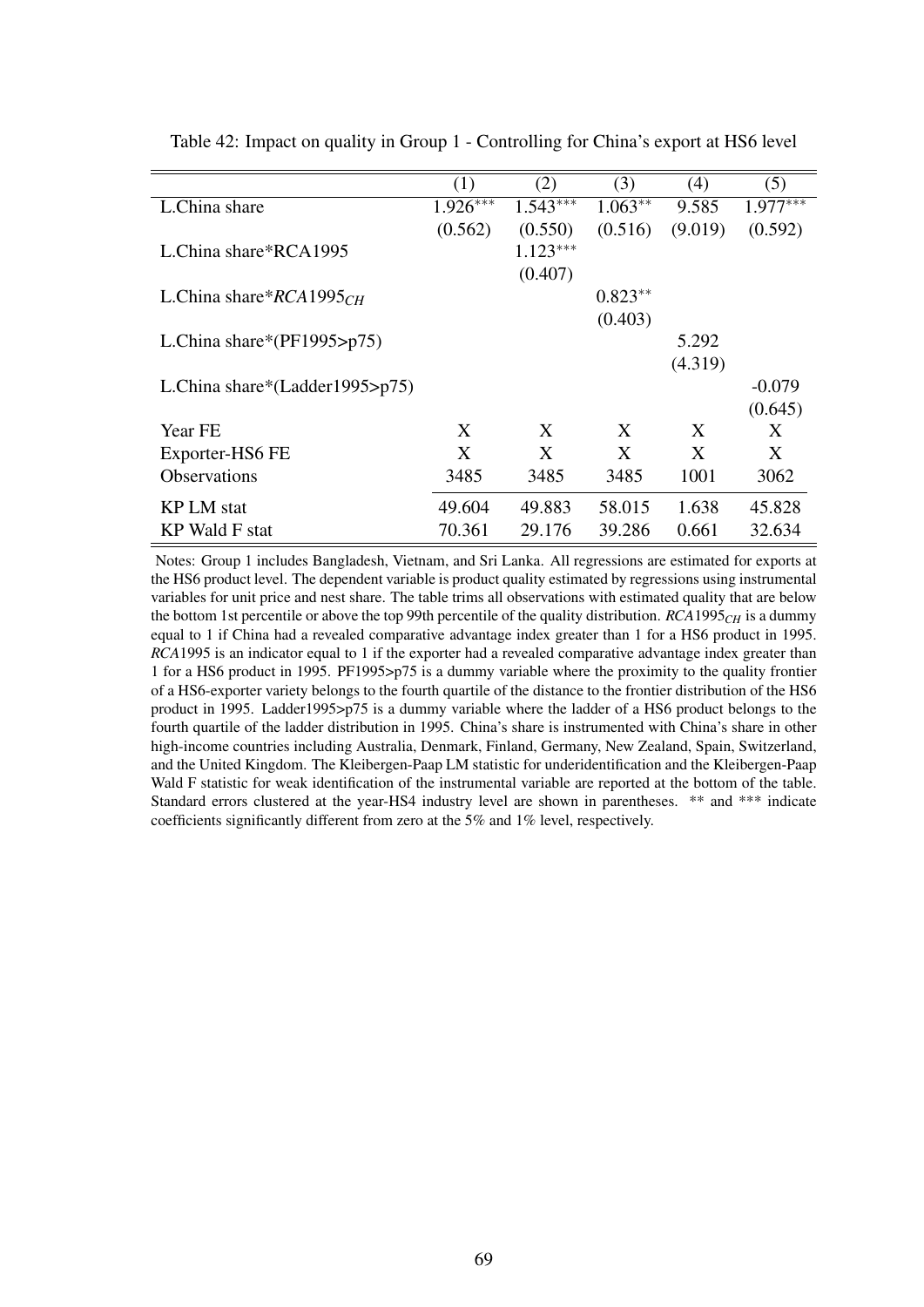Table 42: Impact on quality in Group 1 - Controlling for China's export at HS6 level

| | (1) | (2) | (3) | (4) | (5) |
|---|---|---|---|---|---|
| L.China share | 1.926*** | 1.543*** | 1.063** | 9.585 | 1.977*** |
| | (0.562) | (0.550) | (0.516) | (9.019) | (0.592) |
| L.China share*RCA1995 | | 1.123*** | | | |
| | | (0.407) | | | |
| L.China share*$RCA1995_{CH}$ | | | 0.823** | | |
| | | | (0.403) | | |
| L.China share*(PF1995>p75) | | | | 5.292 | |
| | | | | (4.319) | |
| L.China share*(Ladder1995>p75) | | | | | -0.079 |
| | | | | | (0.645) |
| Year FE | X | X | X | X | X |
| Exporter-HS6 FE | X | X | X | X | X |
| Observations | 3485 | 3485 | 3485 | 1001 | 3062 |
| KP LM stat | 49.604 | 49.883 | 58.015 | 1.638 | 45.828 |
| KP Wald F stat | 70.361 | 29.176 | 39.286 | 0.661 | 32.634 |

Notes: Group 1 includes Bangladesh, Vietnam, and Sri Lanka. All regressions are estimated for exports at the HS6 product level. The dependent variable is product quality estimated by regressions using instrumental variables for unit price and nest share. The table trims all observations with estimated quality that are below the bottom 1st percentile or above the top 99th percentile of the quality distribution. $RCA1995_{CH}$ is a dummy equal to 1 if China had a revealed comparative advantage index greater than 1 for a HS6 product in 1995. *RCA*1995 is an indicator equal to 1 if the exporter had a revealed comparative advantage index greater than 1 for a HS6 product in 1995. PF1995>p75 is a dummy variable where the proximity to the quality frontier of a HS6-exporter variety belongs to the fourth quartile of the distance to the frontier distribution of the HS6 product in 1995. Ladder1995>p75 is a dummy variable where the ladder of a HS6 product belongs to the fourth quartile of the ladder distribution in 1995. China's share is instrumented with China's share in other high-income countries including Australia, Denmark, Finland, Germany, New Zealand, Spain, Switzerland, and the United Kingdom. The Kleibergen-Paap LM statistic for underidentification and the Kleibergen-Paap Wald F statistic for weak identification of the instrumental variable are reported at the bottom of the table. Standard errors clustered at the year-HS4 industry level are shown in parentheses. ** and *** indicate coefficients significantly different from zero at the 5% and 1% level, respectively.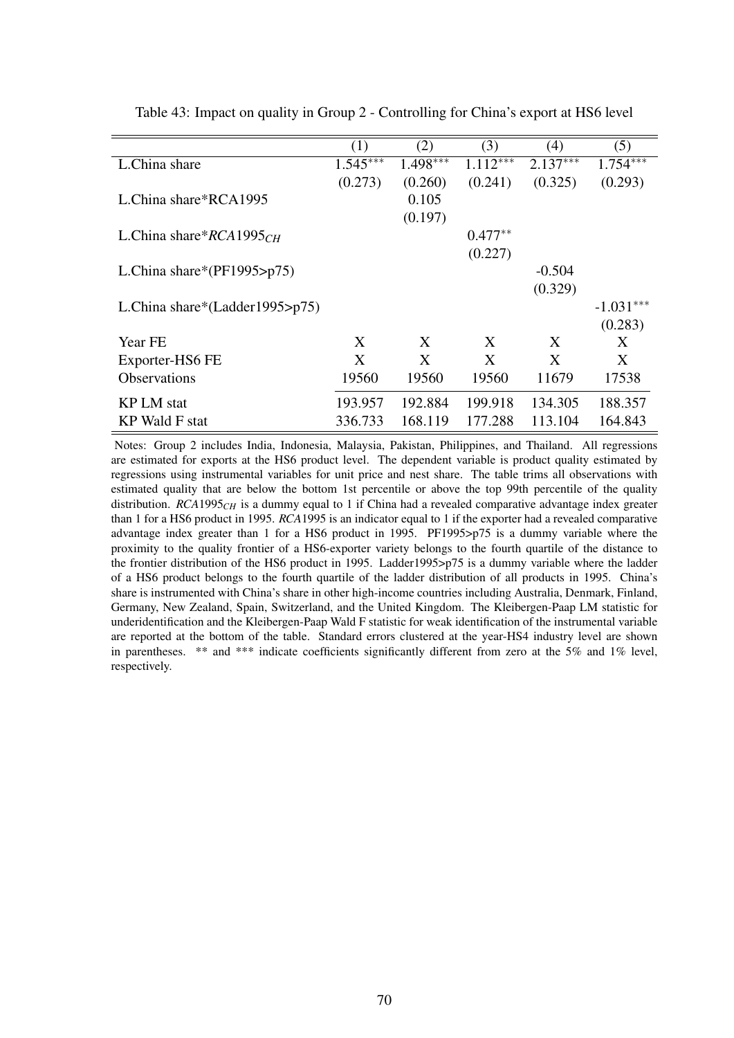Table 43: Impact on quality in Group 2 - Controlling for China's export at HS6 level

| | (1) | (2) | (3) | (4) | (5) |
|---|---|---|---|---|---|
| L.China share | 1.545*** | 1.498*** | 1.112*** | 2.137*** | 1.754*** |
| | (0.273) | (0.260) | (0.241) | (0.325) | (0.293) |
| L.China share*RCA1995 | | 0.105 | | | |
| | | (0.197) | | | |
| L.China share*$RCA1995_{CH}$ | | | 0.477** | | |
| | | | (0.227) | | |
| L.China share*(PF1995>p75) | | | | -0.504 | |
| | | | | (0.329) | |
| L.China share*(Ladder1995>p75) | | | | | -1.031*** |
| | | | | | (0.283) |
| Year FE | X | X | X | X | X |
| Exporter-HS6 FE | X | X | X | X | X |
| Observations | 19560 | 19560 | 19560 | 11679 | 17538 |
| KP LM stat | 193.957 | 192.884 | 199.918 | 134.305 | 188.357 |
| KP Wald F stat | 336.733 | 168.119 | 177.288 | 113.104 | 164.843 |

Notes: Group 2 includes India, Indonesia, Malaysia, Pakistan, Philippines, and Thailand. All regressions are estimated for exports at the HS6 product level. The dependent variable is product quality estimated by regressions using instrumental variables for unit price and nest share. The table trims all observations with estimated quality that are below the bottom 1st percentile or above the top 99th percentile of the quality distribution. $RCA1995_{CH}$ is a dummy equal to 1 if China had a revealed comparative advantage index greater than 1 for a HS6 product in 1995. *RCA*1995 is an indicator equal to 1 if the exporter had a revealed comparative advantage index greater than 1 for a HS6 product in 1995. PF1995>p75 is a dummy variable where the proximity to the quality frontier of a HS6-exporter variety belongs to the fourth quartile of the distance to the frontier distribution of the HS6 product in 1995. Ladder1995>p75 is a dummy variable where the ladder of a HS6 product belongs to the fourth quartile of the ladder distribution of all products in 1995. China's share is instrumented with China's share in other high-income countries including Australia, Denmark, Finland, Germany, New Zealand, Spain, Switzerland, and the United Kingdom. The Kleibergen-Paap LM statistic for underidentification and the Kleibergen-Paap Wald F statistic for weak identification of the instrumental variable are reported at the bottom of the table. Standard errors clustered at the year-HS4 industry level are shown in parentheses. ** and *** indicate coefficients significantly different from zero at the 5% and 1% level, respectively.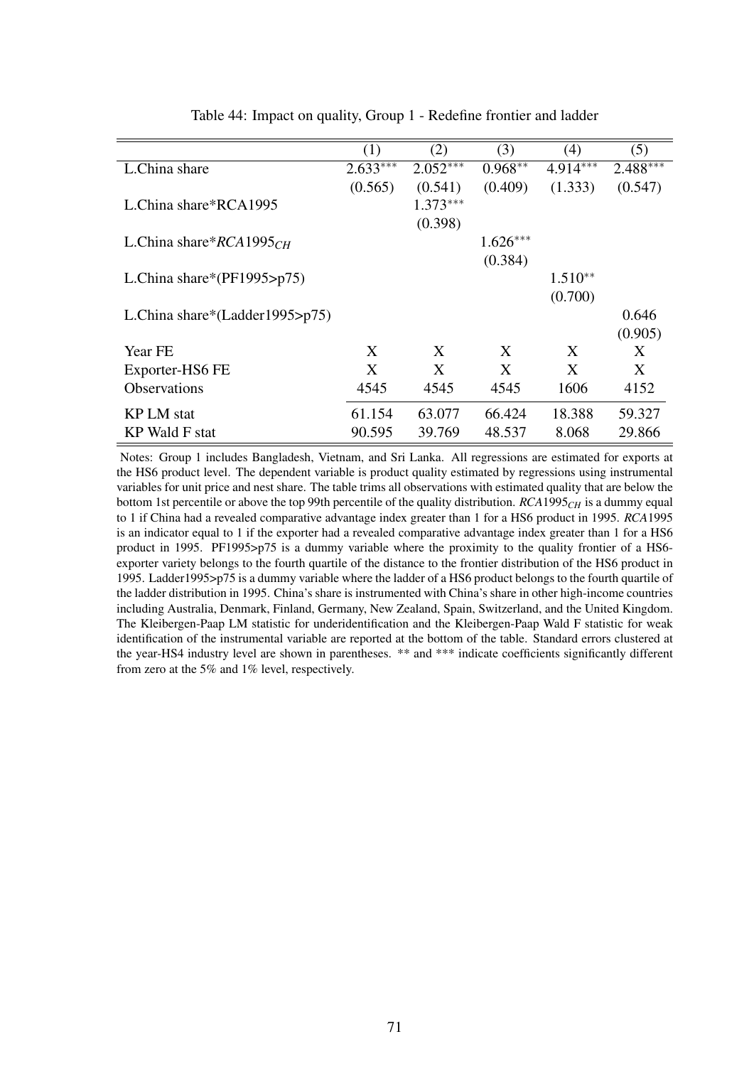Table 44: Impact on quality, Group 1 - Redefine frontier and ladder

| | (1) | (2) | (3) | (4) | (5) |
|---|---|---|---|---|---|
| L.China share | 2.633*** | 2.052*** | 0.968** | 4.914*** | 2.488*** |
| | (0.565) | (0.541) | (0.409) | (1.333) | (0.547) |
| L.China share*RCA1995 | | 1.373*** | | | |
| | | (0.398) | | | |
| L.China share*$RCA1995_{CH}$ | | | 1.626*** | | |
| | | | (0.384) | | |
| L.China share*(PF1995>p75) | | | | 1.510** | |
| | | | | (0.700) | |
| L.China share*(Ladder1995>p75) | | | | | 0.646 |
| | | | | | (0.905) |
| Year FE | X | X | X | X | X |
| Exporter-HS6 FE | X | X | X | X | X |
| Observations | 4545 | 4545 | 4545 | 1606 | 4152 |
| KP LM stat | 61.154 | 63.077 | 66.424 | 18.388 | 59.327 |
| KP Wald F stat | 90.595 | 39.769 | 48.537 | 8.068 | 29.866 |

Notes: Group 1 includes Bangladesh, Vietnam, and Sri Lanka. All regressions are estimated for exports at the HS6 product level. The dependent variable is product quality estimated by regressions using instrumental variables for unit price and nest share. The table trims all observations with estimated quality that are below the bottom 1st percentile or above the top 99th percentile of the quality distribution. $RCA1995_{CH}$ is a dummy equal to 1 if China had a revealed comparative advantage index greater than 1 for a HS6 product in 1995. *RCA*1995 is an indicator equal to 1 if the exporter had a revealed comparative advantage index greater than 1 for a HS6 product in 1995. PF1995>p75 is a dummy variable where the proximity to the quality frontier of a HS6-exporter variety belongs to the fourth quartile of the distance to the frontier distribution of the HS6 product in 1995. Ladder1995>p75 is a dummy variable where the ladder of a HS6 product belongs to the fourth quartile of the ladder distribution in 1995. China's share is instrumented with China's share in other high-income countries including Australia, Denmark, Finland, Germany, New Zealand, Spain, Switzerland, and the United Kingdom. The Kleibergen-Paap LM statistic for underidentification and the Kleibergen-Paap Wald F statistic for weak identification of the instrumental variable are reported at the bottom of the table. Standard errors clustered at the year-HS4 industry level are shown in parentheses. ** and *** indicate coefficients significantly different from zero at the 5% and 1% level, respectively.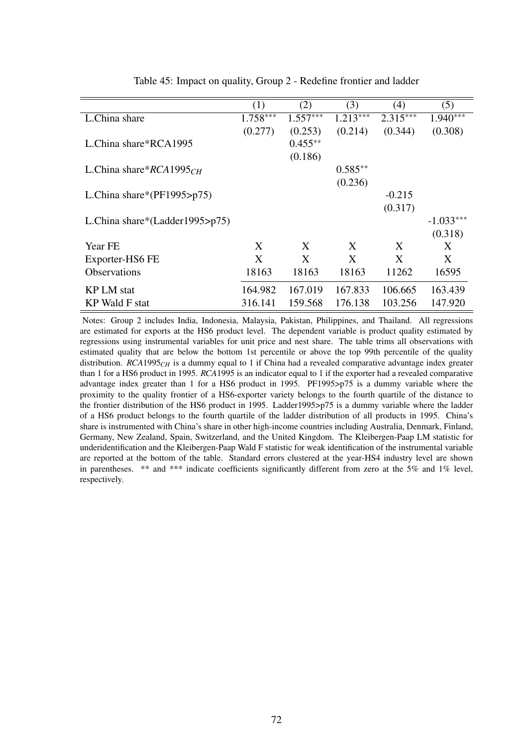Table 45: Impact on quality, Group 2 - Redefine frontier and ladder

| | (1) | (2) | (3) | (4) | (5) |
|---|---|---|---|---|---|
| L.China share | 1.758*** | 1.557*** | 1.213*** | 2.315*** | 1.940*** |
| | (0.277) | (0.253) | (0.214) | (0.344) | (0.308) |
| L.China share*RCA1995 | | 0.455** | | | |
| | | (0.186) | | | |
| L.China share*$RCA1995_{CH}$ | | | 0.585** | | |
| | | | (0.236) | | |
| L.China share*(PF1995>p75) | | | | -0.215 | |
| | | | | (0.317) | |
| L.China share*(Ladder1995>p75) | | | | | -1.033*** |
| | | | | | (0.318) |
| Year FE | X | X | X | X | X |
| Exporter-HS6 FE | X | X | X | X | X |
| Observations | 18163 | 18163 | 18163 | 11262 | 16595 |
| KP LM stat | 164.982 | 167.019 | 167.833 | 106.665 | 163.439 |
| KP Wald F stat | 316.141 | 159.568 | 176.138 | 103.256 | 147.920 |

Notes: Group 2 includes India, Indonesia, Malaysia, Pakistan, Philippines, and Thailand. All regressions are estimated for exports at the HS6 product level. The dependent variable is product quality estimated by regressions using instrumental variables for unit price and nest share. The table trims all observations with estimated quality that are below the bottom 1st percentile or above the top 99th percentile of the quality distribution. $RCA1995_{CH}$ is a dummy equal to 1 if China had a revealed comparative advantage index greater than 1 for a HS6 product in 1995. *RCA*1995 is an indicator equal to 1 if the exporter had a revealed comparative advantage index greater than 1 for a HS6 product in 1995. PF1995>p75 is a dummy variable where the proximity to the quality frontier of a HS6-exporter variety belongs to the fourth quartile of the distance to the frontier distribution of the HS6 product in 1995. Ladder1995>p75 is a dummy variable where the ladder of a HS6 product belongs to the fourth quartile of the ladder distribution of all products in 1995. China's share is instrumented with China's share in other high-income countries including Australia, Denmark, Finland, Germany, New Zealand, Spain, Switzerland, and the United Kingdom. The Kleibergen-Paap LM statistic for underidentification and the Kleibergen-Paap Wald F statistic for weak identification of the instrumental variable are reported at the bottom of the table. Standard errors clustered at the year-HS4 industry level are shown in parentheses. ** and *** indicate coefficients significantly different from zero at the 5% and 1% level, respectively.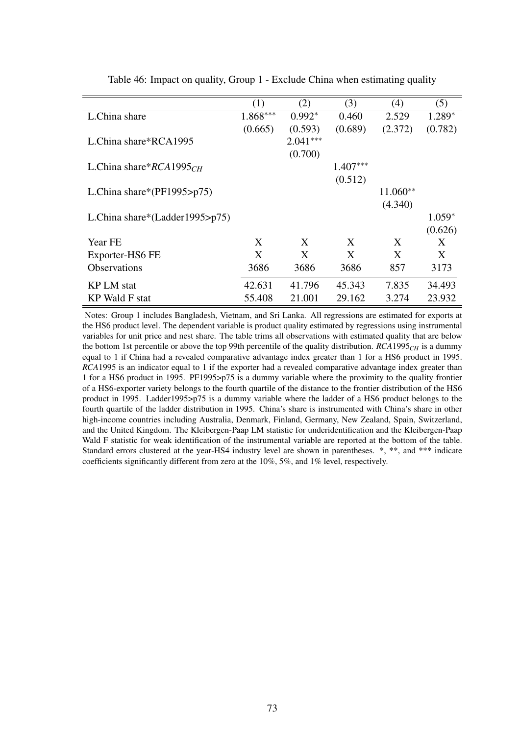Table 46: Impact on quality, Group 1 - Exclude China when estimating quality

| | (1) | (2) | (3) | (4) | (5) |
|---|---|---|---|---|---|
| L.China share | 1.868*** | 0.992* | 0.460 | 2.529 | 1.289* |
| | (0.665) | (0.593) | (0.689) | (2.372) | (0.782) |
| L.China share*RCA1995 | | 2.041*** | | | |
| | | (0.700) | | | |
| L.China share*$RCA1995_{CH}$ | | | 1.407*** | | |
| | | | (0.512) | | |
| L.China share*(PF1995>p75) | | | | 11.060** | |
| | | | | (4.340) | |
| L.China share*(Ladder1995>p75) | | | | | 1.059* |
| | | | | | (0.626) |
| Year FE | X | X | X | X | X |
| Exporter-HS6 FE | X | X | X | X | X |
| Observations | 3686 | 3686 | 3686 | 857 | 3173 |
| KP LM stat | 42.631 | 41.796 | 45.343 | 7.835 | 34.493 |
| KP Wald F stat | 55.408 | 21.001 | 29.162 | 3.274 | 23.932 |

Notes: Group 1 includes Bangladesh, Vietnam, and Sri Lanka. All regressions are estimated for exports at the HS6 product level. The dependent variable is product quality estimated by regressions using instrumental variables for unit price and nest share. The table trims all observations with estimated quality that are below the bottom 1st percentile or above the top 99th percentile of the quality distribution. $RCA1995_{CH}$ is a dummy equal to 1 if China had a revealed comparative advantage index greater than 1 for a HS6 product in 1995. *RCA*1995 is an indicator equal to 1 if the exporter had a revealed comparative advantage index greater than 1 for a HS6 product in 1995. PF1995>p75 is a dummy variable where the proximity to the quality frontier of a HS6-exporter variety belongs to the fourth quartile of the distance to the frontier distribution of the HS6 product in 1995. Ladder1995>p75 is a dummy variable where the ladder of a HS6 product belongs to the fourth quartile of the ladder distribution in 1995. China's share is instrumented with China's share in other high-income countries including Australia, Denmark, Finland, Germany, New Zealand, Spain, Switzerland, and the United Kingdom. The Kleibergen-Paap LM statistic for underidentification and the Kleibergen-Paap Wald F statistic for weak identification of the instrumental variable are reported at the bottom of the table. Standard errors clustered at the year-HS4 industry level are shown in parentheses. *, **, and *** indicate coefficients significantly different from zero at the 10%, 5%, and 1% level, respectively.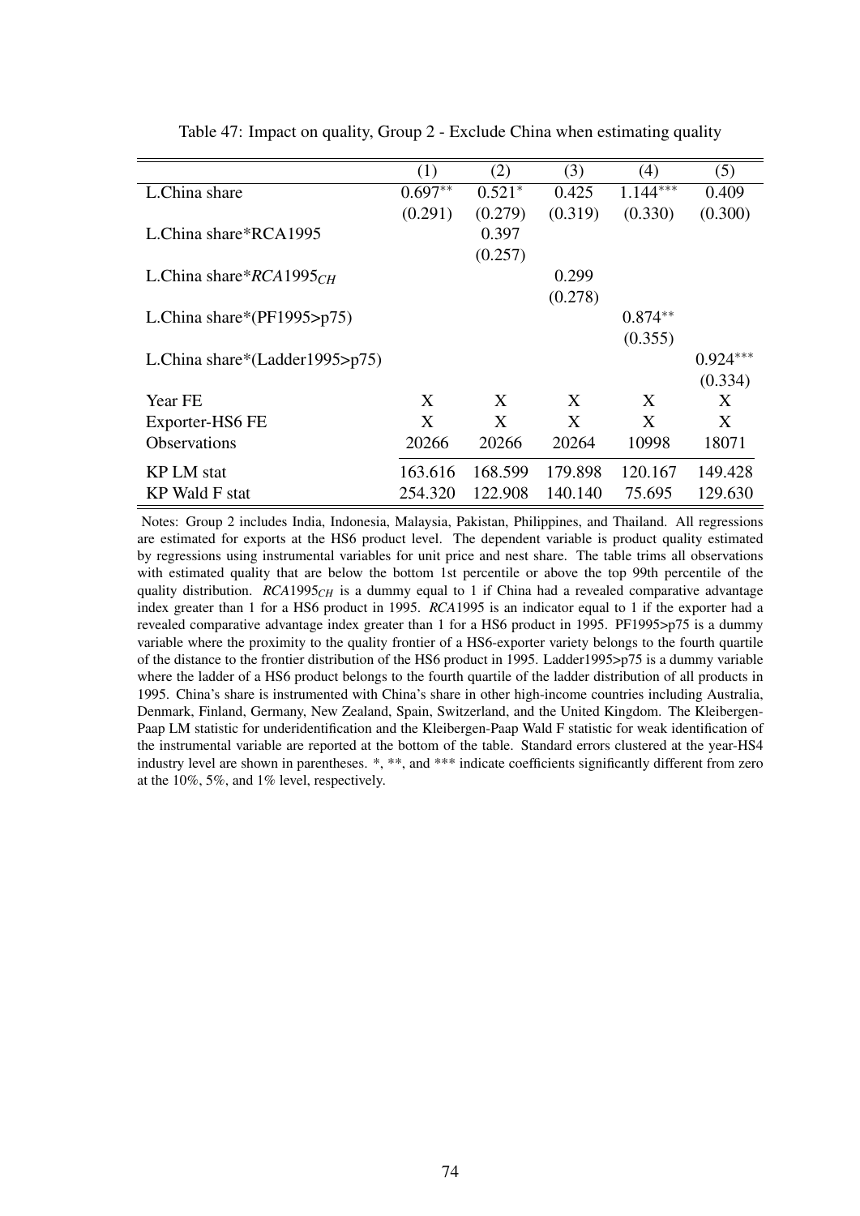Table 47: Impact on quality, Group 2 - Exclude China when estimating quality

| | (1) | (2) | (3) | (4) | (5) |
|---|---|---|---|---|---|
| L.China share | $0.697^{**}$ | $0.521^{*}$ | 0.425 | $1.144^{***}$ | 0.409 |
| | (0.291) | (0.279) | (0.319) | (0.330) | (0.300) |
| L.China share*RCA1995 | | 0.397 | | | |
| | | (0.257) | | | |
| L.China share*$RCA1995_{CH}$ | | | 0.299 | | |
| | | | (0.278) | | |
| L.China share*(PF1995>p75) | | | | $0.874^{**}$ | |
| | | | | (0.355) | |
| L.China share*(Ladder1995>p75) | | | | | $0.924^{***}$ |
| | | | | | (0.334) |
| Year FE | X | X | X | X | X |
| Exporter-HS6 FE | X | X | X | X | X |
| Observations | 20266 | 20266 | 20264 | 10998 | 18071 |
| KP LM stat | 163.616 | 168.599 | 179.898 | 120.167 | 149.428 |
| KP Wald F stat | 254.320 | 122.908 | 140.140 | 75.695 | 129.630 |

Notes: Group 2 includes India, Indonesia, Malaysia, Pakistan, Philippines, and Thailand. All regressions are estimated for exports at the HS6 product level. The dependent variable is product quality estimated by regressions using instrumental variables for unit price and nest share. The table trims all observations with estimated quality that are below the bottom 1st percentile or above the top 99th percentile of the quality distribution. $RCA1995_{CH}$ is a dummy equal to 1 if China had a revealed comparative advantage index greater than 1 for a HS6 product in 1995. *RCA*1995 is an indicator equal to 1 if the exporter had a revealed comparative advantage index greater than 1 for a HS6 product in 1995. PF1995>p75 is a dummy variable where the proximity to the quality frontier of a HS6-exporter variety belongs to the fourth quartile of the distance to the frontier distribution of the HS6 product in 1995. Ladder1995>p75 is a dummy variable where the ladder of a HS6 product belongs to the fourth quartile of the ladder distribution of all products in 1995. China's share is instrumented with China's share in other high-income countries including Australia, Denmark, Finland, Germany, New Zealand, Spain, Switzerland, and the United Kingdom. The Kleibergen-Paap LM statistic for underidentification and the Kleibergen-Paap Wald F statistic for weak identification of the instrumental variable are reported at the bottom of the table. Standard errors clustered at the year-HS4 industry level are shown in parentheses. *, **, and *** indicate coefficients significantly different from zero at the 10%, 5%, and 1% level, respectively.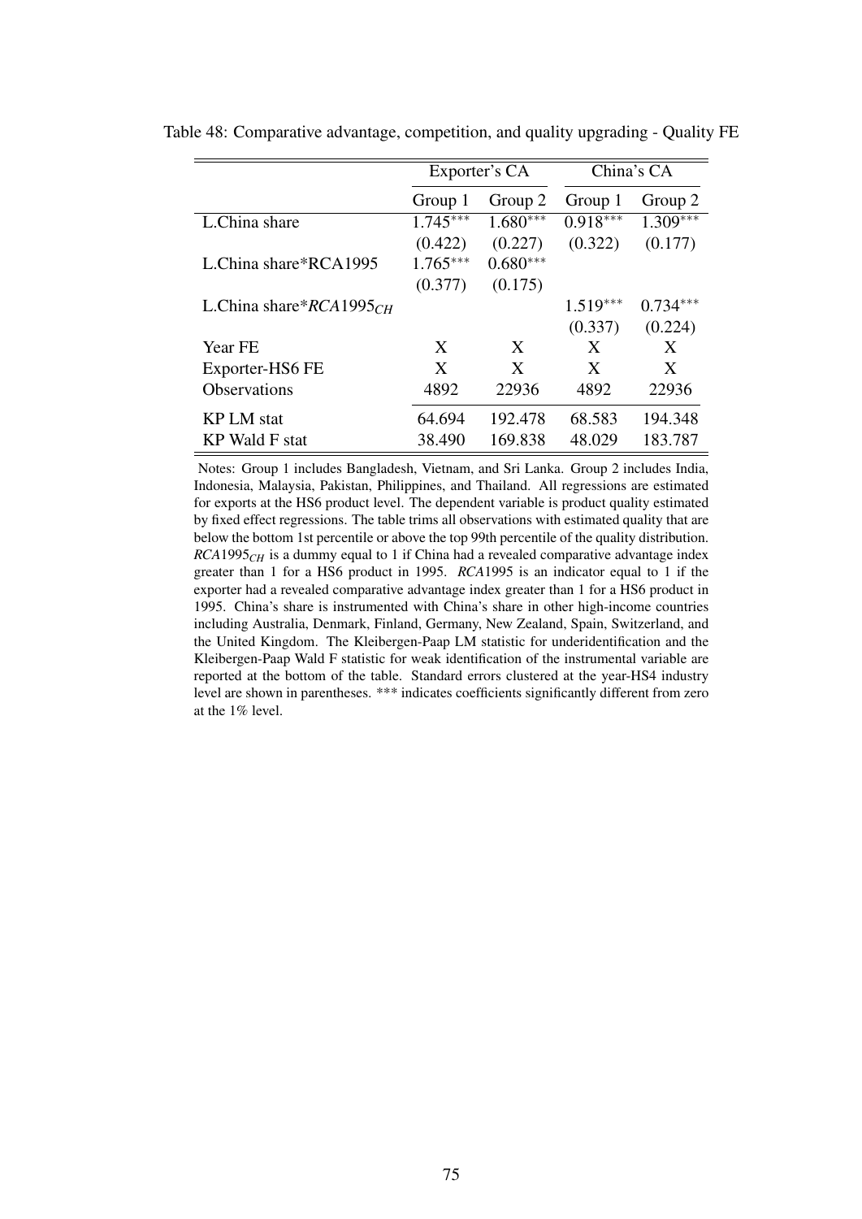Table 48: Comparative advantage, competition, and quality upgrading - Quality FE

| | Exporter's CA | | China's CA | |
|---|---|---|---|---|
| | Group 1 | Group 2 | Group 1 | Group 2 |
| L.China share | 1.745*** | 1.680*** | 0.918*** | 1.309*** |
| | (0.422) | (0.227) | (0.322) | (0.177) |
| L.China share*RCA1995 | 1.765*** | 0.680*** | | |
| | (0.377) | (0.175) | | |
| L.China share*$RCA1995_{CH}$ | | | 1.519*** | 0.734*** |
| | | | (0.337) | (0.224) |
| Year FE | X | X | X | X |
| Exporter-HS6 FE | X | X | X | X |
| Observations | 4892 | 22936 | 4892 | 22936 |
| KP LM stat | 64.694 | 192.478 | 68.583 | 194.348 |
| KP Wald F stat | 38.490 | 169.838 | 48.029 | 183.787 |

Notes: Group 1 includes Bangladesh, Vietnam, and Sri Lanka. Group 2 includes India, Indonesia, Malaysia, Pakistan, Philippines, and Thailand. All regressions are estimated for exports at the HS6 product level. The dependent variable is product quality estimated by fixed effect regressions. The table trims all observations with estimated quality that are below the bottom 1st percentile or above the top 99th percentile of the quality distribution. $RCA1995_{CH}$ is a dummy equal to 1 if China had a revealed comparative advantage index greater than 1 for a HS6 product in 1995. *RCA*1995 is an indicator equal to 1 if the exporter had a revealed comparative advantage index greater than 1 for a HS6 product in 1995. China's share is instrumented with China's share in other high-income countries including Australia, Denmark, Finland, Germany, New Zealand, Spain, Switzerland, and the United Kingdom. The Kleibergen-Paap LM statistic for underidentification and the Kleibergen-Paap Wald F statistic for weak identification of the instrumental variable are reported at the bottom of the table. Standard errors clustered at the year-HS4 industry level are shown in parentheses. *** indicates coefficients significantly different from zero at the 1% level.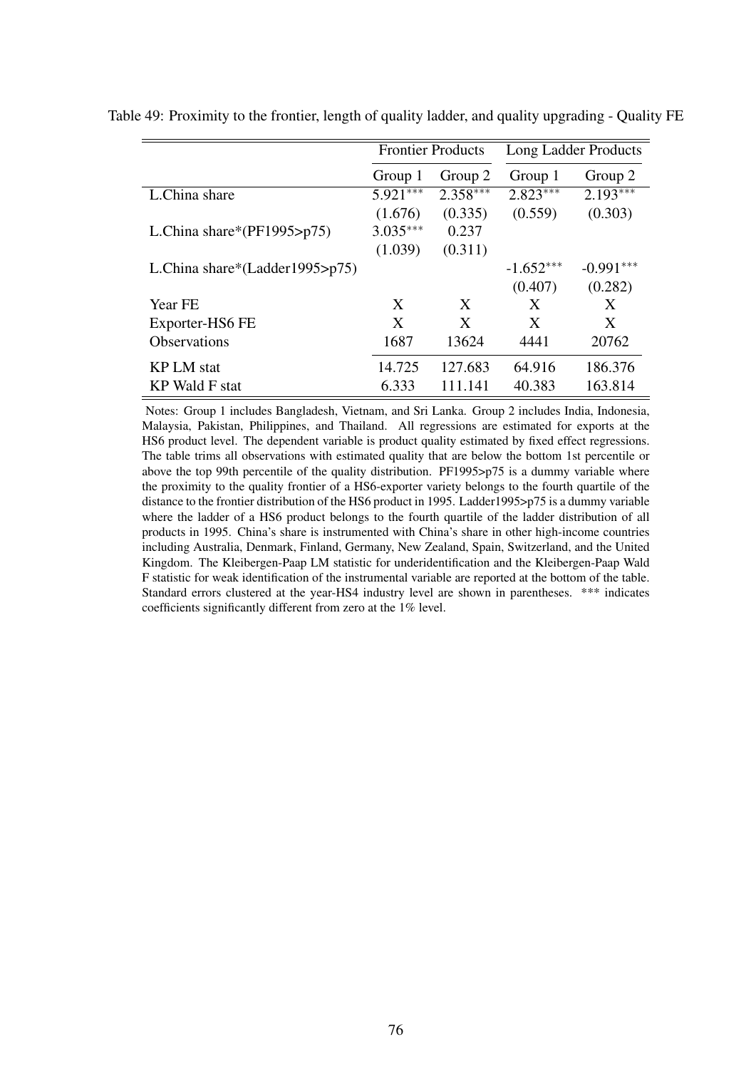Table 49: Proximity to the frontier, length of quality ladder, and quality upgrading - Quality FE

| | Frontier Products | | Long Ladder Products | |
|---|---|---|---|---|
| | Group 1 | Group 2 | Group 1 | Group 2 |
| L.China share | 5.921*** | 2.358*** | 2.823*** | 2.193*** |
| | (1.676) | (0.335) | (0.559) | (0.303) |
| L.China share*(PF1995>p75) | 3.035*** | 0.237 | | |
| | (1.039) | (0.311) | | |
| L.China share*(Ladder1995>p75) | | | -1.652*** | -0.991*** |
| | | | (0.407) | (0.282) |
| Year FE | X | X | X | X |
| Exporter-HS6 FE | X | X | X | X |
| Observations | 1687 | 13624 | 4441 | 20762 |
| KP LM stat | 14.725 | 127.683 | 64.916 | 186.376 |
| KP Wald F stat | 6.333 | 111.141 | 40.383 | 163.814 |

Notes: Group 1 includes Bangladesh, Vietnam, and Sri Lanka. Group 2 includes India, Indonesia, Malaysia, Pakistan, Philippines, and Thailand. All regressions are estimated for exports at the HS6 product level. The dependent variable is product quality estimated by fixed effect regressions. The table trims all observations with estimated quality that are below the bottom 1st percentile or above the top 99th percentile of the quality distribution. PF1995>p75 is a dummy variable where the proximity to the quality frontier of a HS6-exporter variety belongs to the fourth quartile of the distance to the frontier distribution of the HS6 product in 1995. Ladder1995>p75 is a dummy variable where the ladder of a HS6 product belongs to the fourth quartile of the ladder distribution of all products in 1995. China's share is instrumented with China's share in other high-income countries including Australia, Denmark, Finland, Germany, New Zealand, Spain, Switzerland, and the United Kingdom. The Kleibergen-Paap LM statistic for underidentification and the Kleibergen-Paap Wald F statistic for weak identification of the instrumental variable are reported at the bottom of the table. Standard errors clustered at the year-HS4 industry level are shown in parentheses. *** indicates coefficients significantly different from zero at the 1% level.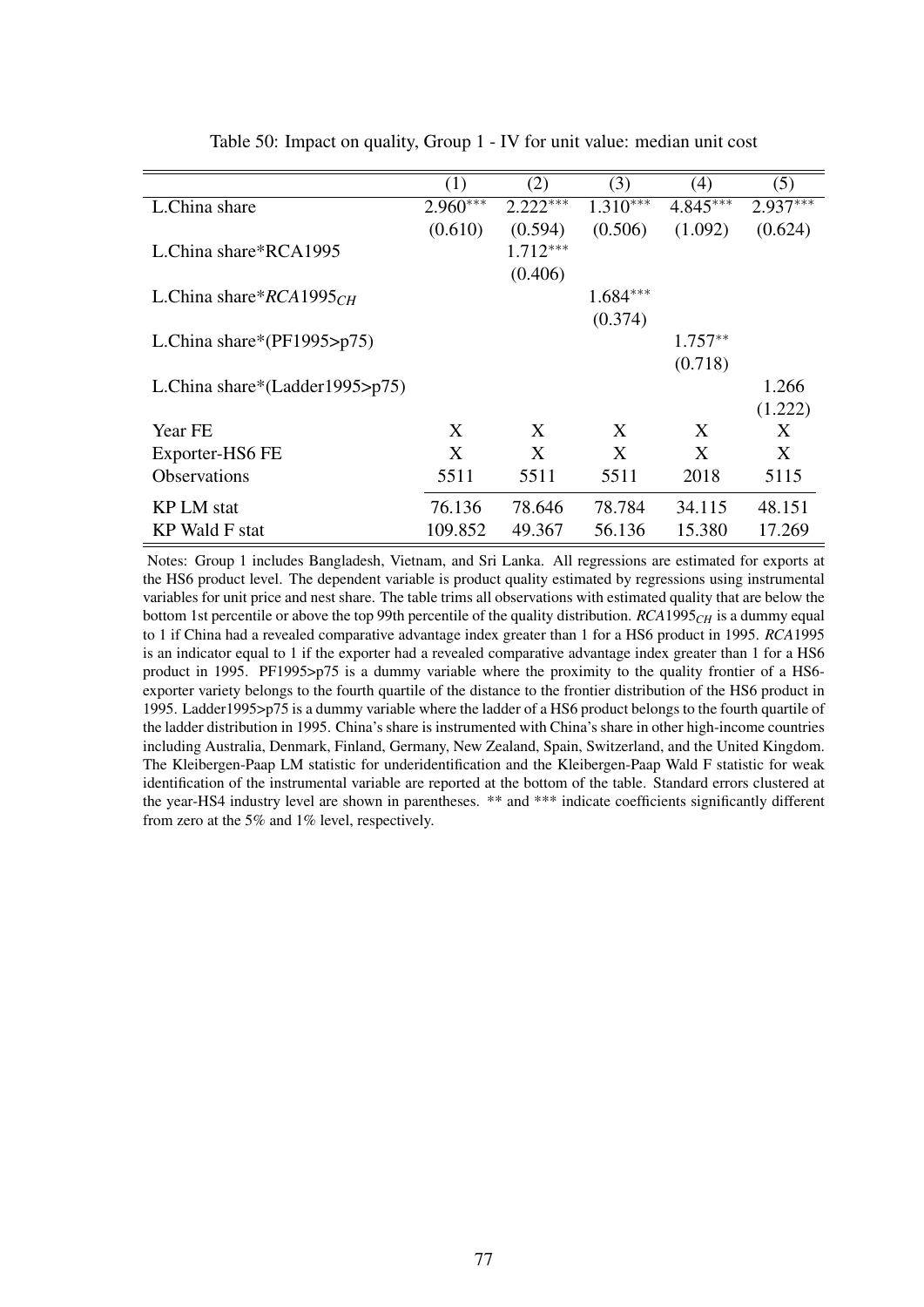Table 50: Impact on quality, Group 1 - IV for unit value: median unit cost

| | (1) | (2) | (3) | (4) | (5) |
|---|---|---|---|---|---|
| L.China share | 2.960*** | 2.222*** | 1.310*** | 4.845*** | 2.937*** |
| | (0.610) | (0.594) | (0.506) | (1.092) | (0.624) |
| L.China share*RCA1995 | | 1.712*** | | | |
| | | (0.406) | | | |
| L.China share*$RCA1995_{CH}$ | | | 1.684*** | | |
| | | | (0.374) | | |
| L.China share*(PF1995>p75) | | | | 1.757** | |
| | | | | (0.718) | |
| L.China share*(Ladder1995>p75) | | | | | 1.266 |
| | | | | | (1.222) |
| Year FE | X | X | X | X | X |
| Exporter-HS6 FE | X | X | X | X | X |
| Observations | 5511 | 5511 | 5511 | 2018 | 5115 |
| KP LM stat | 76.136 | 78.646 | 78.784 | 34.115 | 48.151 |
| KP Wald F stat | 109.852 | 49.367 | 56.136 | 15.380 | 17.269 |

Notes: Group 1 includes Bangladesh, Vietnam, and Sri Lanka. All regressions are estimated for exports at the HS6 product level. The dependent variable is product quality estimated by regressions using instrumental variables for unit price and nest share. The table trims all observations with estimated quality that are below the bottom 1st percentile or above the top 99th percentile of the quality distribution. $RCA1995_{CH}$ is a dummy equal to 1 if China had a revealed comparative advantage index greater than 1 for a HS6 product in 1995. *RCA*1995 is an indicator equal to 1 if the exporter had a revealed comparative advantage index greater than 1 for a HS6 product in 1995. PF1995>p75 is a dummy variable where the proximity to the quality frontier of a HS6-exporter variety belongs to the fourth quartile of the distance to the frontier distribution of the HS6 product in 1995. Ladder1995>p75 is a dummy variable where the ladder of a HS6 product belongs to the fourth quartile of the ladder distribution in 1995. China's share is instrumented with China's share in other high-income countries including Australia, Denmark, Finland, Germany, New Zealand, Spain, Switzerland, and the United Kingdom. The Kleibergen-Paap LM statistic for underidentification and the Kleibergen-Paap Wald F statistic for weak identification of the instrumental variable are reported at the bottom of the table. Standard errors clustered at the year-HS4 industry level are shown in parentheses. ** and *** indicate coefficients significantly different from zero at the 5% and 1% level, respectively.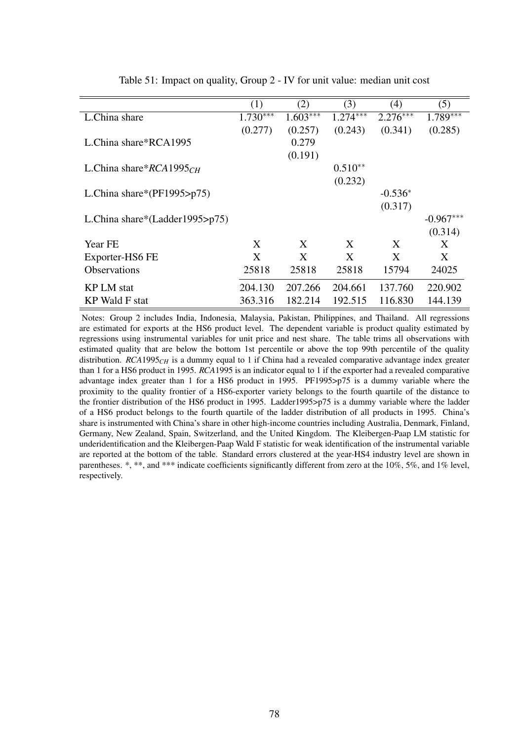Table 51: Impact on quality, Group 2 - IV for unit value: median unit cost

| | (1) | (2) | (3) | (4) | (5) |
|---|---|---|---|---|---|
| L.China share | 1.730*** | 1.603*** | 1.274*** | 2.276*** | 1.789*** |
| | (0.277) | (0.257) | (0.243) | (0.341) | (0.285) |
| L.China share*RCA1995 | | 0.279 | | | |
| | | (0.191) | | | |
| L.China share*$RCA1995_{CH}$ | | | 0.510** | | |
| | | | (0.232) | | |
| L.China share*(PF1995>p75) | | | | -0.536* | |
| | | | | (0.317) | |
| L.China share*(Ladder1995>p75) | | | | | -0.967*** |
| | | | | | (0.314) |
| Year FE | X | X | X | X | X |
| Exporter-HS6 FE | X | X | X | X | X |
| Observations | 25818 | 25818 | 25818 | 15794 | 24025 |
| KP LM stat | 204.130 | 207.266 | 204.661 | 137.760 | 220.902 |
| KP Wald F stat | 363.316 | 182.214 | 192.515 | 116.830 | 144.139 |

Notes: Group 2 includes India, Indonesia, Malaysia, Pakistan, Philippines, and Thailand. All regressions are estimated for exports at the HS6 product level. The dependent variable is product quality estimated by regressions using instrumental variables for unit price and nest share. The table trims all observations with estimated quality that are below the bottom 1st percentile or above the top 99th percentile of the quality distribution. $RCA1995_{CH}$ is a dummy equal to 1 if China had a revealed comparative advantage index greater than 1 for a HS6 product in 1995. *RCA*1995 is an indicator equal to 1 if the exporter had a revealed comparative advantage index greater than 1 for a HS6 product in 1995. PF1995>p75 is a dummy variable where the proximity to the quality frontier of a HS6-exporter variety belongs to the fourth quartile of the distance to the frontier distribution of the HS6 product in 1995. Ladder1995>p75 is a dummy variable where the ladder of a HS6 product belongs to the fourth quartile of the ladder distribution of all products in 1995. China's share is instrumented with China's share in other high-income countries including Australia, Denmark, Finland, Germany, New Zealand, Spain, Switzerland, and the United Kingdom. The Kleibergen-Paap LM statistic for underidentification and the Kleibergen-Paap Wald F statistic for weak identification of the instrumental variable are reported at the bottom of the table. Standard errors clustered at the year-HS4 industry level are shown in parentheses. *, **, and *** indicate coefficients significantly different from zero at the 10%, 5%, and 1% level, respectively.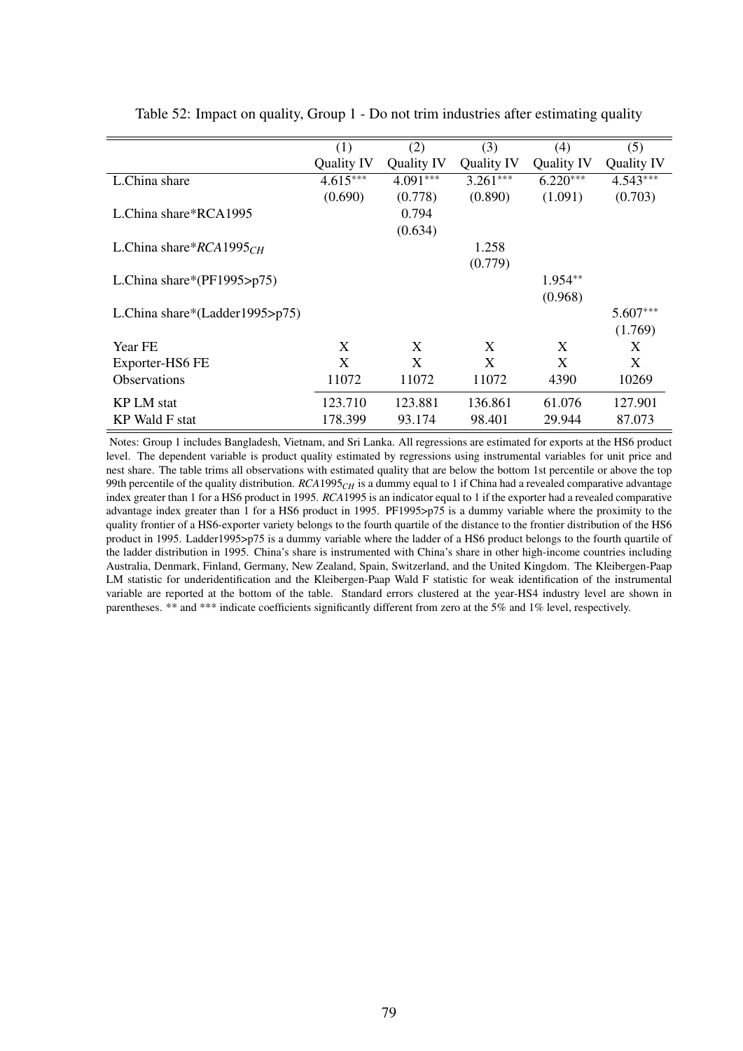Table 52: Impact on quality, Group 1 - Do not trim industries after estimating quality

| | (1) | (2) | (3) | (4) | (5) |
|---|---|---|---|---|---|
| | Quality IV | Quality IV | Quality IV | Quality IV | Quality IV |
| L.China share | 4.615*** | 4.091*** | 3.261*** | 6.220*** | 4.543*** |
| | (0.690) | (0.778) | (0.890) | (1.091) | (0.703) |
| L.China share*RCA1995 | | 0.794 | | | |
| | | (0.634) | | | |
| L.China share*$RCA1995_{CH}$ | | | 1.258 | | |
| | | | (0.779) | | |
| L.China share*(PF1995>p75) | | | | 1.954** | |
| | | | | (0.968) | |
| L.China share*(Ladder1995>p75) | | | | | 5.607*** |
| | | | | | (1.769) |
| Year FE | X | X | X | X | X |
| Exporter-HS6 FE | X | X | X | X | X |
| Observations | 11072 | 11072 | 11072 | 4390 | 10269 |
| KP LM stat | 123.710 | 123.881 | 136.861 | 61.076 | 127.901 |
| KP Wald F stat | 178.399 | 93.174 | 98.401 | 29.944 | 87.073 |

Notes: Group 1 includes Bangladesh, Vietnam, and Sri Lanka. All regressions are estimated for exports at the HS6 product level. The dependent variable is product quality estimated by regressions using instrumental variables for unit price and nest share. The table trims all observations with estimated quality that are below the bottom 1st percentile or above the top 99th percentile of the quality distribution. $RCA1995_{CH}$ is a dummy equal to 1 if China had a revealed comparative advantage index greater than 1 for a HS6 product in 1995. $RCA1995$ is an indicator equal to 1 if the exporter had a revealed comparative advantage index greater than 1 for a HS6 product in 1995. PF1995>p75 is a dummy variable where the proximity to the quality frontier of a HS6-exporter variety belongs to the fourth quartile of the distance to the frontier distribution of the HS6 product in 1995. Ladder1995>p75 is a dummy variable where the ladder of a HS6 product belongs to the fourth quartile of the ladder distribution in 1995. China's share is instrumented with China's share in other high-income countries including Australia, Denmark, Finland, Germany, New Zealand, Spain, Switzerland, and the United Kingdom. The Kleibergen-Paap LM statistic for underidentification and the Kleibergen-Paap Wald F statistic for weak identification of the instrumental variable are reported at the bottom of the table. Standard errors clustered at the year-HS4 industry level are shown in parentheses. ** and *** indicate coefficients significantly different from zero at the 5% and 1% level, respectively.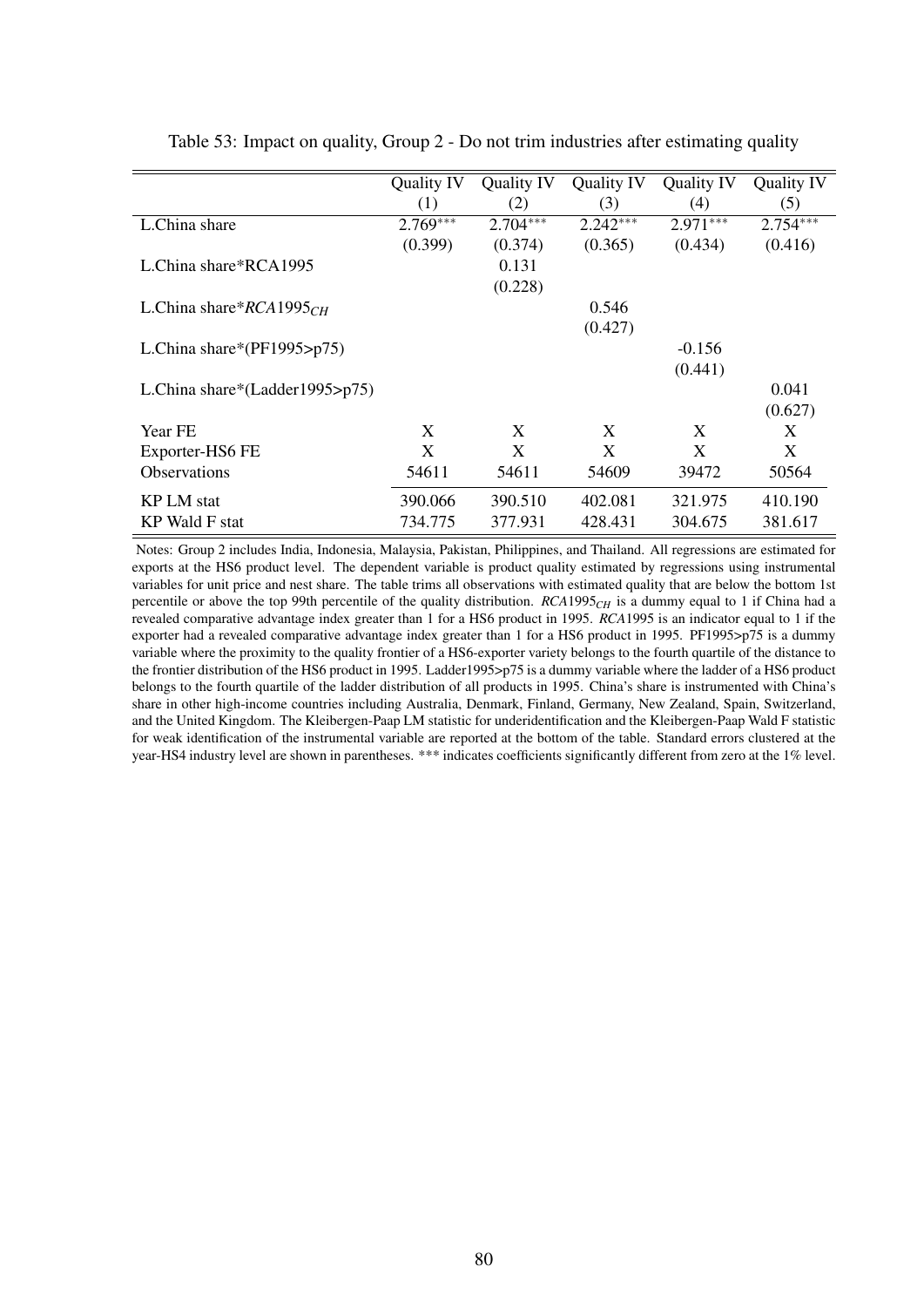Table 53: Impact on quality, Group 2 - Do not trim industries after estimating quality

| | Quality IV | Quality IV | Quality IV | Quality IV | Quality IV |
|---|---|---|---|---|---|
| | (1) | (2) | (3) | (4) | (5) |
| L.China share | 2.769*** | 2.704*** | 2.242*** | 2.971*** | 2.754*** |
| | (0.399) | (0.374) | (0.365) | (0.434) | (0.416) |
| L.China share*RCA1995 | | 0.131 | | | |
| | | (0.228) | | | |
| L.China share*$RCA1995_{CH}$ | | | 0.546 | | |
| | | | (0.427) | | |
| L.China share*(PF1995>p75) | | | | -0.156 | |
| | | | | (0.441) | |
| L.China share*(Ladder1995>p75) | | | | | 0.041 |
| | | | | | (0.627) |
| Year FE | X | X | X | X | X |
| Exporter-HS6 FE | X | X | X | X | X |
| Observations | 54611 | 54611 | 54609 | 39472 | 50564 |
| KP LM stat | 390.066 | 390.510 | 402.081 | 321.975 | 410.190 |
| KP Wald F stat | 734.775 | 377.931 | 428.431 | 304.675 | 381.617 |

Notes: Group 2 includes India, Indonesia, Malaysia, Pakistan, Philippines, and Thailand. All regressions are estimated for exports at the HS6 product level. The dependent variable is product quality estimated by regressions using instrumental variables for unit price and nest share. The table trims all observations with estimated quality that are below the bottom 1st percentile or above the top 99th percentile of the quality distribution. $RCA1995_{CH}$ is a dummy equal to 1 if China had a revealed comparative advantage index greater than 1 for a HS6 product in 1995. $RCA1995$ is an indicator equal to 1 if the exporter had a revealed comparative advantage index greater than 1 for a HS6 product in 1995. PF1995>p75 is a dummy variable where the proximity to the quality frontier of a HS6-exporter variety belongs to the fourth quartile of the distance to the frontier distribution of the HS6 product in 1995. Ladder1995>p75 is a dummy variable where the ladder of a HS6 product belongs to the fourth quartile of the ladder distribution of all products in 1995. China's share is instrumented with China's share in other high-income countries including Australia, Denmark, Finland, Germany, New Zealand, Spain, Switzerland, and the United Kingdom. The Kleibergen-Paap LM statistic for underidentification and the Kleibergen-Paap Wald F statistic for weak identification of the instrumental variable are reported at the bottom of the table. Standard errors clustered at the year-HS4 industry level are shown in parentheses. *** indicates coefficients significantly different from zero at the 1% level.